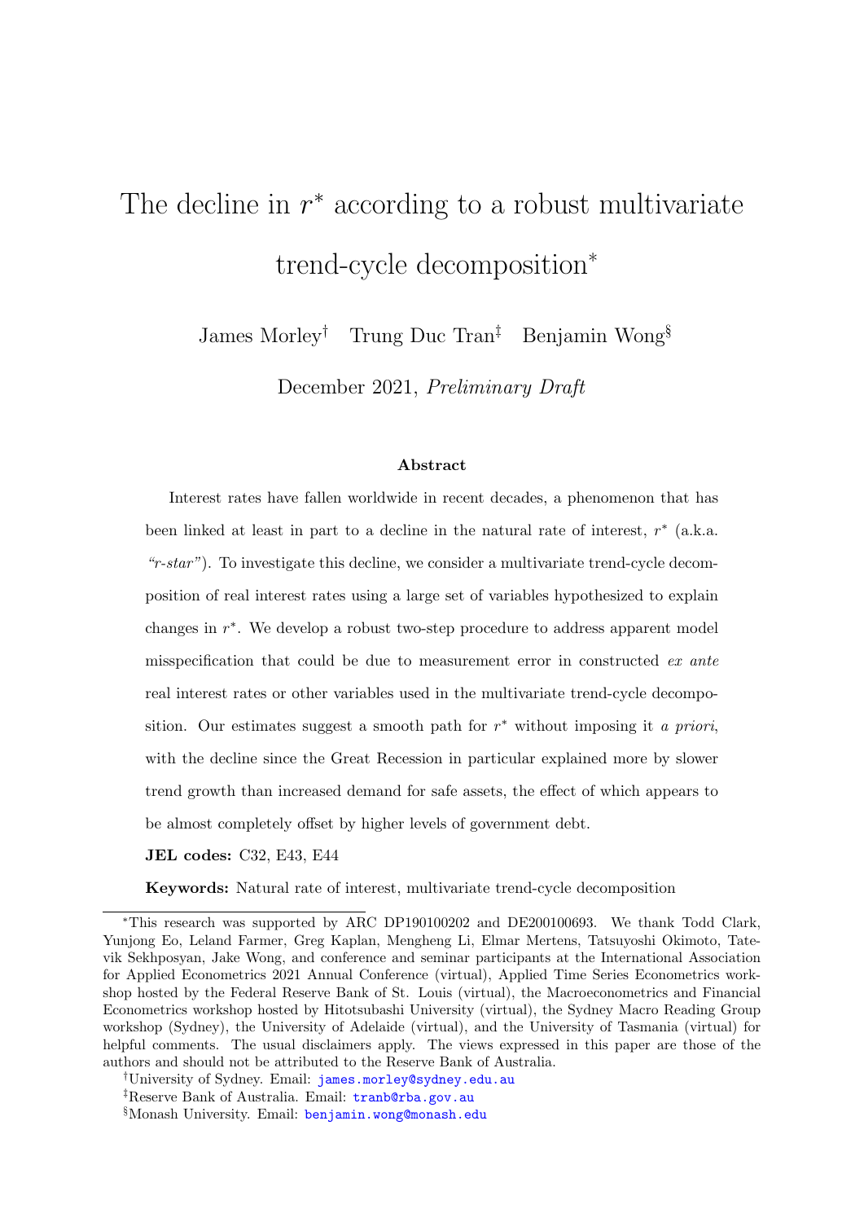# The decline in $r^*$ according to a robust multivariate trend-cycle decomposition[*]

James Morley[†] Trung Duc Tran[‡] Benjamin Wong[§]

December 2021, *Preliminary Draft*

**Abstract**

Interest rates have fallen worldwide in recent decades, a phenomenon that has been linked at least in part to a decline in the natural rate of interest, $r^*$ (a.k.a. *"r-star"*). To investigate this decline, we consider a multivariate trend-cycle decomposition of real interest rates using a large set of variables hypothesized to explain changes in $r^*$. We develop a robust two-step procedure to address apparent model misspecification that could be due to measurement error in constructed *ex ante* real interest rates or other variables used in the multivariate trend-cycle decomposition. Our estimates suggest a smooth path for $r^*$ without imposing it *a priori*, with the decline since the Great Recession in particular explained more by slower trend growth than increased demand for safe assets, the effect of which appears to be almost completely offset by higher levels of government debt.

**JEL codes:** C32, E43, E44

**Keywords:** Natural rate of interest, multivariate trend-cycle decomposition

---

[*]This research was supported by ARC DP190100202 and DE200100693. We thank Todd Clark, Yunjong Eo, Leland Farmer, Greg Kaplan, Mengheng Li, Elmar Mertens, Tatsuyoshi Okimoto, Tatevik Sekhposyan, Jake Wong, and conference and seminar participants at the International Association for Applied Econometrics 2021 Annual Conference (virtual), Applied Time Series Econometrics workshop hosted by the Federal Reserve Bank of St. Louis (virtual), the Macroeconometrics and Financial Econometrics workshop hosted by Hitotsubashi University (virtual), the Sydney Macro Reading Group workshop (Sydney), the University of Adelaide (virtual), and the University of Tasmania (virtual) for helpful comments. The usual disclaimers apply. The views expressed in this paper are those of the authors and should not be attributed to the Reserve Bank of Australia.

[†]University of Sydney. Email: james.morley@sydney.edu.au

[‡]Reserve Bank of Australia. Email: tranb@rba.gov.au

[§]Monash University. Email: benjamin.wong@monash.edu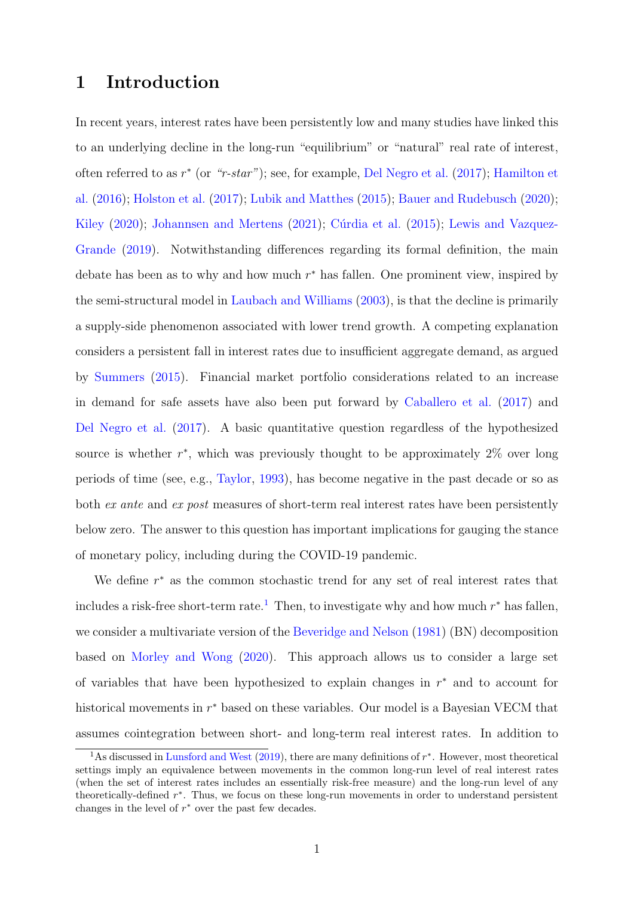# 1 Introduction

In recent years, interest rates have been persistently low and many studies have linked this to an underlying decline in the long-run "equilibrium" or "natural" real rate of interest, often referred to as $r^*$ (or *"r-star"*); see, for example, Del Negro et al. (2017); Hamilton et al. (2016); Holston et al. (2017); Lubik and Matthes (2015); Bauer and Rudebusch (2020); Kiley (2020); Johannsen and Mertens (2021); Cúrdia et al. (2015); Lewis and Vazquez-Grande (2019). Notwithstanding differences regarding its formal definition, the main debate has been as to why and how much $r^*$ has fallen. One prominent view, inspired by the semi-structural model in Laubach and Williams (2003), is that the decline is primarily a supply-side phenomenon associated with lower trend growth. A competing explanation considers a persistent fall in interest rates due to insufficient aggregate demand, as argued by Summers (2015). Financial market portfolio considerations related to an increase in demand for safe assets have also been put forward by Caballero et al. (2017) and Del Negro et al. (2017). A basic quantitative question regardless of the hypothesized source is whether $r^*$, which was previously thought to be approximately 2% over long periods of time (see, e.g., Taylor, 1993), has become negative in the past decade or so as both *ex ante* and *ex post* measures of short-term real interest rates have been persistently below zero. The answer to this question has important implications for gauging the stance of monetary policy, including during the COVID-19 pandemic.

We define $r^*$ as the common stochastic trend for any set of real interest rates that includes a risk-free short-term rate.[1] Then, to investigate why and how much $r^*$ has fallen, we consider a multivariate version of the Beveridge and Nelson (1981) (BN) decomposition based on Morley and Wong (2020). This approach allows us to consider a large set of variables that have been hypothesized to explain changes in $r^*$ and to account for historical movements in $r^*$ based on these variables. Our model is a Bayesian VECM that assumes cointegration between short- and long-term real interest rates. In addition to

[1] As discussed in Lunsford and West (2019), there are many definitions of $r^*$. However, most theoretical settings imply an equivalence between movements in the common long-run level of real interest rates (when the set of interest rates includes an essentially risk-free measure) and the long-run level of any theoretically-defined $r^*$. Thus, we focus on these long-run movements in order to understand persistent changes in the level of $r^*$ over the past few decades.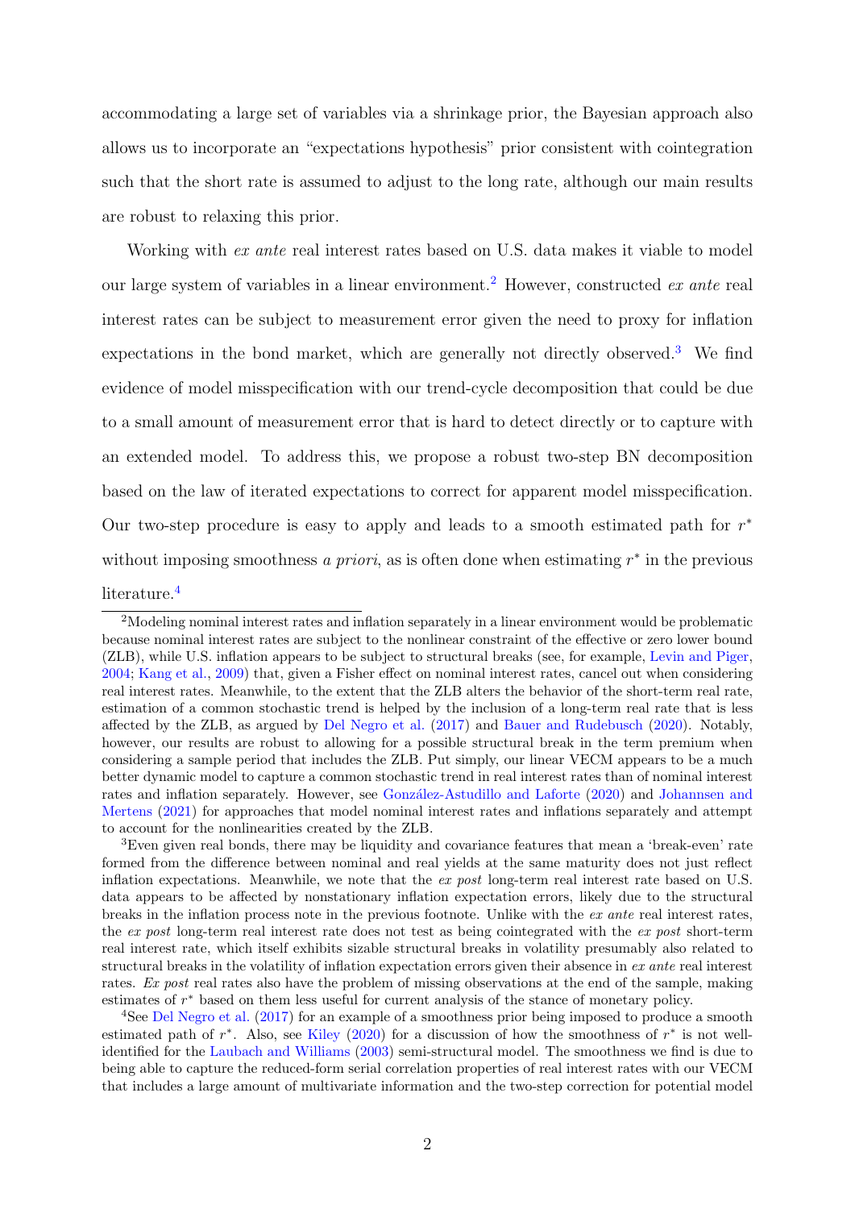accommodating a large set of variables via a shrinkage prior, the Bayesian approach also allows us to incorporate an "expectations hypothesis" prior consistent with cointegration such that the short rate is assumed to adjust to the long rate, although our main results are robust to relaxing this prior.

Working with *ex ante* real interest rates based on U.S. data makes it viable to model our large system of variables in a linear environment.[2] However, constructed *ex ante* real interest rates can be subject to measurement error given the need to proxy for inflation expectations in the bond market, which are generally not directly observed.[3] We find evidence of model misspecification with our trend-cycle decomposition that could be due to a small amount of measurement error that is hard to detect directly or to capture with an extended model. To address this, we propose a robust two-step BN decomposition based on the law of iterated expectations to correct for apparent model misspecification. Our two-step procedure is easy to apply and leads to a smooth estimated path for $r^*$ without imposing smoothness *a priori*, as is often done when estimating $r^*$ in the previous literature.[4]

[2]Modeling nominal interest rates and inflation separately in a linear environment would be problematic because nominal interest rates are subject to the nonlinear constraint of the effective or zero lower bound (ZLB), while U.S. inflation appears to be subject to structural breaks (see, for example, Levin and Piger, 2004; Kang et al., 2009) that, given a Fisher effect on nominal interest rates, cancel out when considering real interest rates. Meanwhile, to the extent that the ZLB alters the behavior of the short-term real rate, estimation of a common stochastic trend is helped by the inclusion of a long-term real rate that is less affected by the ZLB, as argued by Del Negro et al. (2017) and Bauer and Rudebusch (2020). Notably, however, our results are robust to allowing for a possible structural break in the term premium when considering a sample period that includes the ZLB. Put simply, our linear VECM appears to be a much better dynamic model to capture a common stochastic trend in real interest rates than of nominal interest rates and inflation separately. However, see González-Astudillo and Laforte (2020) and Johannsen and Mertens (2021) for approaches that model nominal interest rates and inflations separately and attempt to account for the nonlinearities created by the ZLB.

[3]Even given real bonds, there may be liquidity and covariance features that mean a 'break-even' rate formed from the difference between nominal and real yields at the same maturity does not just reflect inflation expectations. Meanwhile, we note that the *ex post* long-term real interest rate based on U.S. data appears to be affected by nonstationary inflation expectation errors, likely due to the structural breaks in the inflation process note in the previous footnote. Unlike with the *ex ante* real interest rates, the *ex post* long-term real interest rate does not test as being cointegrated with the *ex post* short-term real interest rate, which itself exhibits sizable structural breaks in volatility presumably also related to structural breaks in the volatility of inflation expectation errors given their absence in *ex ante* real interest rates. *Ex post* real rates also have the problem of missing observations at the end of the sample, making estimates of $r^*$ based on them less useful for current analysis of the stance of monetary policy.

[4]See Del Negro et al. (2017) for an example of a smoothness prior being imposed to produce a smooth estimated path of $r^*$. Also, see Kiley (2020) for a discussion of how the smoothness of $r^*$ is not well-identified for the Laubach and Williams (2003) semi-structural model. The smoothness we find is due to being able to capture the reduced-form serial correlation properties of real interest rates with our VECM that includes a large amount of multivariate information and the two-step correction for potential model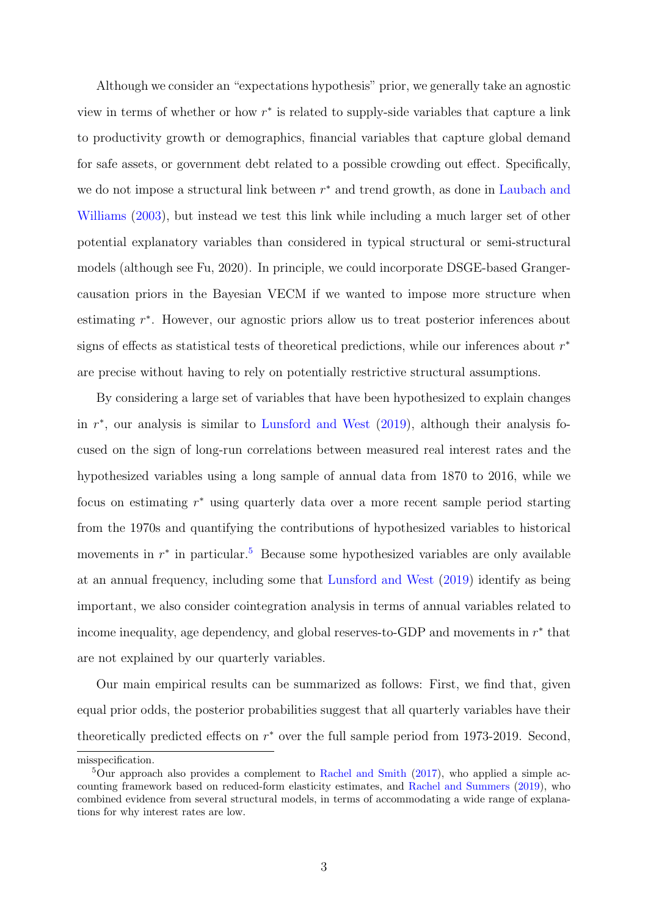Although we consider an "expectations hypothesis" prior, we generally take an agnostic view in terms of whether or how $r^*$ is related to supply-side variables that capture a link to productivity growth or demographics, financial variables that capture global demand for safe assets, or government debt related to a possible crowding out effect. Specifically, we do not impose a structural link between $r^*$ and trend growth, as done in Laubach and Williams (2003), but instead we test this link while including a much larger set of other potential explanatory variables than considered in typical structural or semi-structural models (although see Fu, 2020). In principle, we could incorporate DSGE-based Granger-causation priors in the Bayesian VECM if we wanted to impose more structure when estimating $r^*$. However, our agnostic priors allow us to treat posterior inferences about signs of effects as statistical tests of theoretical predictions, while our inferences about $r^*$ are precise without having to rely on potentially restrictive structural assumptions.

By considering a large set of variables that have been hypothesized to explain changes in $r^*$, our analysis is similar to Lunsford and West (2019), although their analysis focused on the sign of long-run correlations between measured real interest rates and the hypothesized variables using a long sample of annual data from 1870 to 2016, while we focus on estimating $r^*$ using quarterly data over a more recent sample period starting from the 1970s and quantifying the contributions of hypothesized variables to historical movements in $r^*$ in particular.[5] Because some hypothesized variables are only available at an annual frequency, including some that Lunsford and West (2019) identify as being important, we also consider cointegration analysis in terms of annual variables related to income inequality, age dependency, and global reserves-to-GDP and movements in $r^*$ that are not explained by our quarterly variables.

Our main empirical results can be summarized as follows: First, we find that, given equal prior odds, the posterior probabilities suggest that all quarterly variables have their theoretically predicted effects on $r^*$ over the full sample period from 1973-2019. Second,

misspecification.

[5] Our approach also provides a complement to Rachel and Smith (2017), who applied a simple accounting framework based on reduced-form elasticity estimates, and Rachel and Summers (2019), who combined evidence from several structural models, in terms of accommodating a wide range of explanations for why interest rates are low.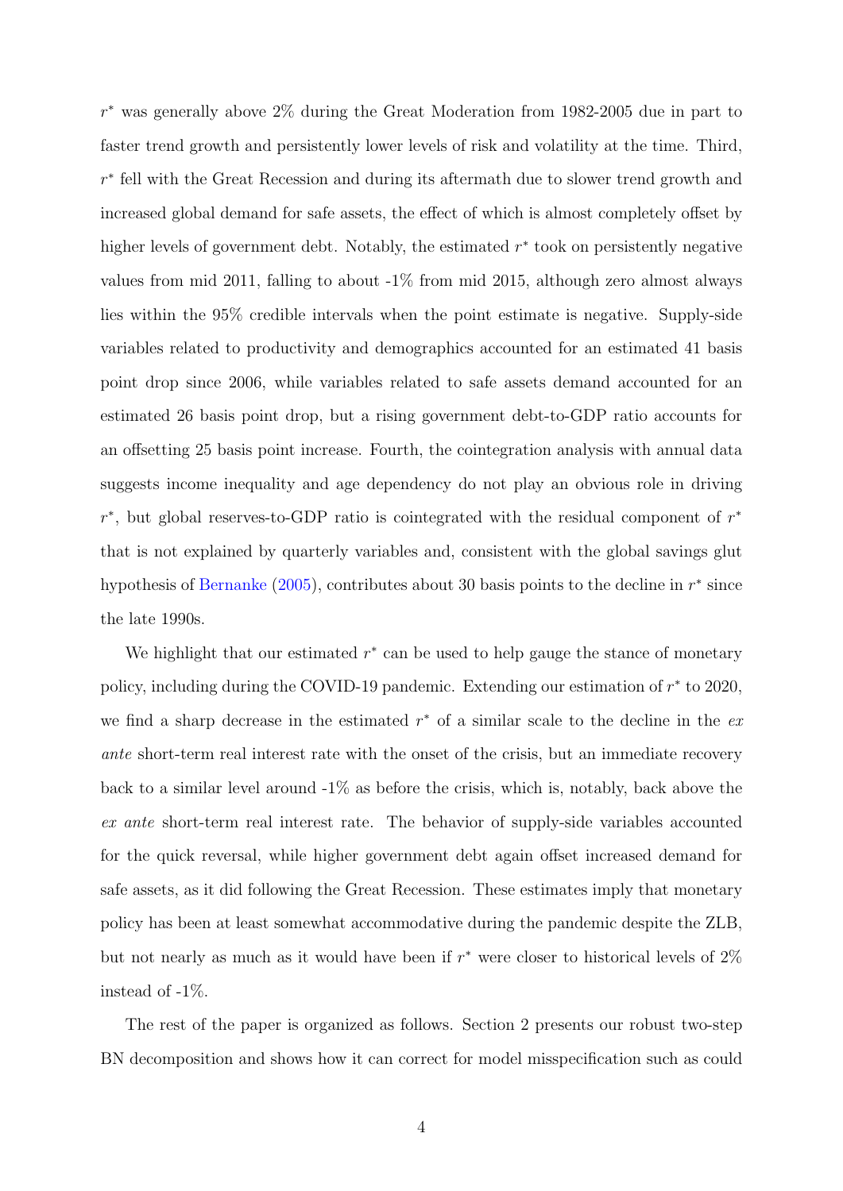$r^*$ was generally above 2% during the Great Moderation from 1982-2005 due in part to faster trend growth and persistently lower levels of risk and volatility at the time. Third, $r^*$ fell with the Great Recession and during its aftermath due to slower trend growth and increased global demand for safe assets, the effect of which is almost completely offset by higher levels of government debt. Notably, the estimated $r^*$ took on persistently negative values from mid 2011, falling to about -1% from mid 2015, although zero almost always lies within the 95% credible intervals when the point estimate is negative. Supply-side variables related to productivity and demographics accounted for an estimated 41 basis point drop since 2006, while variables related to safe assets demand accounted for an estimated 26 basis point drop, but a rising government debt-to-GDP ratio accounts for an offsetting 25 basis point increase. Fourth, the cointegration analysis with annual data suggests income inequality and age dependency do not play an obvious role in driving $r^*$, but global reserves-to-GDP ratio is cointegrated with the residual component of $r^*$ that is not explained by quarterly variables and, consistent with the global savings glut hypothesis of Bernanke (2005), contributes about 30 basis points to the decline in $r^*$ since the late 1990s.

We highlight that our estimated $r^*$ can be used to help gauge the stance of monetary policy, including during the COVID-19 pandemic. Extending our estimation of $r^*$ to 2020, we find a sharp decrease in the estimated $r^*$ of a similar scale to the decline in the *ex ante* short-term real interest rate with the onset of the crisis, but an immediate recovery back to a similar level around -1% as before the crisis, which is, notably, back above the *ex ante* short-term real interest rate. The behavior of supply-side variables accounted for the quick reversal, while higher government debt again offset increased demand for safe assets, as it did following the Great Recession. These estimates imply that monetary policy has been at least somewhat accommodative during the pandemic despite the ZLB, but not nearly as much as it would have been if $r^*$ were closer to historical levels of 2% instead of -1%.

The rest of the paper is organized as follows. Section 2 presents our robust two-step BN decomposition and shows how it can correct for model misspecification such as could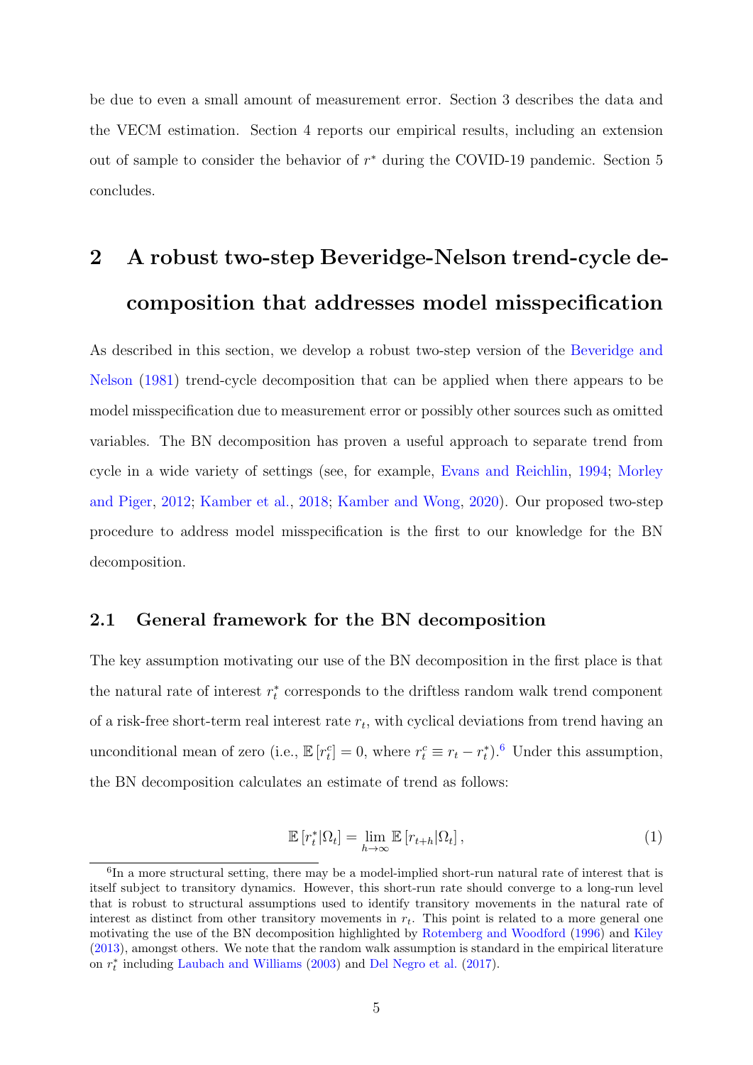be due to even a small amount of measurement error. Section 3 describes the data and the VECM estimation. Section 4 reports our empirical results, including an extension out of sample to consider the behavior of $r^*$ during the COVID-19 pandemic. Section 5 concludes.

## 2 A robust two-step Beveridge-Nelson trend-cycle decomposition that addresses model misspecification

As described in this section, we develop a robust two-step version of the Beveridge and Nelson (1981) trend-cycle decomposition that can be applied when there appears to be model misspecification due to measurement error or possibly other sources such as omitted variables. The BN decomposition has proven a useful approach to separate trend from cycle in a wide variety of settings (see, for example, Evans and Reichlin, 1994; Morley and Piger, 2012; Kamber et al., 2018; Kamber and Wong, 2020). Our proposed two-step procedure to address model misspecification is the first to our knowledge for the BN decomposition.

### 2.1 General framework for the BN decomposition

The key assumption motivating our use of the BN decomposition in the first place is that the natural rate of interest $r_t^*$ corresponds to the driftless random walk trend component of a risk-free short-term real interest rate $r_t$, with cyclical deviations from trend having an unconditional mean of zero (i.e., $\mathbb{E}[r_t^c] = 0$, where $r_t^c \equiv r_t - r_t^*$).[6] Under this assumption, the BN decomposition calculates an estimate of trend as follows:

$$\mathbb{E}[r_t^*|\Omega_t] = \lim_{h\to\infty} \mathbb{E}[r_{t+h}|\Omega_t], \tag{1}$$

[6] In a more structural setting, there may be a model-implied short-run natural rate of interest that is itself subject to transitory dynamics. However, this short-run rate should converge to a long-run level that is robust to structural assumptions used to identify transitory movements in the natural rate of interest as distinct from other transitory movements in $r_t$. This point is related to a more general one motivating the use of the BN decomposition highlighted by Rotemberg and Woodford (1996) and Kiley (2013), amongst others. We note that the random walk assumption is standard in the empirical literature on $r_t^*$ including Laubach and Williams (2003) and Del Negro et al. (2017).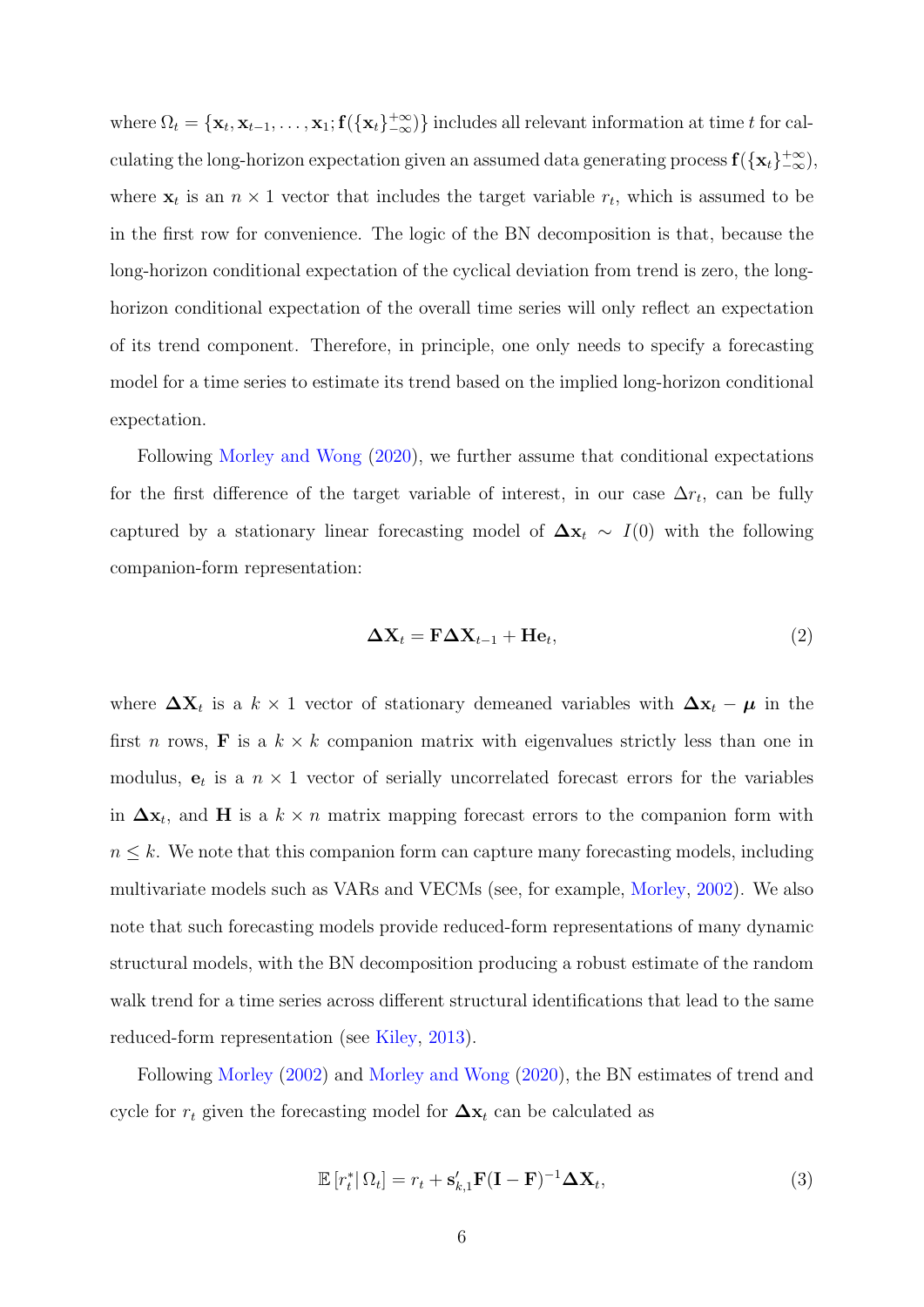where $\Omega_t = \{\mathbf{x}_t, \mathbf{x}_{t-1}, \ldots, \mathbf{x}_1; \mathbf{f}(\{\mathbf{x}_t\}_{-\infty}^{+\infty})\}$ includes all relevant information at time $t$ for calculating the long-horizon expectation given an assumed data generating process $\mathbf{f}(\{\mathbf{x}_t\}_{-\infty}^{+\infty})$, where $\mathbf{x}_t$ is an $n \times 1$ vector that includes the target variable $r_t$, which is assumed to be in the first row for convenience. The logic of the BN decomposition is that, because the long-horizon conditional expectation of the cyclical deviation from trend is zero, the long-horizon conditional expectation of the overall time series will only reflect an expectation of its trend component. Therefore, in principle, one only needs to specify a forecasting model for a time series to estimate its trend based on the implied long-horizon conditional expectation.

Following Morley and Wong (2020), we further assume that conditional expectations for the first difference of the target variable of interest, in our case $\Delta r_t$, can be fully captured by a stationary linear forecasting model of $\mathbf{\Delta x}_t \sim I(0)$ with the following companion-form representation:

$$\mathbf{\Delta X}_t = \mathbf{F}\mathbf{\Delta X}_{t-1} + \mathbf{H}\mathbf{e}_t, \tag{2}$$

where $\mathbf{\Delta X}_t$ is a $k \times 1$ vector of stationary demeaned variables with $\mathbf{\Delta x}_t - \boldsymbol{\mu}$ in the first $n$ rows, $\mathbf{F}$ is a $k \times k$ companion matrix with eigenvalues strictly less than one in modulus, $\mathbf{e}_t$ is a $n \times 1$ vector of serially uncorrelated forecast errors for the variables in $\mathbf{\Delta x}_t$, and $\mathbf{H}$ is a $k \times n$ matrix mapping forecast errors to the companion form with $n \leq k$. We note that this companion form can capture many forecasting models, including multivariate models such as VARs and VECMs (see, for example, Morley, 2002). We also note that such forecasting models provide reduced-form representations of many dynamic structural models, with the BN decomposition producing a robust estimate of the random walk trend for a time series across different structural identifications that lead to the same reduced-form representation (see Kiley, 2013).

Following Morley (2002) and Morley and Wong (2020), the BN estimates of trend and cycle for $r_t$ given the forecasting model for $\mathbf{\Delta x}_t$ can be calculated as

$$\mathbb{E}\left[r_t^* \middle| \, \Omega_t\right] = r_t + \mathbf{s}_{k,1}' \mathbf{F}(\mathbf{I} - \mathbf{F})^{-1} \mathbf{\Delta X}_t, \tag{3}$$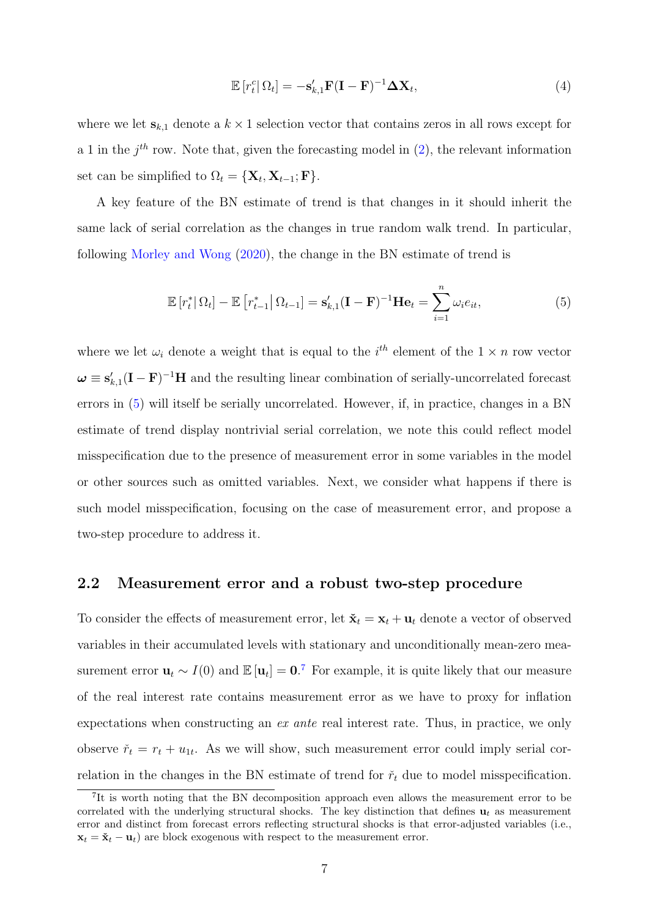$$\mathbb{E}\left[r_t^c\middle|\,\Omega_t\right] = -\mathbf{s}_{k,1}'\mathbf{F}(\mathbf{I}-\mathbf{F})^{-1}\boldsymbol{\Delta}\mathbf{X}_t, \tag{4}$$

where we let $\mathbf{s}_{k,1}$ denote a $k \times 1$ selection vector that contains zeros in all rows except for a 1 in the $j^{th}$ row. Note that, given the forecasting model in (2), the relevant information set can be simplified to $\Omega_t = \{\mathbf{X}_t, \mathbf{X}_{t-1}; \mathbf{F}\}$.

A key feature of the BN estimate of trend is that changes in it should inherit the same lack of serial correlation as the changes in true random walk trend. In particular, following Morley and Wong (2020), the change in the BN estimate of trend is

$$\mathbb{E}\left[r_t^*\middle|\,\Omega_t\right] - \mathbb{E}\left[r_{t-1}^*\middle|\,\Omega_{t-1}\right] = \mathbf{s}_{k,1}'(\mathbf{I}-\mathbf{F})^{-1}\mathbf{H}\mathbf{e}_t = \sum_{i=1}^{n}\omega_i e_{it}, \tag{5}$$

where we let $\omega_i$ denote a weight that is equal to the $i^{th}$ element of the $1 \times n$ row vector $\boldsymbol{\omega} \equiv \mathbf{s}_{k,1}'(\mathbf{I}-\mathbf{F})^{-1}\mathbf{H}$ and the resulting linear combination of serially-uncorrelated forecast errors in (5) will itself be serially uncorrelated. However, if, in practice, changes in a BN estimate of trend display nontrivial serial correlation, we note this could reflect model misspecification due to the presence of measurement error in some variables in the model or other sources such as omitted variables. Next, we consider what happens if there is such model misspecification, focusing on the case of measurement error, and propose a two-step procedure to address it.

## 2.2 Measurement error and a robust two-step procedure

To consider the effects of measurement error, let $\check{\mathbf{x}}_t = \mathbf{x}_t + \mathbf{u}_t$ denote a vector of observed variables in their accumulated levels with stationary and unconditionally mean-zero measurement error $\mathbf{u}_t \sim I(0)$ and $\mathbb{E}\left[\mathbf{u}_t\right] = \mathbf{0}$.[7] For example, it is quite likely that our measure of the real interest rate contains measurement error as we have to proxy for inflation expectations when constructing an *ex ante* real interest rate. Thus, in practice, we only observe $\check{r}_t = r_t + u_{1t}$. As we will show, such measurement error could imply serial correlation in the changes in the BN estimate of trend for $\check{r}_t$ due to model misspecification.

[7] It is worth noting that the BN decomposition approach even allows the measurement error to be correlated with the underlying structural shocks. The key distinction that defines $\mathbf{u}_t$ as measurement error and distinct from forecast errors reflecting structural shocks is that error-adjusted variables (i.e., $\mathbf{x}_t = \check{\mathbf{x}}_t - \mathbf{u}_t$) are block exogenous with respect to the measurement error.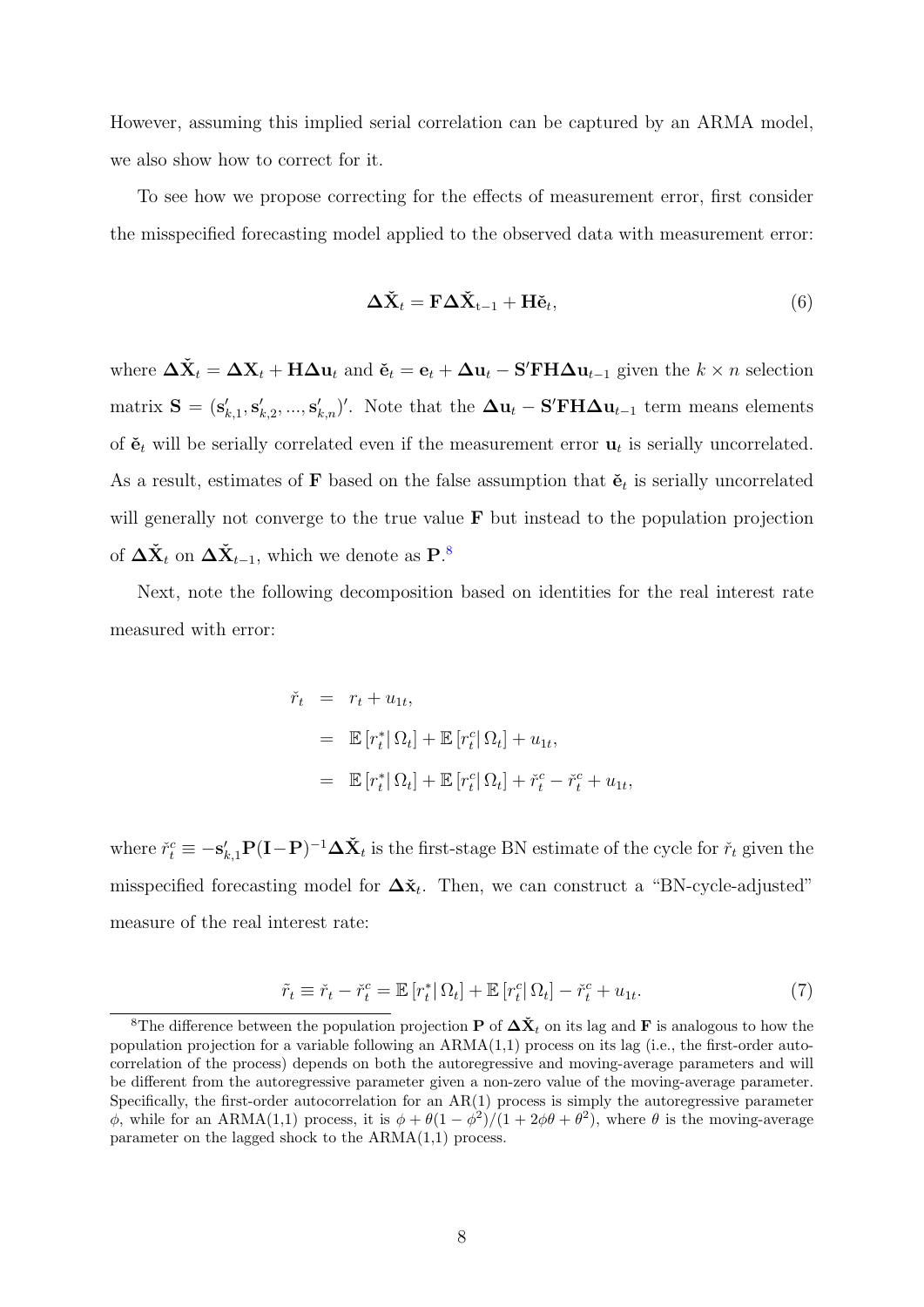However, assuming this implied serial correlation can be captured by an ARMA model, we also show how to correct for it.

To see how we propose correcting for the effects of measurement error, first consider the misspecified forecasting model applied to the observed data with measurement error:

$$\mathbf{\Delta \check{X}}_t = \mathbf{F}\mathbf{\Delta \check{X}}_{t-1} + \mathbf{H}\check{\mathbf{e}}_t, \tag{6}$$

where $\mathbf{\Delta \check{X}}_t = \mathbf{\Delta X}_t + \mathbf{H}\mathbf{\Delta u}_t$ and $\check{\mathbf{e}}_t = \mathbf{e}_t + \mathbf{\Delta u}_t - \mathbf{S}'\mathbf{F}\mathbf{H}\mathbf{\Delta u}_{t-1}$ given the $k \times n$ selection matrix $\mathbf{S} = (\mathbf{s}'_{k,1}, \mathbf{s}'_{k,2}, ..., \mathbf{s}'_{k,n})'$. Note that the $\mathbf{\Delta u}_t - \mathbf{S}'\mathbf{F}\mathbf{H}\mathbf{\Delta u}_{t-1}$ term means elements of $\check{\mathbf{e}}_t$ will be serially correlated even if the measurement error $\mathbf{u}_t$ is serially uncorrelated. As a result, estimates of $\mathbf{F}$ based on the false assumption that $\check{\mathbf{e}}_t$ is serially uncorrelated will generally not converge to the true value $\mathbf{F}$ but instead to the population projection of $\mathbf{\Delta \check{X}}_t$ on $\mathbf{\Delta \check{X}}_{t-1}$, which we denote as $\mathbf{P}$.[8]

Next, note the following decomposition based on identities for the real interest rate measured with error:

$$\begin{aligned}
\check{r}_t &= r_t + u_{1t}, \\
&= \mathbb{E}\left[r_t^* \middle| \Omega_t\right] + \mathbb{E}\left[r_t^c \middle| \Omega_t\right] + u_{1t}, \\
&= \mathbb{E}\left[r_t^* \middle| \Omega_t\right] + \mathbb{E}\left[r_t^c \middle| \Omega_t\right] + \check{r}_t^c - \check{r}_t^c + u_{1t},
\end{aligned}$$

where $\check{r}_t^c \equiv -\mathbf{s}'_{k,1}\mathbf{P}(\mathbf{I}-\mathbf{P})^{-1}\mathbf{\Delta \check{X}}_t$ is the first-stage BN estimate of the cycle for $\check{r}_t$ given the misspecified forecasting model for $\mathbf{\Delta \check{x}}_t$. Then, we can construct a "BN-cycle-adjusted" measure of the real interest rate:

$$\tilde{r}_t \equiv \check{r}_t - \check{r}_t^c = \mathbb{E}\left[r_t^* \middle| \Omega_t\right] + \mathbb{E}\left[r_t^c \middle| \Omega_t\right] - \check{r}_t^c + u_{1t}. \tag{7}$$

[8] The difference between the population projection $\mathbf{P}$ of $\mathbf{\Delta \check{X}}_t$ on its lag and $\mathbf{F}$ is analogous to how the population projection for a variable following an ARMA(1,1) process on its lag (i.e., the first-order autocorrelation of the process) depends on both the autoregressive and moving-average parameters and will be different from the autoregressive parameter given a non-zero value of the moving-average parameter. Specifically, the first-order autocorrelation for an AR(1) process is simply the autoregressive parameter $\phi$, while for an ARMA(1,1) process, it is $\phi + \theta(1-\phi^2)/(1+2\phi\theta+\theta^2)$, where $\theta$ is the moving-average parameter on the lagged shock to the ARMA(1,1) process.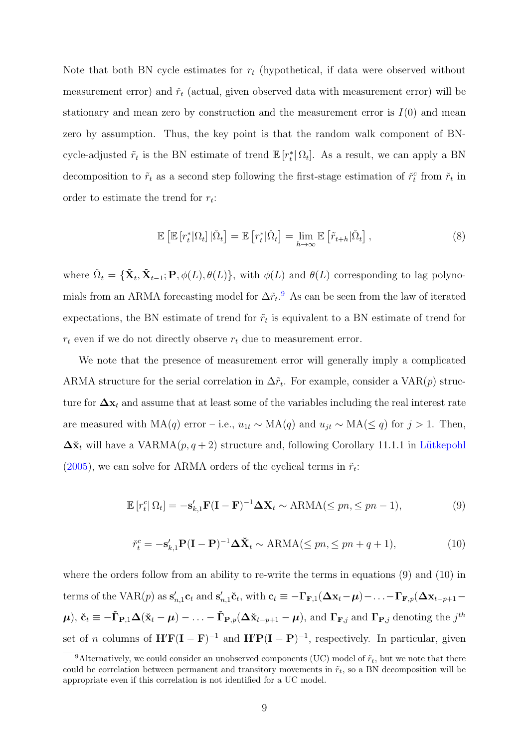Note that both BN cycle estimates for $r_t$ (hypothetical, if data were observed without measurement error) and $\check{r}_t$ (actual, given observed data with measurement error) will be stationary and mean zero by construction and the measurement error is $I(0)$ and mean zero by assumption. Thus, the key point is that the random walk component of BN-cycle-adjusted $\tilde{r}_t$ is the BN estimate of trend $\mathbb{E}\left[r_t^* | \Omega_t\right]$. As a result, we can apply a BN decomposition to $\tilde{r}_t$ as a second step following the first-stage estimation of $\check{r}_t^c$ from $\check{r}_t$ in order to estimate the trend for $r_t$:

$$
\mathbb{E}\left[\mathbb{E}\left[r_t^* | \Omega_t\right] | \check{\Omega}_t\right] = \mathbb{E}\left[r_t^* | \check{\Omega}_t\right] = \lim_{h \to \infty} \mathbb{E}\left[\tilde{r}_{t+h} | \check{\Omega}_t\right], \tag{8}
$$

where $\check{\Omega}_t = \{\check{\mathbf{X}}_t, \check{\mathbf{X}}_{t-1}; \mathbf{P}, \phi(L), \theta(L)\}$, with $\phi(L)$ and $\theta(L)$ corresponding to lag polynomials from an ARMA forecasting model for $\Delta\tilde{r}_t$.[9] As can be seen from the law of iterated expectations, the BN estimate of trend for $\tilde{r}_t$ is equivalent to a BN estimate of trend for $r_t$ even if we do not directly observe $r_t$ due to measurement error.

We note that the presence of measurement error will generally imply a complicated ARMA structure for the serial correlation in $\Delta\tilde{r}_t$. For example, consider a VAR($p$) structure for $\mathbf{\Delta x}_t$ and assume that at least some of the variables including the real interest rate are measured with MA($q$) error – i.e., $u_{1t} \sim \text{MA}(q)$ and $u_{jt} \sim \text{MA}(\leq q)$ for $j > 1$. Then, $\mathbf{\Delta}\check{\mathbf{x}}_t$ will have a VARMA($p, q+2$) structure and, following Corollary 11.1.1 in Lütkepohl (2005), we can solve for ARMA orders of the cyclical terms in $\tilde{r}_t$:

$$
\mathbb{E}\left[r_t^c | \Omega_t\right] = -\mathbf{s}_{k,1}'\mathbf{F}(\mathbf{I}-\mathbf{F})^{-1}\mathbf{\Delta X}_t \sim \text{ARMA}(\leq pn, \leq pn-1), \tag{9}
$$

$$
\check{r}_t^c = -\mathbf{s}_{k,1}'\mathbf{P}(\mathbf{I}-\mathbf{P})^{-1}\mathbf{\Delta}\check{\mathbf{X}}_t \sim \text{ARMA}(\leq pn, \leq pn+q+1), \tag{10}
$$

where the orders follow from an ability to re-write the terms in equations (9) and (10) in terms of the VAR($p$) as $\mathbf{s}_{n,1}'\mathbf{c}_t$ and $\mathbf{s}_{n,1}'\check{\mathbf{c}}_t$, with $\mathbf{c}_t \equiv -\mathbf{\Gamma}_{\mathbf{F},1}(\mathbf{\Delta x}_t - \boldsymbol{\mu}) - \ldots - \mathbf{\Gamma}_{\mathbf{F},p}(\mathbf{\Delta x}_{t-p+1} - \boldsymbol{\mu})$, $\check{\mathbf{c}}_t \equiv -\check{\mathbf{\Gamma}}_{\mathbf{P},1}\mathbf{\Delta}(\check{\mathbf{x}}_t - \boldsymbol{\mu}) - \ldots - \check{\mathbf{\Gamma}}_{\mathbf{P},p}(\mathbf{\Delta}\check{\mathbf{x}}_{t-p+1} - \boldsymbol{\mu})$, and $\mathbf{\Gamma}_{\mathbf{F},j}$ and $\mathbf{\Gamma}_{\mathbf{P},j}$ denoting the $j^{th}$ set of $n$ columns of $\mathbf{H}'\mathbf{F}(\mathbf{I}-\mathbf{F})^{-1}$ and $\mathbf{H}'\mathbf{P}(\mathbf{I}-\mathbf{P})^{-1}$, respectively. In particular, given

[9] Alternatively, we could consider an unobserved components (UC) model of $\tilde{r}_t$, but we note that there could be correlation between permanent and transitory movements in $\tilde{r}_t$, so a BN decomposition will be appropriate even if this correlation is not identified for a UC model.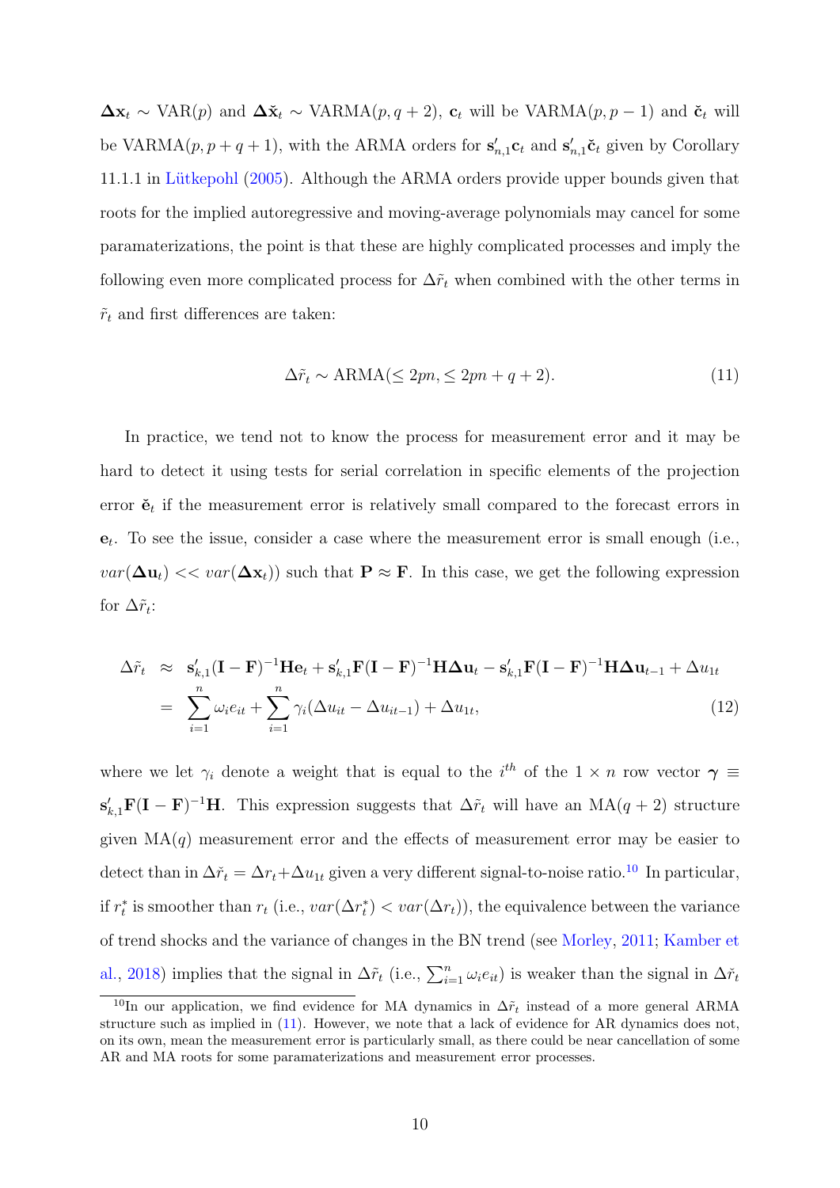$\boldsymbol{\Delta}\mathbf{x}_t \sim$ VAR($p$) and $\boldsymbol{\Delta}\check{\mathbf{x}}_t \sim$ VARMA($p, q+2$), $\mathbf{c}_t$ will be VARMA($p, p-1$) and $\check{\mathbf{c}}_t$ will be VARMA($p, p+q+1$), with the ARMA orders for $\mathbf{s}'_{n,1}\mathbf{c}_t$ and $\mathbf{s}'_{n,1}\check{\mathbf{c}}_t$ given by Corollary 11.1.1 in Lütkepohl (2005). Although the ARMA orders provide upper bounds given that roots for the implied autoregressive and moving-average polynomials may cancel for some paramaterizations, the point is that these are highly complicated processes and imply the following even more complicated process for $\Delta\tilde{r}_t$ when combined with the other terms in $\tilde{r}_t$ and first differences are taken:

$$\Delta\tilde{r}_t \sim \text{ARMA}(\leq 2pn, \leq 2pn + q + 2). \tag{11}$$

In practice, we tend not to know the process for measurement error and it may be hard to detect it using tests for serial correlation in specific elements of the projection error $\check{\mathbf{e}}_t$ if the measurement error is relatively small compared to the forecast errors in $\mathbf{e}_t$. To see the issue, consider a case where the measurement error is small enough (i.e., $var(\boldsymbol{\Delta}\mathbf{u}_t) << var(\boldsymbol{\Delta}\mathbf{x}_t)$) such that $\mathbf{P} \approx \mathbf{F}$. In this case, we get the following expression for $\Delta\tilde{r}_t$:

$$\begin{aligned}
\Delta\tilde{r}_t &\approx \mathbf{s}'_{k,1}(\mathbf{I}-\mathbf{F})^{-1}\mathbf{H}\mathbf{e}_t + \mathbf{s}'_{k,1}\mathbf{F}(\mathbf{I}-\mathbf{F})^{-1}\mathbf{H}\boldsymbol{\Delta}\mathbf{u}_t - \mathbf{s}'_{k,1}\mathbf{F}(\mathbf{I}-\mathbf{F})^{-1}\mathbf{H}\boldsymbol{\Delta}\mathbf{u}_{t-1} + \Delta u_{1t} \\
&= \sum_{i=1}^{n}\omega_i e_{it} + \sum_{i=1}^{n}\gamma_i(\Delta u_{it} - \Delta u_{it-1}) + \Delta u_{1t},
\end{aligned} \tag{12}$$

where we let $\gamma_i$ denote a weight that is equal to the $i^{th}$ of the $1 \times n$ row vector $\boldsymbol{\gamma} \equiv \mathbf{s}'_{k,1}\mathbf{F}(\mathbf{I}-\mathbf{F})^{-1}\mathbf{H}$. This expression suggests that $\Delta\tilde{r}_t$ will have an MA($q+2$) structure given MA($q$) measurement error and the effects of measurement error may be easier to detect than in $\Delta\check{r}_t = \Delta r_t + \Delta u_{1t}$ given a very different signal-to-noise ratio.[10] In particular, if $r^*_t$ is smoother than $r_t$ (i.e., $var(\Delta r^*_t) < var(\Delta r_t)$), the equivalence between the variance of trend shocks and the variance of changes in the BN trend (see Morley, 2011; Kamber et al., 2018) implies that the signal in $\Delta\tilde{r}_t$ (i.e., $\sum_{i=1}^{n}\omega_i e_{it}$) is weaker than the signal in $\Delta\check{r}_t$

[10] In our application, we find evidence for MA dynamics in $\Delta\tilde{r}_t$ instead of a more general ARMA structure such as implied in (11). However, we note that a lack of evidence for AR dynamics does not, on its own, mean the measurement error is particularly small, as there could be near cancellation of some AR and MA roots for some paramaterizations and measurement error processes.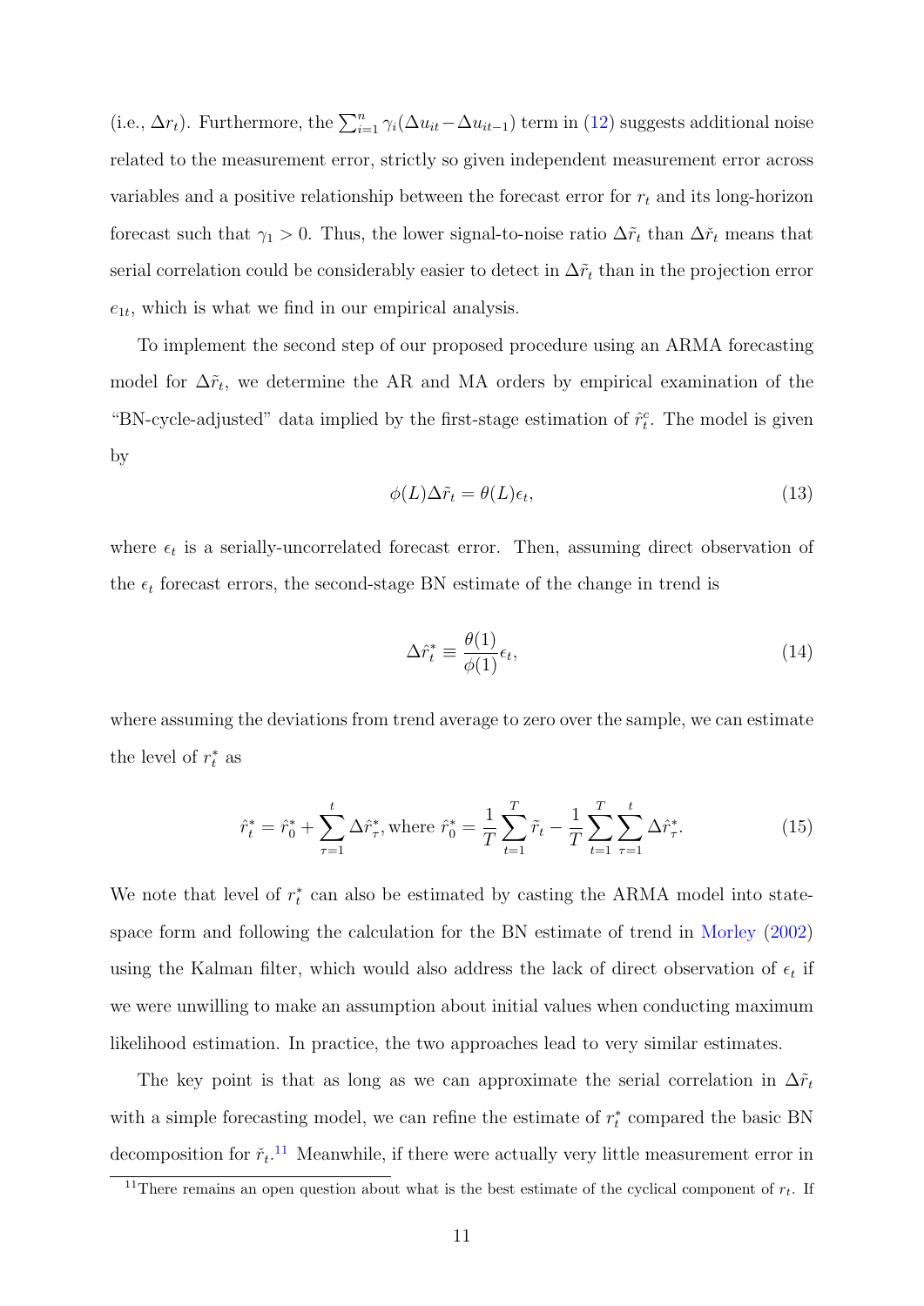(i.e., $\Delta r_t$). Furthermore, the $\sum_{i=1}^{n} \gamma_i(\Delta u_{it} - \Delta u_{it-1})$ term in (12) suggests additional noise related to the measurement error, strictly so given independent measurement error across variables and a positive relationship between the forecast error for $r_t$ and its long-horizon forecast such that $\gamma_1 > 0$. Thus, the lower signal-to-noise ratio $\Delta \tilde{r}_t$ than $\Delta \check{r}_t$ means that serial correlation could be considerably easier to detect in $\Delta \tilde{r}_t$ than in the projection error $e_{1t}$, which is what we find in our empirical analysis.

To implement the second step of our proposed procedure using an ARMA forecasting model for $\Delta \tilde{r}_t$, we determine the AR and MA orders by empirical examination of the "BN-cycle-adjusted" data implied by the first-stage estimation of $\hat{r}_t^c$. The model is given by

$$\phi(L)\Delta \tilde{r}_t = \theta(L)\epsilon_t, \tag{13}$$

where $\epsilon_t$ is a serially-uncorrelated forecast error. Then, assuming direct observation of the $\epsilon_t$ forecast errors, the second-stage BN estimate of the change in trend is

$$\Delta \hat{r}_t^* \equiv \frac{\theta(1)}{\phi(1)}\epsilon_t, \tag{14}$$

where assuming the deviations from trend average to zero over the sample, we can estimate the level of $r_t^*$ as

$$\hat{r}_t^* = \hat{r}_0^* + \sum_{\tau=1}^{t} \Delta \hat{r}_\tau^*, \text{ where } \hat{r}_0^* = \frac{1}{T}\sum_{t=1}^{T} \tilde{r}_t - \frac{1}{T}\sum_{t=1}^{T}\sum_{\tau=1}^{t} \Delta \hat{r}_\tau^*. \tag{15}$$

We note that level of $r_t^*$ can also be estimated by casting the ARMA model into state-space form and following the calculation for the BN estimate of trend in Morley (2002) using the Kalman filter, which would also address the lack of direct observation of $\epsilon_t$ if we were unwilling to make an assumption about initial values when conducting maximum likelihood estimation. In practice, the two approaches lead to very similar estimates.

The key point is that as long as we can approximate the serial correlation in $\Delta \tilde{r}_t$ with a simple forecasting model, we can refine the estimate of $r_t^*$ compared the basic BN decomposition for $\check{r}_t$.[11] Meanwhile, if there were actually very little measurement error in

[11] There remains an open question about what is the best estimate of the cyclical component of $r_t$. If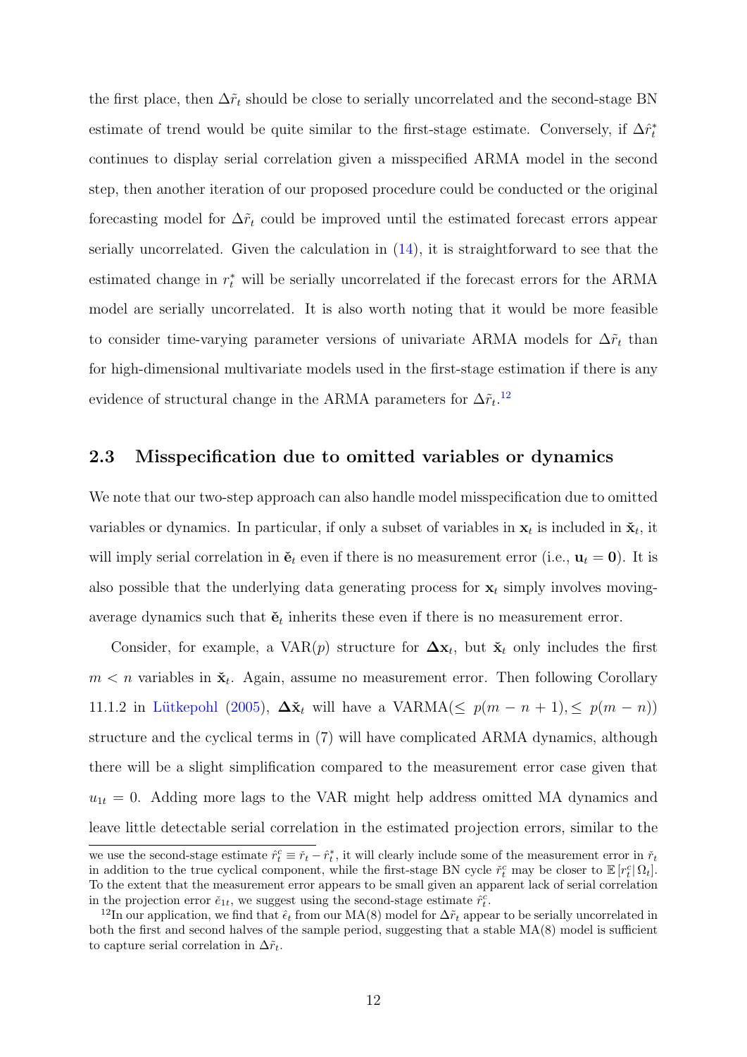the first place, then $\Delta\tilde{r}_t$ should be close to serially uncorrelated and the second-stage BN estimate of trend would be quite similar to the first-stage estimate. Conversely, if $\Delta\hat{r}_t^*$ continues to display serial correlation given a misspecified ARMA model in the second step, then another iteration of our proposed procedure could be conducted or the original forecasting model for $\Delta\tilde{r}_t$ could be improved until the estimated forecast errors appear serially uncorrelated. Given the calculation in (14), it is straightforward to see that the estimated change in $r_t^*$ will be serially uncorrelated if the forecast errors for the ARMA model are serially uncorrelated. It is also worth noting that it would be more feasible to consider time-varying parameter versions of univariate ARMA models for $\Delta\tilde{r}_t$ than for high-dimensional multivariate models used in the first-stage estimation if there is any evidence of structural change in the ARMA parameters for $\Delta\tilde{r}_t$.[12]

## 2.3 Misspecification due to omitted variables or dynamics

We note that our two-step approach can also handle model misspecification due to omitted variables or dynamics. In particular, if only a subset of variables in $\mathbf{x}_t$ is included in $\check{\mathbf{x}}_t$, it will imply serial correlation in $\check{\mathbf{e}}_t$ even if there is no measurement error (i.e., $\mathbf{u}_t = \mathbf{0}$). It is also possible that the underlying data generating process for $\mathbf{x}_t$ simply involves moving-average dynamics such that $\check{\mathbf{e}}_t$ inherits these even if there is no measurement error.

Consider, for example, a VAR($p$) structure for $\boldsymbol{\Delta}\mathbf{x}_t$, but $\check{\mathbf{x}}_t$ only includes the first $m < n$ variables in $\check{\mathbf{x}}_t$. Again, assume no measurement error. Then following Corollary 11.1.2 in Lütkepohl (2005), $\boldsymbol{\Delta}\check{\mathbf{x}}_t$ will have a VARMA($\leq p(m-n+1), \leq p(m-n)$) structure and the cyclical terms in (7) will have complicated ARMA dynamics, although there will be a slight simplification compared to the measurement error case given that $u_{1t} = 0$. Adding more lags to the VAR might help address omitted MA dynamics and leave little detectable serial correlation in the estimated projection errors, similar to the

we use the second-stage estimate $\hat{r}_t^c \equiv \check{r}_t - \hat{r}_t^*$, it will clearly include some of the measurement error in $\check{r}_t$ in addition to the true cyclical component, while the first-stage BN cycle $\check{r}_t^c$ may be closer to $\mathbb{E}\left[r_t^c \middle| \Omega_t\right]$. To the extent that the measurement error appears to be small given an apparent lack of serial correlation in the projection error $\check{e}_{1t}$, we suggest using the second-stage estimate $\hat{r}_t^c$.

[12] In our application, we find that $\hat{\epsilon}_t$ from our MA(8) model for $\Delta\tilde{r}_t$ appear to be serially uncorrelated in both the first and second halves of the sample period, suggesting that a stable MA(8) model is sufficient to capture serial correlation in $\Delta\tilde{r}_t$.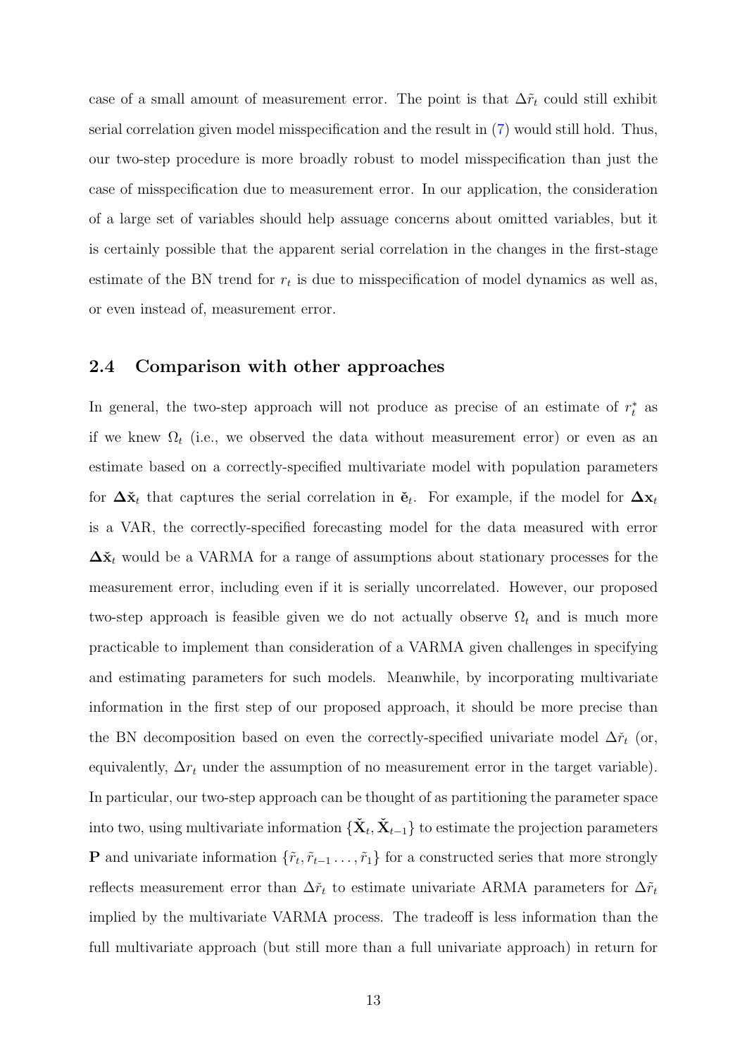case of a small amount of measurement error. The point is that $\Delta\tilde{r}_t$ could still exhibit serial correlation given model misspecification and the result in (7) would still hold. Thus, our two-step procedure is more broadly robust to model misspecification than just the case of misspecification due to measurement error. In our application, the consideration of a large set of variables should help assuage concerns about omitted variables, but it is certainly possible that the apparent serial correlation in the changes in the first-stage estimate of the BN trend for $r_t$ is due to misspecification of model dynamics as well as, or even instead of, measurement error.

## 2.4 Comparison with other approaches

In general, the two-step approach will not produce as precise of an estimate of $r_t^*$ as if we knew $\Omega_t$ (i.e., we observed the data without measurement error) or even as an estimate based on a correctly-specified multivariate model with population parameters for $\boldsymbol{\Delta}\check{\mathbf{x}}_t$ that captures the serial correlation in $\check{\mathbf{e}}_t$. For example, if the model for $\boldsymbol{\Delta}\mathbf{x}_t$ is a VAR, the correctly-specified forecasting model for the data measured with error $\boldsymbol{\Delta}\check{\mathbf{x}}_t$ would be a VARMA for a range of assumptions about stationary processes for the measurement error, including even if it is serially uncorrelated. However, our proposed two-step approach is feasible given we do not actually observe $\Omega_t$ and is much more practicable to implement than consideration of a VARMA given challenges in specifying and estimating parameters for such models. Meanwhile, by incorporating multivariate information in the first step of our proposed approach, it should be more precise than the BN decomposition based on even the correctly-specified univariate model $\Delta\check{r}_t$ (or, equivalently, $\Delta r_t$ under the assumption of no measurement error in the target variable). In particular, our two-step approach can be thought of as partitioning the parameter space into two, using multivariate information $\{\check{\mathbf{X}}_t, \check{\mathbf{X}}_{t-1}\}$ to estimate the projection parameters $\mathbf{P}$ and univariate information $\{\tilde{r}_t, \tilde{r}_{t-1} \ldots, \tilde{r}_1\}$ for a constructed series that more strongly reflects measurement error than $\Delta\check{r}_t$ to estimate univariate ARMA parameters for $\Delta\tilde{r}_t$ implied by the multivariate VARMA process. The tradeoff is less information than the full multivariate approach (but still more than a full univariate approach) in return for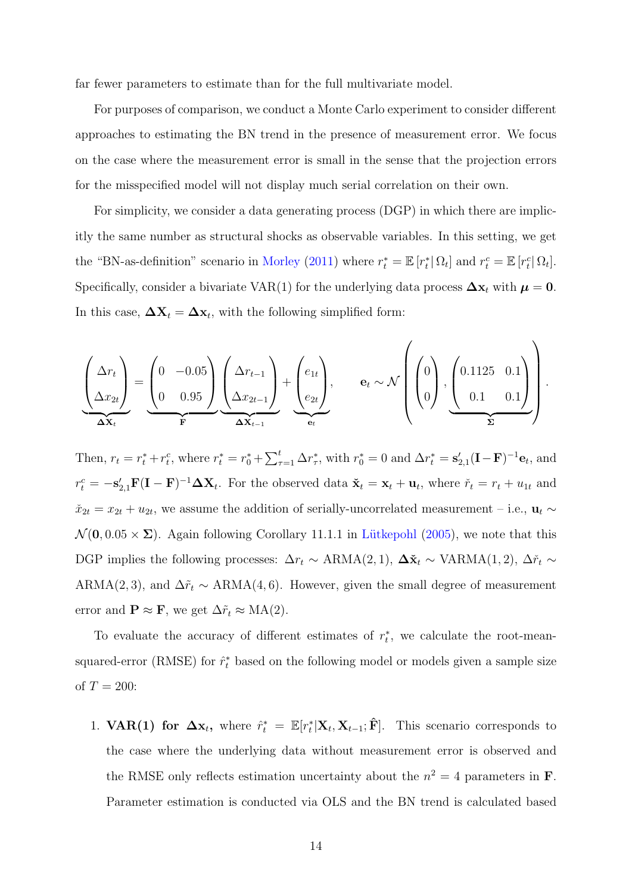far fewer parameters to estimate than for the full multivariate model.

For purposes of comparison, we conduct a Monte Carlo experiment to consider different approaches to estimating the BN trend in the presence of measurement error. We focus on the case where the measurement error is small in the sense that the projection errors for the misspecified model will not display much serial correlation on their own.

For simplicity, we consider a data generating process (DGP) in which there are implicitly the same number as structural shocks as observable variables. In this setting, we get the "BN-as-definition" scenario in Morley (2011) where $r_t^* = \mathbb{E}\left[r_t^* | \, \Omega_t\right]$ and $r_t^c = \mathbb{E}\left[r_t^c | \, \Omega_t\right]$. Specifically, consider a bivariate VAR(1) for the underlying data process $\mathbf{\Delta x}_t$ with $\boldsymbol{\mu} = \mathbf{0}$. In this case, $\mathbf{\Delta X}_t = \mathbf{\Delta x}_t$, with the following simplified form:

$$
\underbrace{\begin{pmatrix} \Delta r_t \\ \Delta x_{2t} \end{pmatrix}}_{\mathbf{\Delta X}_t} = \underbrace{\begin{pmatrix} 0 & -0.05 \\ 0 & 0.95 \end{pmatrix}}_{\mathbf{F}} \underbrace{\begin{pmatrix} \Delta r_{t-1} \\ \Delta x_{2t-1} \end{pmatrix}}_{\mathbf{\Delta X}_{t-1}} + \underbrace{\begin{pmatrix} e_{1t} \\ e_{2t} \end{pmatrix}}_{\mathbf{e}_t}, \qquad \mathbf{e}_t \sim \mathcal{N}\left( \begin{pmatrix} 0 \\ 0 \end{pmatrix}, \underbrace{\begin{pmatrix} 0.1125 & 0.1 \\ 0.1 & 0.1 \end{pmatrix}}_{\mathbf{\Sigma}} \right).
$$

Then, $r_t = r_t^* + r_t^c$, where $r_t^* = r_0^* + \sum_{\tau=1}^{t} \Delta r_\tau^*$, with $r_0^* = 0$ and $\Delta r_t^* = \mathbf{s}_{2,1}'(\mathbf{I} - \mathbf{F})^{-1}\mathbf{e}_t$, and $r_t^c = -\mathbf{s}_{2,1}'\mathbf{F}(\mathbf{I} - \mathbf{F})^{-1}\mathbf{\Delta X}_t$. For the observed data $\check{\mathbf{x}}_t = \mathbf{x}_t + \mathbf{u}_t$, where $\check{r}_t = r_t + u_{1t}$ and $\check{x}_{2t} = x_{2t} + u_{2t}$, we assume the addition of serially-uncorrelated measurement – i.e., $\mathbf{u}_t \sim \mathcal{N}(\mathbf{0}, 0.05 \times \mathbf{\Sigma})$. Again following Corollary 11.1.1 in Lütkepohl (2005), we note that this DGP implies the following processes: $\Delta r_t \sim \text{ARMA}(2,1)$, $\mathbf{\Delta}\check{\mathbf{x}}_t \sim \text{VARMA}(1,2)$, $\Delta \check{r}_t \sim \text{ARMA}(2,3)$, and $\Delta \tilde{r}_t \sim \text{ARMA}(4,6)$. However, given the small degree of measurement error and $\mathbf{P} \approx \mathbf{F}$, we get $\Delta \tilde{r}_t \approx \text{MA}(2)$.

To evaluate the accuracy of different estimates of $r_t^*$, we calculate the root-mean-squared-error (RMSE) for $\hat{r}_t^*$ based on the following model or models given a sample size of $T = 200$:

1. **VAR(1) for $\mathbf{\Delta x}_t$,** where $\hat{r}_t^* = \mathbb{E}[r_t^* | \mathbf{X}_t, \mathbf{X}_{t-1}; \hat{\mathbf{F}}]$. This scenario corresponds to the case where the underlying data without measurement error is observed and the RMSE only reflects estimation uncertainty about the $n^2 = 4$ parameters in $\mathbf{F}$. Parameter estimation is conducted via OLS and the BN trend is calculated based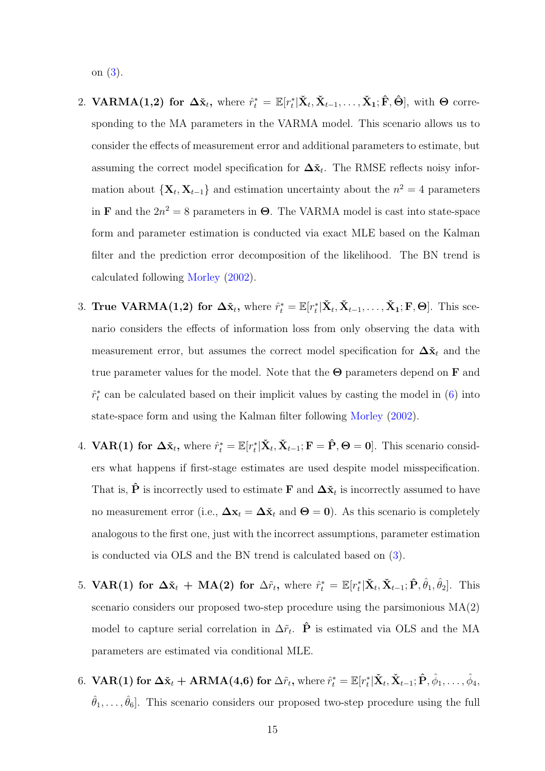on (3).

2. **VARMA(1,2) for $\boldsymbol{\Delta \check{x}}_t$,** where $\hat{r}_t^* = \mathbb{E}[r_t^* | \check{\mathbf{X}}_t, \check{\mathbf{X}}_{t-1}, \ldots, \check{\mathbf{X}}_{\mathbf{1}}; \hat{\mathbf{F}}, \hat{\boldsymbol{\Theta}}]$, with $\boldsymbol{\Theta}$ corresponding to the MA parameters in the VARMA model. This scenario allows us to consider the effects of measurement error and additional parameters to estimate, but assuming the correct model specification for $\boldsymbol{\Delta \check{x}}_t$. The RMSE reflects noisy information about $\{\mathbf{X}_t, \mathbf{X}_{t-1}\}$ and estimation uncertainty about the $n^2 = 4$ parameters in $\mathbf{F}$ and the $2n^2 = 8$ parameters in $\boldsymbol{\Theta}$. The VARMA model is cast into state-space form and parameter estimation is conducted via exact MLE based on the Kalman filter and the prediction error decomposition of the likelihood. The BN trend is calculated following Morley (2002).

3. **True VARMA(1,2) for $\boldsymbol{\Delta \check{x}}_t$,** where $\hat{r}_t^* = \mathbb{E}[r_t^* | \check{\mathbf{X}}_t, \check{\mathbf{X}}_{t-1}, \ldots, \check{\mathbf{X}}_{\mathbf{1}}; \mathbf{F}, \boldsymbol{\Theta}]$. This scenario considers the effects of information loss from only observing the data with measurement error, but assumes the correct model specification for $\boldsymbol{\Delta \check{x}}_t$ and the true parameter values for the model. Note that the $\boldsymbol{\Theta}$ parameters depend on $\mathbf{F}$ and $\hat{r}_t^*$ can be calculated based on their implicit values by casting the model in (6) into state-space form and using the Kalman filter following Morley (2002).

4. **VAR(1) for $\boldsymbol{\Delta \check{x}}_t$,** where $\hat{r}_t^* = \mathbb{E}[r_t^* | \check{\mathbf{X}}_t, \check{\mathbf{X}}_{t-1}; \mathbf{F} = \hat{\mathbf{P}}, \boldsymbol{\Theta} = \mathbf{0}]$. This scenario considers what happens if first-stage estimates are used despite model misspecification. That is, $\hat{\mathbf{P}}$ is incorrectly used to estimate $\mathbf{F}$ and $\boldsymbol{\Delta \check{x}}_t$ is incorrectly assumed to have no measurement error (i.e., $\boldsymbol{\Delta x}_t = \boldsymbol{\Delta \check{x}}_t$ and $\boldsymbol{\Theta} = \mathbf{0}$). As this scenario is completely analogous to the first one, just with the incorrect assumptions, parameter estimation is conducted via OLS and the BN trend is calculated based on (3).

5. **VAR(1) for $\boldsymbol{\Delta \check{x}}_t$ + MA(2) for $\Delta \tilde{r}_t$,** where $\hat{r}_t^* = \mathbb{E}[r_t^* | \check{\mathbf{X}}_t, \check{\mathbf{X}}_{t-1}; \hat{\mathbf{P}}, \hat{\theta}_1, \hat{\theta}_2]$. This scenario considers our proposed two-step procedure using the parsimonious MA(2) model to capture serial correlation in $\Delta \tilde{r}_t$. $\hat{\mathbf{P}}$ is estimated via OLS and the MA parameters are estimated via conditional MLE.

6. **VAR(1) for $\boldsymbol{\Delta \check{x}}_t$ + ARMA(4,6) for $\Delta \tilde{r}_t$,** where $\hat{r}_t^* = \mathbb{E}[r_t^* | \check{\mathbf{X}}_t, \check{\mathbf{X}}_{t-1}; \hat{\mathbf{P}}, \hat{\phi}_1, \ldots, \hat{\phi}_4, \hat{\theta}_1, \ldots, \hat{\theta}_6]$. This scenario considers our proposed two-step procedure using the full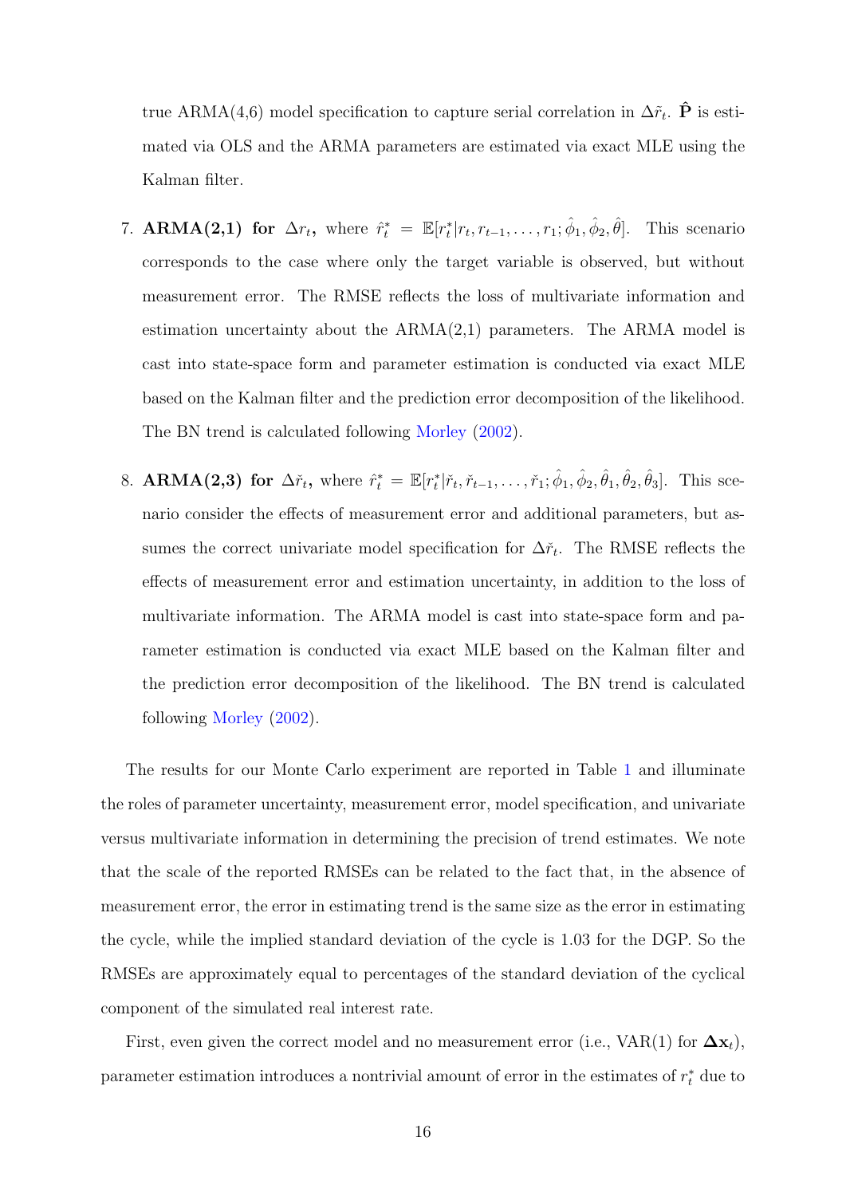true ARMA(4,6) model specification to capture serial correlation in $\Delta\tilde{r}_t$. $\hat{\mathbf{P}}$ is estimated via OLS and the ARMA parameters are estimated via exact MLE using the Kalman filter.

7. **ARMA(2,1) for $\Delta r_t$,** where $\hat{r}_t^* = \mathbb{E}[r_t^* | r_t, r_{t-1}, \ldots, r_1; \hat{\phi}_1, \hat{\phi}_2, \hat{\theta}]$. This scenario corresponds to the case where only the target variable is observed, but without measurement error. The RMSE reflects the loss of multivariate information and estimation uncertainty about the ARMA(2,1) parameters. The ARMA model is cast into state-space form and parameter estimation is conducted via exact MLE based on the Kalman filter and the prediction error decomposition of the likelihood. The BN trend is calculated following Morley (2002).

8. **ARMA(2,3) for $\Delta\check{r}_t$,** where $\hat{r}_t^* = \mathbb{E}[r_t^* | \check{r}_t, \check{r}_{t-1}, \ldots, \check{r}_1; \hat{\phi}_1, \hat{\phi}_2, \hat{\theta}_1, \hat{\theta}_2, \hat{\theta}_3]$. This scenario consider the effects of measurement error and additional parameters, but assumes the correct univariate model specification for $\Delta\check{r}_t$. The RMSE reflects the effects of measurement error and estimation uncertainty, in addition to the loss of multivariate information. The ARMA model is cast into state-space form and parameter estimation is conducted via exact MLE based on the Kalman filter and the prediction error decomposition of the likelihood. The BN trend is calculated following Morley (2002).

The results for our Monte Carlo experiment are reported in Table 1 and illuminate the roles of parameter uncertainty, measurement error, model specification, and univariate versus multivariate information in determining the precision of trend estimates. We note that the scale of the reported RMSEs can be related to the fact that, in the absence of measurement error, the error in estimating trend is the same size as the error in estimating the cycle, while the implied standard deviation of the cycle is 1.03 for the DGP. So the RMSEs are approximately equal to percentages of the standard deviation of the cyclical component of the simulated real interest rate.

First, even given the correct model and no measurement error (i.e., VAR(1) for $\mathbf{\Delta x}_t$), parameter estimation introduces a nontrivial amount of error in the estimates of $r_t^*$ due to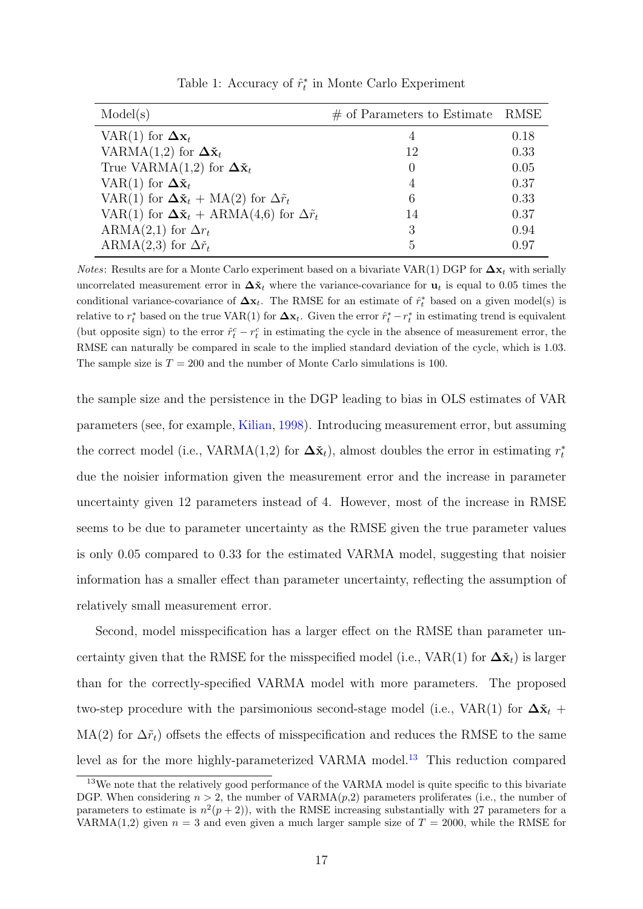Table 1: Accuracy of $\hat{r}_t^*$ in Monte Carlo Experiment

| Model(s) | # of Parameters to Estimate | RMSE |
|---|---|---|
| VAR(1) for $\mathbf{\Delta x}_t$ | 4 | 0.18 |
| VARMA(1,2) for $\mathbf{\Delta \tilde{x}}_t$ | 12 | 0.33 |
| True VARMA(1,2) for $\mathbf{\Delta \tilde{x}}_t$ | 0 | 0.05 |
| VAR(1) for $\mathbf{\Delta \tilde{x}}_t$ | 4 | 0.37 |
| VAR(1) for $\mathbf{\Delta \tilde{x}}_t$ + MA(2) for $\Delta \tilde{r}_t$ | 6 | 0.33 |
| VAR(1) for $\mathbf{\Delta \tilde{x}}_t$ + ARMA(4,6) for $\Delta \tilde{r}_t$ | 14 | 0.37 |
| ARMA(2,1) for $\Delta r_t$ | 3 | 0.94 |
| ARMA(2,3) for $\Delta \tilde{r}_t$ | 5 | 0.97 |

*Notes*: Results are for a Monte Carlo experiment based on a bivariate VAR(1) DGP for $\mathbf{\Delta x}_t$ with serially uncorrelated measurement error in $\mathbf{\Delta \tilde{x}}_t$ where the variance-covariance for $\mathbf{u}_t$ is equal to 0.05 times the conditional variance-covariance of $\mathbf{\Delta x}_t$. The RMSE for an estimate of $\hat{r}_t^*$ based on a given model(s) is relative to $r_t^*$ based on the true VAR(1) for $\mathbf{\Delta x}_t$. Given the error $\hat{r}_t^* - r_t^*$ in estimating trend is equivalent (but opposite sign) to the error $\hat{r}_t^c - r_t^c$ in estimating the cycle in the absence of measurement error, the RMSE can naturally be compared in scale to the implied standard deviation of the cycle, which is 1.03. The sample size is $T = 200$ and the number of Monte Carlo simulations is 100.

the sample size and the persistence in the DGP leading to bias in OLS estimates of VAR parameters (see, for example, Kilian, 1998). Introducing measurement error, but assuming the correct model (i.e., VARMA(1,2) for $\mathbf{\Delta \tilde{x}}_t$), almost doubles the error in estimating $r_t^*$ due the noisier information given the measurement error and the increase in parameter uncertainty given 12 parameters instead of 4. However, most of the increase in RMSE seems to be due to parameter uncertainty as the RMSE given the true parameter values is only 0.05 compared to 0.33 for the estimated VARMA model, suggesting that noisier information has a smaller effect than parameter uncertainty, reflecting the assumption of relatively small measurement error.

Second, model misspecification has a larger effect on the RMSE than parameter uncertainty given that the RMSE for the misspecified model (i.e., VAR(1) for $\mathbf{\Delta \tilde{x}}_t$) is larger than for the correctly-specified VARMA model with more parameters. The proposed two-step procedure with the parsimonious second-stage model (i.e., VAR(1) for $\mathbf{\Delta \tilde{x}}_t$ + MA(2) for $\Delta \tilde{r}_t$) offsets the effects of misspecification and reduces the RMSE to the same level as for the more highly-parameterized VARMA model.[13] This reduction compared

[13] We note that the relatively good performance of the VARMA model is quite specific to this bivariate DGP. When considering $n > 2$, the number of VARMA($p$,2) parameters proliferates (i.e., the number of parameters to estimate is $n^2(p + 2)$), with the RMSE increasing substantially with 27 parameters for a VARMA(1,2) given $n = 3$ and even given a much larger sample size of $T = 2000$, while the RMSE for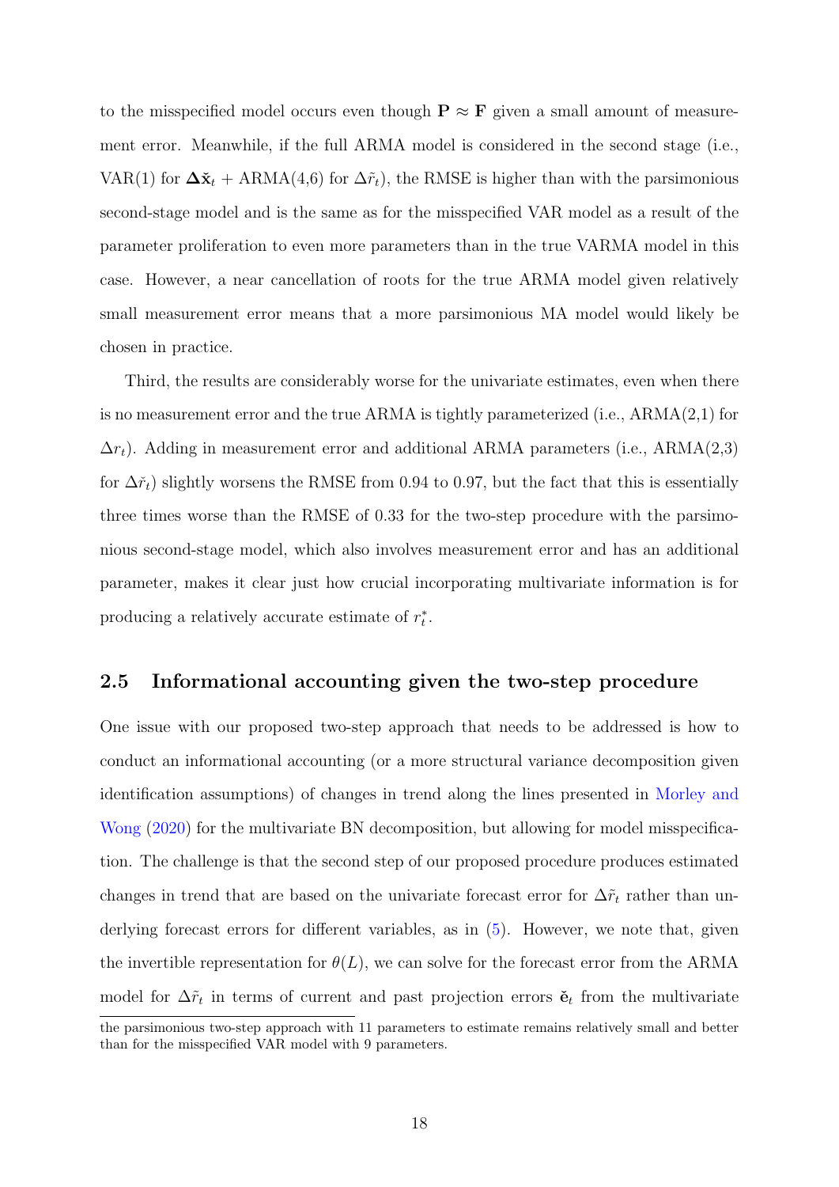to the misspecified model occurs even though $\mathbf{P} \approx \mathbf{F}$ given a small amount of measurement error. Meanwhile, if the full ARMA model is considered in the second stage (i.e., VAR(1) for $\boldsymbol{\Delta}\check{\mathbf{x}}_t$ + ARMA(4,6) for $\Delta\tilde{r}_t$), the RMSE is higher than with the parsimonious second-stage model and is the same as for the misspecified VAR model as a result of the parameter proliferation to even more parameters than in the true VARMA model in this case. However, a near cancellation of roots for the true ARMA model given relatively small measurement error means that a more parsimonious MA model would likely be chosen in practice.

Third, the results are considerably worse for the univariate estimates, even when there is no measurement error and the true ARMA is tightly parameterized (i.e., ARMA(2,1) for $\Delta r_t$). Adding in measurement error and additional ARMA parameters (i.e., ARMA(2,3) for $\Delta\check{r}_t$) slightly worsens the RMSE from 0.94 to 0.97, but the fact that this is essentially three times worse than the RMSE of 0.33 for the two-step procedure with the parsimonious second-stage model, which also involves measurement error and has an additional parameter, makes it clear just how crucial incorporating multivariate information is for producing a relatively accurate estimate of $r_t^*$.

## 2.5 Informational accounting given the two-step procedure

One issue with our proposed two-step approach that needs to be addressed is how to conduct an informational accounting (or a more structural variance decomposition given identification assumptions) of changes in trend along the lines presented in Morley and Wong (2020) for the multivariate BN decomposition, but allowing for model misspecification. The challenge is that the second step of our proposed procedure produces estimated changes in trend that are based on the univariate forecast error for $\Delta\tilde{r}_t$ rather than underlying forecast errors for different variables, as in (5). However, we note that, given the invertible representation for $\theta(L)$, we can solve for the forecast error from the ARMA model for $\Delta\tilde{r}_t$ in terms of current and past projection errors $\check{\mathbf{e}}_t$ from the multivariate

the parsimonious two-step approach with 11 parameters to estimate remains relatively small and better than for the misspecified VAR model with 9 parameters.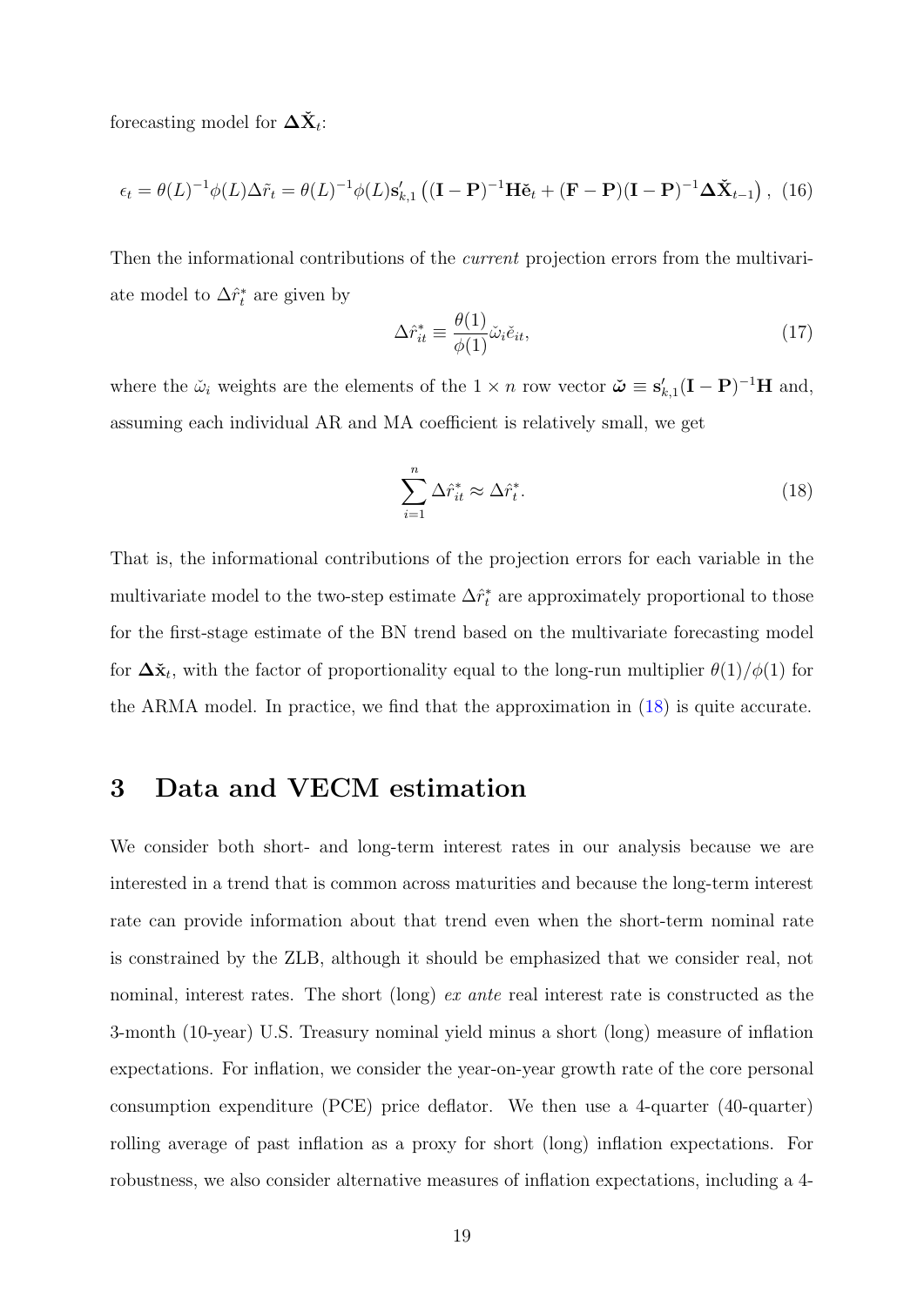forecasting model for $\boldsymbol{\Delta}\check{\mathbf{X}}_t$:

$$\epsilon_t = \theta(L)^{-1}\phi(L)\Delta\tilde{r}_t = \theta(L)^{-1}\phi(L)\mathbf{s}'_{k,1}\left((\mathbf{I}-\mathbf{P})^{-1}\mathbf{H}\check{\mathbf{e}}_t + (\mathbf{F}-\mathbf{P})(\mathbf{I}-\mathbf{P})^{-1}\boldsymbol{\Delta}\check{\mathbf{X}}_{t-1}\right), \quad (16)$$

Then the informational contributions of the *current* projection errors from the multivariate model to $\Delta\hat{r}^*_t$ are given by

$$\Delta\hat{r}^*_{it} \equiv \frac{\theta(1)}{\phi(1)}\check{\omega}_i\check{e}_{it}, \quad (17)$$

where the $\check{\omega}_i$ weights are the elements of the $1 \times n$ row vector $\check{\boldsymbol{\omega}} \equiv \mathbf{s}'_{k,1}(\mathbf{I}-\mathbf{P})^{-1}\mathbf{H}$ and, assuming each individual AR and MA coefficient is relatively small, we get

$$\sum_{i=1}^{n}\Delta\hat{r}^*_{it} \approx \Delta\hat{r}^*_t. \quad (18)$$

That is, the informational contributions of the projection errors for each variable in the multivariate model to the two-step estimate $\Delta\hat{r}^*_t$ are approximately proportional to those for the first-stage estimate of the BN trend based on the multivariate forecasting model for $\boldsymbol{\Delta}\check{\mathbf{x}}_t$, with the factor of proportionality equal to the long-run multiplier $\theta(1)/\phi(1)$ for the ARMA model. In practice, we find that the approximation in (18) is quite accurate.

# 3 Data and VECM estimation

We consider both short- and long-term interest rates in our analysis because we are interested in a trend that is common across maturities and because the long-term interest rate can provide information about that trend even when the short-term nominal rate is constrained by the ZLB, although it should be emphasized that we consider real, not nominal, interest rates. The short (long) *ex ante* real interest rate is constructed as the 3-month (10-year) U.S. Treasury nominal yield minus a short (long) measure of inflation expectations. For inflation, we consider the year-on-year growth rate of the core personal consumption expenditure (PCE) price deflator. We then use a 4-quarter (40-quarter) rolling average of past inflation as a proxy for short (long) inflation expectations. For robustness, we also consider alternative measures of inflation expectations, including a 4-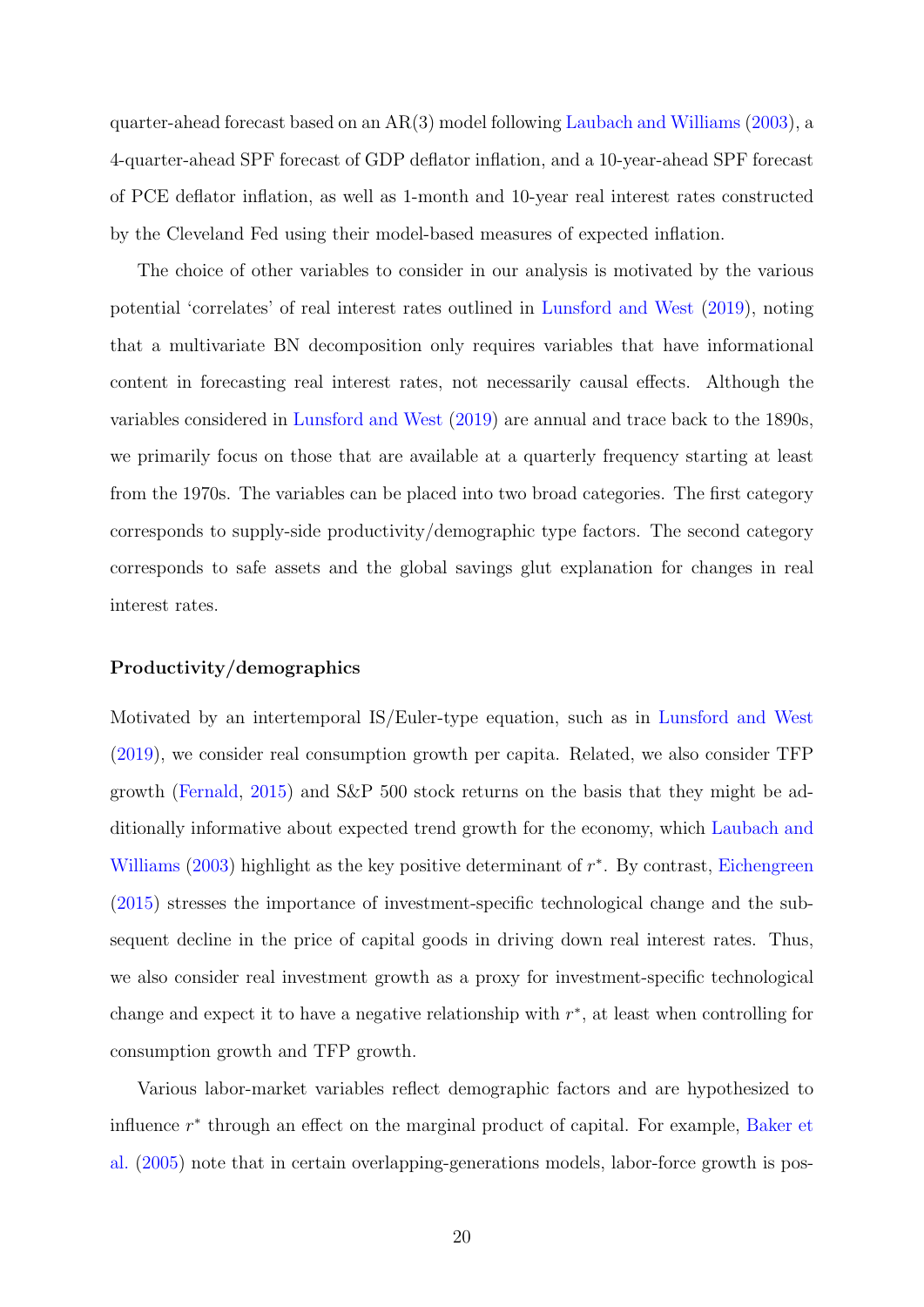quarter-ahead forecast based on an AR(3) model following Laubach and Williams (2003), a 4-quarter-ahead SPF forecast of GDP deflator inflation, and a 10-year-ahead SPF forecast of PCE deflator inflation, as well as 1-month and 10-year real interest rates constructed by the Cleveland Fed using their model-based measures of expected inflation.

The choice of other variables to consider in our analysis is motivated by the various potential 'correlates' of real interest rates outlined in Lunsford and West (2019), noting that a multivariate BN decomposition only requires variables that have informational content in forecasting real interest rates, not necessarily causal effects. Although the variables considered in Lunsford and West (2019) are annual and trace back to the 1890s, we primarily focus on those that are available at a quarterly frequency starting at least from the 1970s. The variables can be placed into two broad categories. The first category corresponds to supply-side productivity/demographic type factors. The second category corresponds to safe assets and the global savings glut explanation for changes in real interest rates.

#### Productivity/demographics

Motivated by an intertemporal IS/Euler-type equation, such as in Lunsford and West (2019), we consider real consumption growth per capita. Related, we also consider TFP growth (Fernald, 2015) and S&P 500 stock returns on the basis that they might be additionally informative about expected trend growth for the economy, which Laubach and Williams (2003) highlight as the key positive determinant of $r^*$. By contrast, Eichengreen (2015) stresses the importance of investment-specific technological change and the subsequent decline in the price of capital goods in driving down real interest rates. Thus, we also consider real investment growth as a proxy for investment-specific technological change and expect it to have a negative relationship with $r^*$, at least when controlling for consumption growth and TFP growth.

Various labor-market variables reflect demographic factors and are hypothesized to influence $r^*$ through an effect on the marginal product of capital. For example, Baker et al. (2005) note that in certain overlapping-generations models, labor-force growth is pos-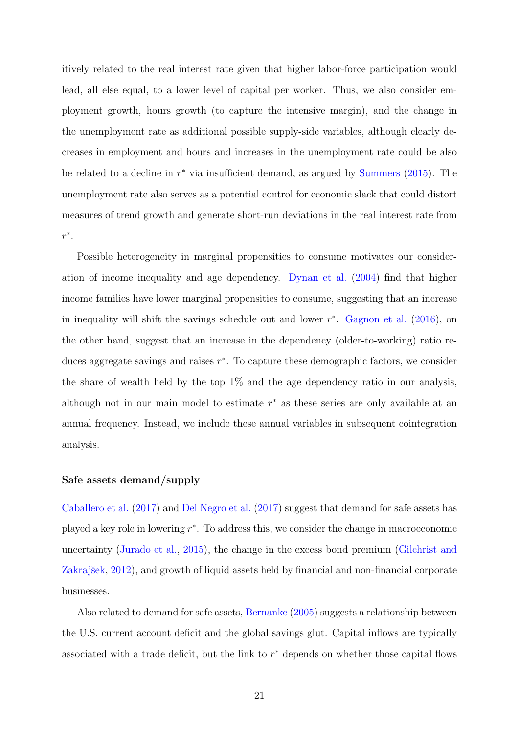itively related to the real interest rate given that higher labor-force participation would lead, all else equal, to a lower level of capital per worker. Thus, we also consider employment growth, hours growth (to capture the intensive margin), and the change in the unemployment rate as additional possible supply-side variables, although clearly decreases in employment and hours and increases in the unemployment rate could be also be related to a decline in $r^*$ via insufficient demand, as argued by Summers (2015). The unemployment rate also serves as a potential control for economic slack that could distort measures of trend growth and generate short-run deviations in the real interest rate from $r^*$.

Possible heterogeneity in marginal propensities to consume motivates our consideration of income inequality and age dependency. Dynan et al. (2004) find that higher income families have lower marginal propensities to consume, suggesting that an increase in inequality will shift the savings schedule out and lower $r^*$. Gagnon et al. (2016), on the other hand, suggest that an increase in the dependency (older-to-working) ratio reduces aggregate savings and raises $r^*$. To capture these demographic factors, we consider the share of wealth held by the top 1% and the age dependency ratio in our analysis, although not in our main model to estimate $r^*$ as these series are only available at an annual frequency. Instead, we include these annual variables in subsequent cointegration analysis.

**Safe assets demand/supply**

Caballero et al. (2017) and Del Negro et al. (2017) suggest that demand for safe assets has played a key role in lowering $r^*$. To address this, we consider the change in macroeconomic uncertainty (Jurado et al., 2015), the change in the excess bond premium (Gilchrist and Zakrajšek, 2012), and growth of liquid assets held by financial and non-financial corporate businesses.

Also related to demand for safe assets, Bernanke (2005) suggests a relationship between the U.S. current account deficit and the global savings glut. Capital inflows are typically associated with a trade deficit, but the link to $r^*$ depends on whether those capital flows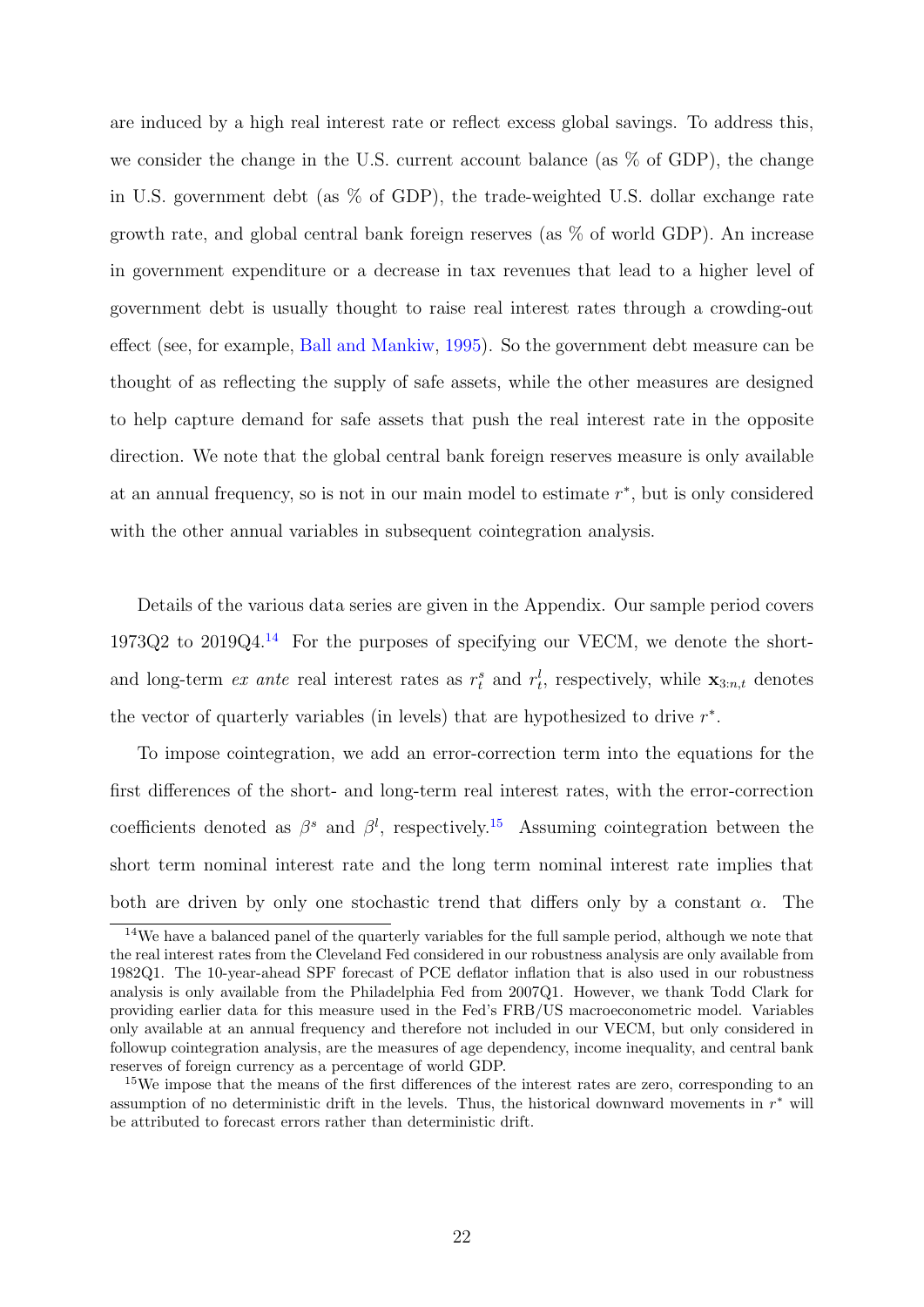are induced by a high real interest rate or reflect excess global savings. To address this, we consider the change in the U.S. current account balance (as % of GDP), the change in U.S. government debt (as % of GDP), the trade-weighted U.S. dollar exchange rate growth rate, and global central bank foreign reserves (as % of world GDP). An increase in government expenditure or a decrease in tax revenues that lead to a higher level of government debt is usually thought to raise real interest rates through a crowding-out effect (see, for example, Ball and Mankiw, 1995). So the government debt measure can be thought of as reflecting the supply of safe assets, while the other measures are designed to help capture demand for safe assets that push the real interest rate in the opposite direction. We note that the global central bank foreign reserves measure is only available at an annual frequency, so is not in our main model to estimate $r^*$, but is only considered with the other annual variables in subsequent cointegration analysis.

Details of the various data series are given in the Appendix. Our sample period covers 1973Q2 to 2019Q4.[14] For the purposes of specifying our VECM, we denote the short- and long-term *ex ante* real interest rates as $r_t^s$ and $r_t^l$, respectively, while $\mathbf{x}_{3:n,t}$ denotes the vector of quarterly variables (in levels) that are hypothesized to drive $r^*$.

To impose cointegration, we add an error-correction term into the equations for the first differences of the short- and long-term real interest rates, with the error-correction coefficients denoted as $\beta^s$ and $\beta^l$, respectively.[15] Assuming cointegration between the short term nominal interest rate and the long term nominal interest rate implies that both are driven by only one stochastic trend that differs only by a constant $\alpha$. The

[14] We have a balanced panel of the quarterly variables for the full sample period, although we note that the real interest rates from the Cleveland Fed considered in our robustness analysis are only available from 1982Q1. The 10-year-ahead SPF forecast of PCE deflator inflation that is also used in our robustness analysis is only available from the Philadelphia Fed from 2007Q1. However, we thank Todd Clark for providing earlier data for this measure used in the Fed's FRB/US macroeconometric model. Variables only available at an annual frequency and therefore not included in our VECM, but only considered in followup cointegration analysis, are the measures of age dependency, income inequality, and central bank reserves of foreign currency as a percentage of world GDP.

[15] We impose that the means of the first differences of the interest rates are zero, corresponding to an assumption of no deterministic drift in the levels. Thus, the historical downward movements in $r^*$ will be attributed to forecast errors rather than deterministic drift.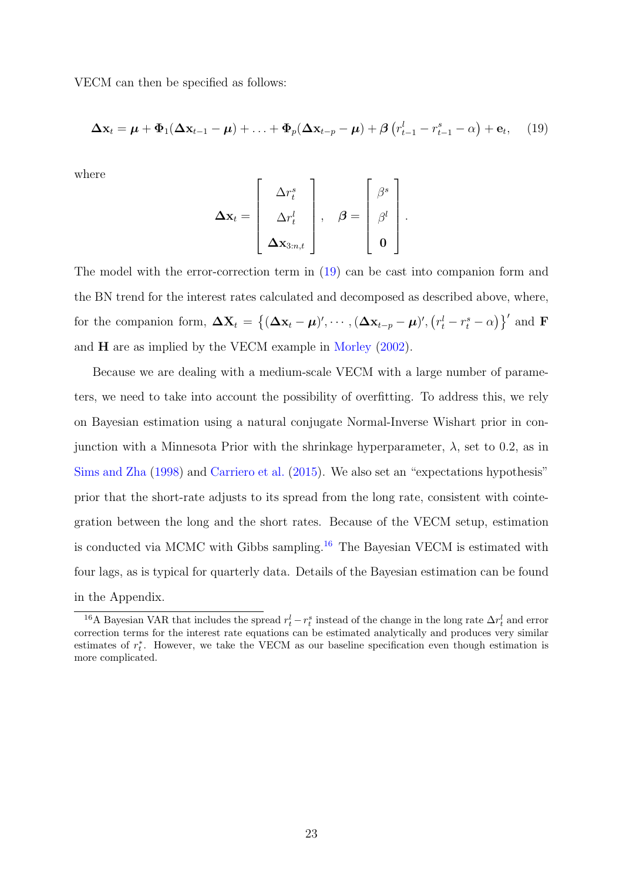VECM can then be specified as follows:

$$\boldsymbol{\Delta}\mathbf{x}_t = \boldsymbol{\mu} + \boldsymbol{\Phi}_1(\boldsymbol{\Delta}\mathbf{x}_{t-1} - \boldsymbol{\mu}) + \ldots + \boldsymbol{\Phi}_p(\boldsymbol{\Delta}\mathbf{x}_{t-p} - \boldsymbol{\mu}) + \boldsymbol{\beta}\left(r^l_{t-1} - r^s_{t-1} - \alpha\right) + \mathbf{e}_t, \quad (19)$$

where

$$\boldsymbol{\Delta}\mathbf{x}_t = \begin{bmatrix} \Delta r^s_t \\ \Delta r^l_t \\ \boldsymbol{\Delta}\mathbf{x}_{3:n,t} \end{bmatrix}, \quad \boldsymbol{\beta} = \begin{bmatrix} \beta^s \\ \beta^l \\ \mathbf{0} \end{bmatrix}.$$

The model with the error-correction term in (19) can be cast into companion form and the BN trend for the interest rates calculated and decomposed as described above, where, for the companion form, $\boldsymbol{\Delta}\mathbf{X}_t = \left\{(\boldsymbol{\Delta}\mathbf{x}_t - \boldsymbol{\mu})', \cdots, (\boldsymbol{\Delta}\mathbf{x}_{t-p} - \boldsymbol{\mu})', \left(r^l_t - r^s_t - \alpha\right)\right\}'$ and $\mathbf{F}$ and $\mathbf{H}$ are as implied by the VECM example in Morley (2002).

Because we are dealing with a medium-scale VECM with a large number of parameters, we need to take into account the possibility of overfitting. To address this, we rely on Bayesian estimation using a natural conjugate Normal-Inverse Wishart prior in conjunction with a Minnesota Prior with the shrinkage hyperparameter, $\lambda$, set to 0.2, as in Sims and Zha (1998) and Carriero et al. (2015). We also set an "expectations hypothesis" prior that the short-rate adjusts to its spread from the long rate, consistent with cointegration between the long and the short rates. Because of the VECM setup, estimation is conducted via MCMC with Gibbs sampling.[16] The Bayesian VECM is estimated with four lags, as is typical for quarterly data. Details of the Bayesian estimation can be found in the Appendix.

[16] A Bayesian VAR that includes the spread $r^l_t - r^s_t$ instead of the change in the long rate $\Delta r^l_t$ and error correction terms for the interest rate equations can be estimated analytically and produces very similar estimates of $r^*_t$. However, we take the VECM as our baseline specification even though estimation is more complicated.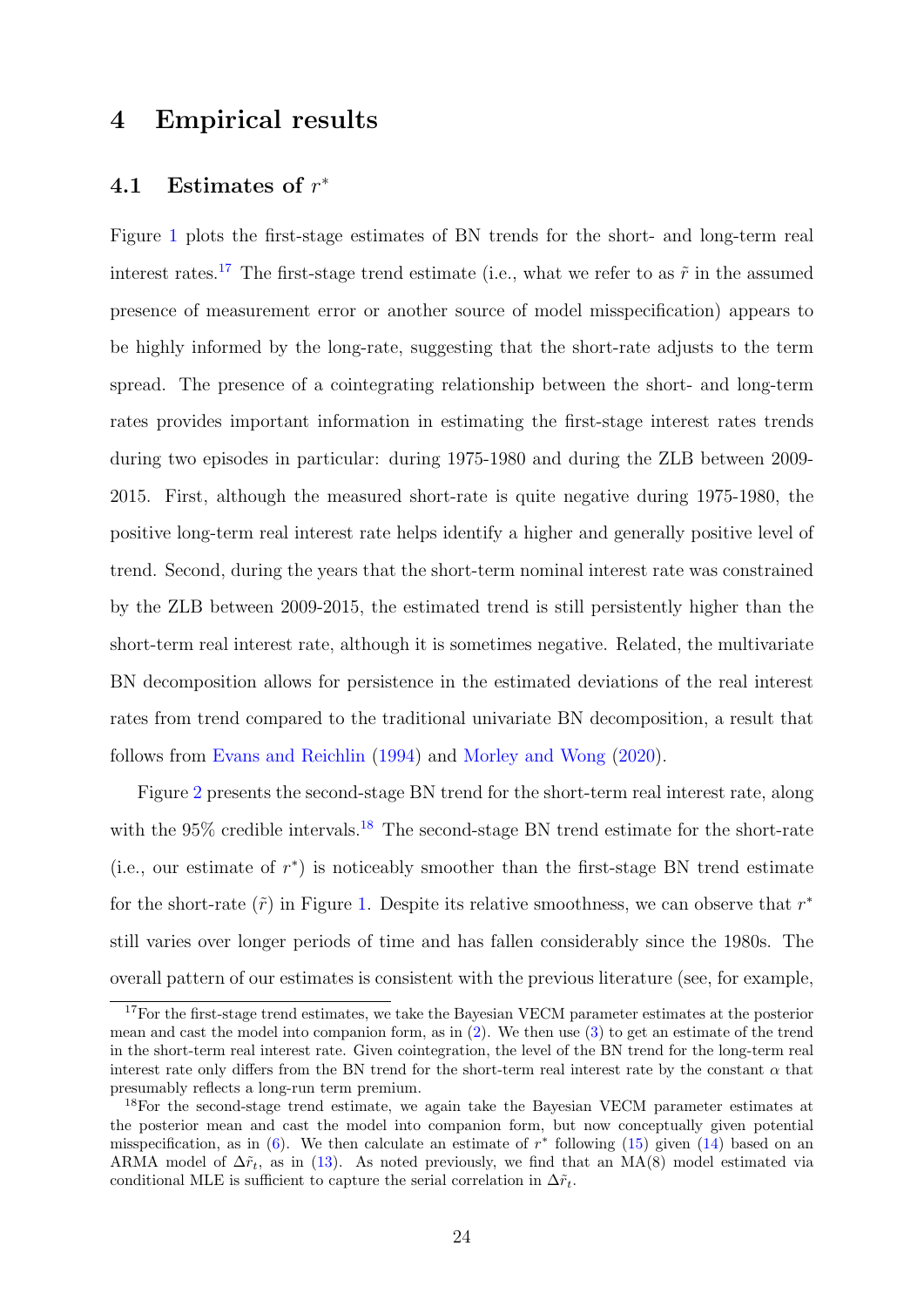# 4 Empirical results

## 4.1 Estimates of $r^*$

Figure 1 plots the first-stage estimates of BN trends for the short- and long-term real interest rates.[17] The first-stage trend estimate (i.e., what we refer to as $\tilde{r}$ in the assumed presence of measurement error or another source of model misspecification) appears to be highly informed by the long-rate, suggesting that the short-rate adjusts to the term spread. The presence of a cointegrating relationship between the short- and long-term rates provides important information in estimating the first-stage interest rates trends during two episodes in particular: during 1975-1980 and during the ZLB between 2009-2015. First, although the measured short-rate is quite negative during 1975-1980, the positive long-term real interest rate helps identify a higher and generally positive level of trend. Second, during the years that the short-term nominal interest rate was constrained by the ZLB between 2009-2015, the estimated trend is still persistently higher than the short-term real interest rate, although it is sometimes negative. Related, the multivariate BN decomposition allows for persistence in the estimated deviations of the real interest rates from trend compared to the traditional univariate BN decomposition, a result that follows from Evans and Reichlin (1994) and Morley and Wong (2020).

Figure 2 presents the second-stage BN trend for the short-term real interest rate, along with the 95% credible intervals.[18] The second-stage BN trend estimate for the short-rate (i.e., our estimate of $r^*$) is noticeably smoother than the first-stage BN trend estimate for the short-rate ($\tilde{r}$) in Figure 1. Despite its relative smoothness, we can observe that $r^*$ still varies over longer periods of time and has fallen considerably since the 1980s. The overall pattern of our estimates is consistent with the previous literature (see, for example,

[17] For the first-stage trend estimates, we take the Bayesian VECM parameter estimates at the posterior mean and cast the model into companion form, as in (2). We then use (3) to get an estimate of the trend in the short-term real interest rate. Given cointegration, the level of the BN trend for the long-term real interest rate only differs from the BN trend for the short-term real interest rate by the constant $\alpha$ that presumably reflects a long-run term premium.

[18] For the second-stage trend estimate, we again take the Bayesian VECM parameter estimates at the posterior mean and cast the model into companion form, but now conceptually given potential misspecification, as in (6). We then calculate an estimate of $r^*$ following (15) given (14) based on an ARMA model of $\Delta\tilde{r}_t$, as in (13). As noted previously, we find that an MA(8) model estimated via conditional MLE is sufficient to capture the serial correlation in $\Delta\tilde{r}_t$.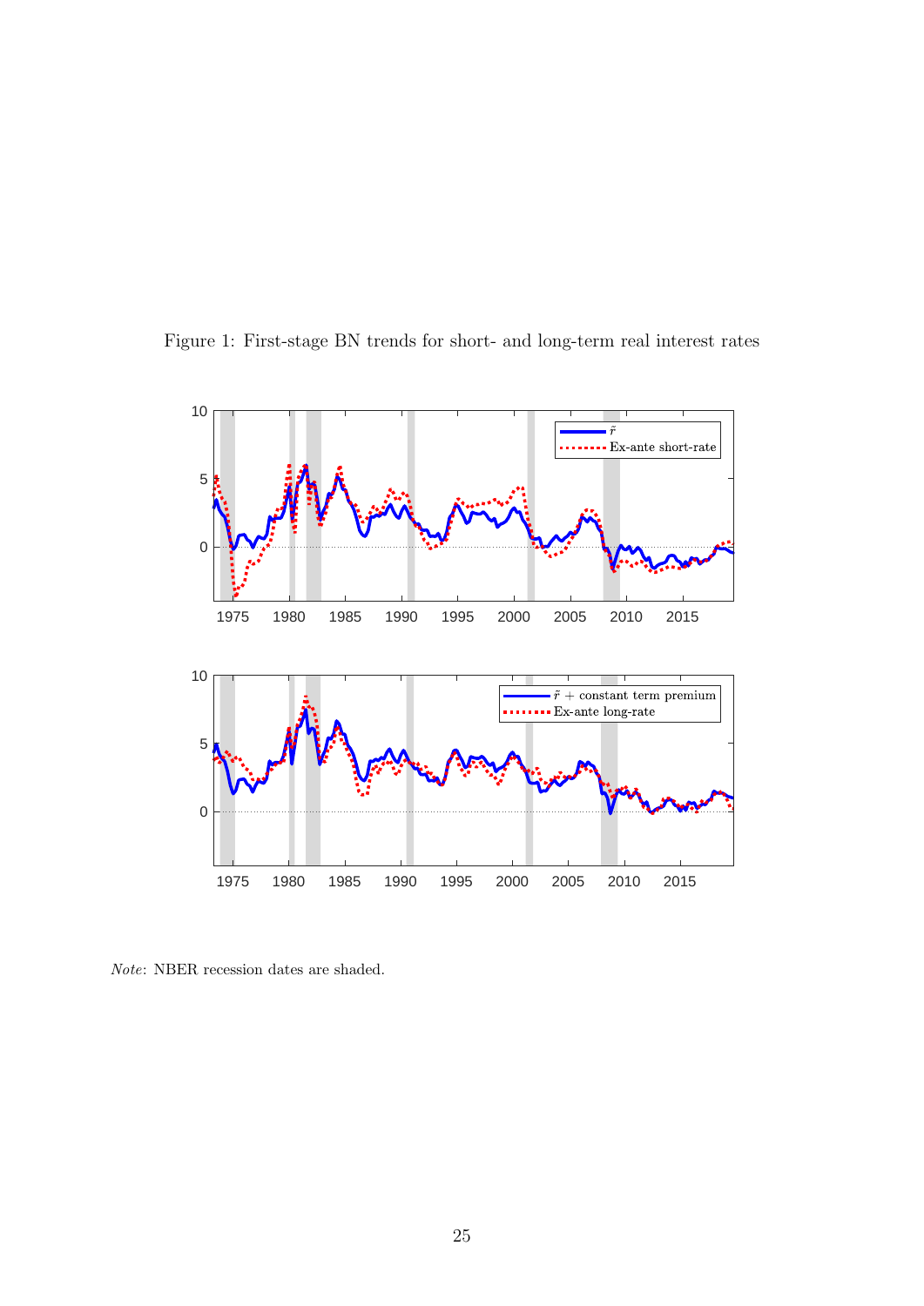Figure 1: First-stage BN trends for short- and long-term real interest rates

10
5
0
1975 1980 1985 1990 1995 2000 2005 2010 2015

$\tilde{r}$
Ex-ante short-rate

10
5
0
1975 1980 1985 1990 1995 2000 2005 2010 2015

$\tilde{r}$ + constant term premium
Ex-ante long-rate

*Note*: NBER recession dates are shaded.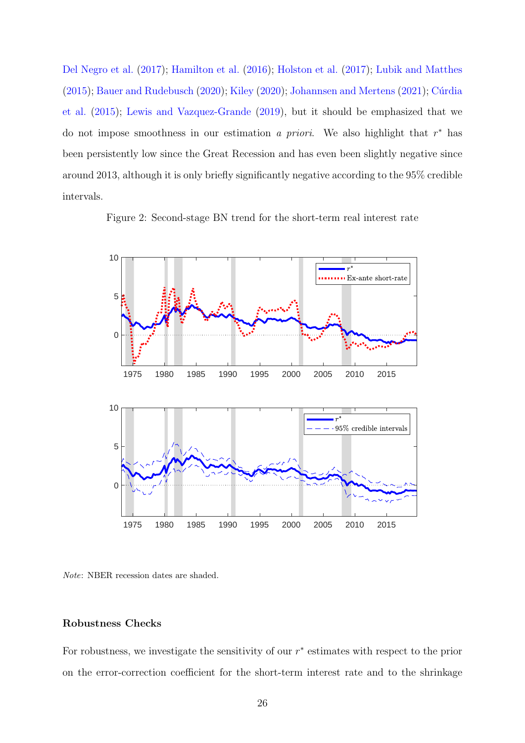Del Negro et al. (2017); Hamilton et al. (2016); Holston et al. (2017); Lubik and Matthes (2015); Bauer and Rudebusch (2020); Kiley (2020); Johannsen and Mertens (2021); Cúrdia et al. (2015); Lewis and Vazquez-Grande (2019), but it should be emphasized that we do not impose smoothness in our estimation *a priori*. We also highlight that $r^*$ has been persistently low since the Great Recession and has even been slightly negative since around 2013, although it is only briefly significantly negative according to the 95% credible intervals.

Figure 2: Second-stage BN trend for the short-term real interest rate

10
5
0
1975 1980 1985 1990 1995 2000 2005 2010 2015
$r^*$
Ex-ante short-rate

10
5
0
1975 1980 1985 1990 1995 2000 2005 2010 2015
$r^*$
95% credible intervals

*Note*: NBER recession dates are shaded.

**Robustness Checks**

For robustness, we investigate the sensitivity of our $r^*$ estimates with respect to the prior on the error-correction coefficient for the short-term interest rate and to the shrinkage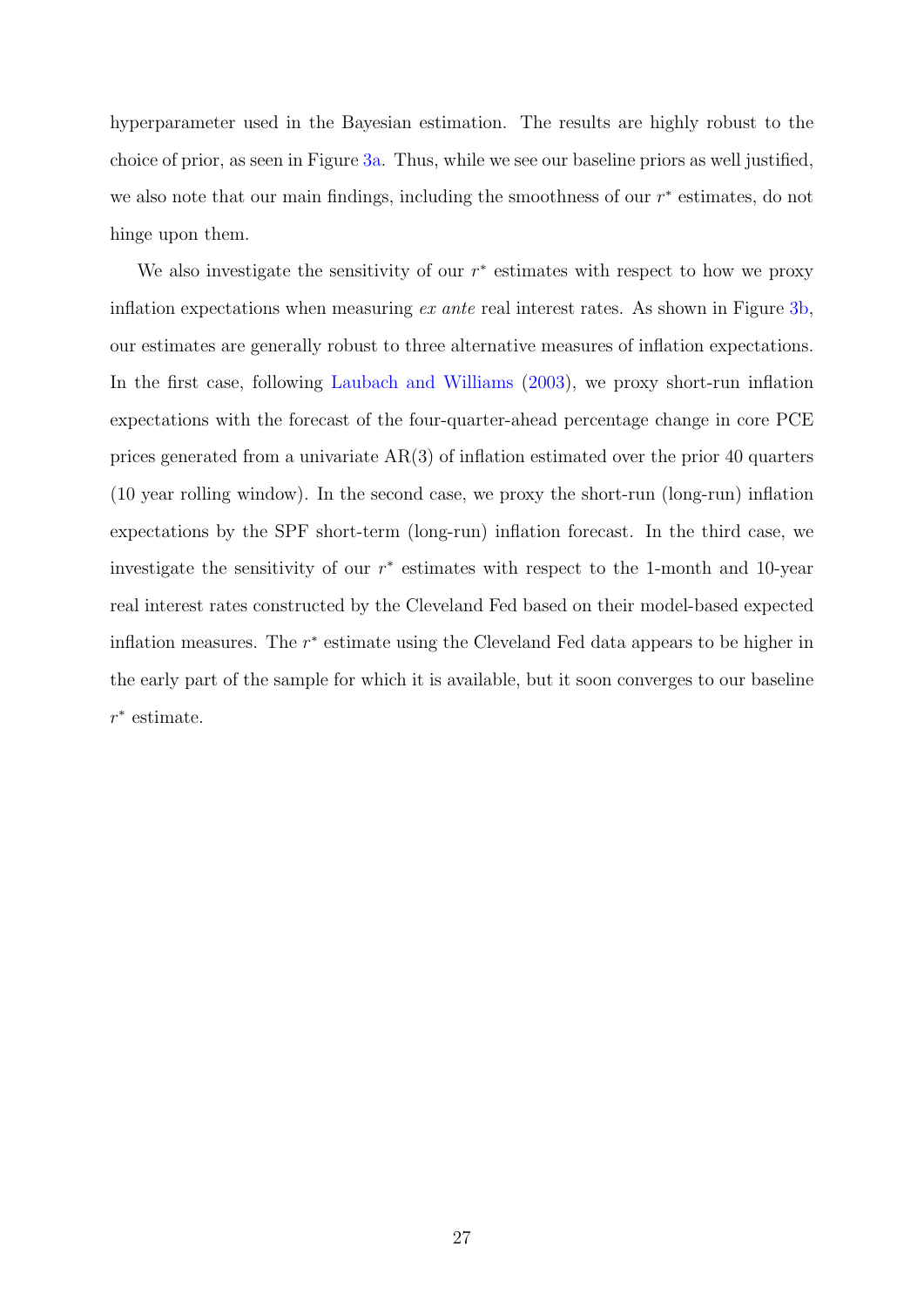hyperparameter used in the Bayesian estimation. The results are highly robust to the choice of prior, as seen in Figure 3a. Thus, while we see our baseline priors as well justified, we also note that our main findings, including the smoothness of our $r^*$ estimates, do not hinge upon them.

We also investigate the sensitivity of our $r^*$ estimates with respect to how we proxy inflation expectations when measuring *ex ante* real interest rates. As shown in Figure 3b, our estimates are generally robust to three alternative measures of inflation expectations. In the first case, following Laubach and Williams (2003), we proxy short-run inflation expectations with the forecast of the four-quarter-ahead percentage change in core PCE prices generated from a univariate AR(3) of inflation estimated over the prior 40 quarters (10 year rolling window). In the second case, we proxy the short-run (long-run) inflation expectations by the SPF short-term (long-run) inflation forecast. In the third case, we investigate the sensitivity of our $r^*$ estimates with respect to the 1-month and 10-year real interest rates constructed by the Cleveland Fed based on their model-based expected inflation measures. The $r^*$ estimate using the Cleveland Fed data appears to be higher in the early part of the sample for which it is available, but it soon converges to our baseline $r^*$ estimate.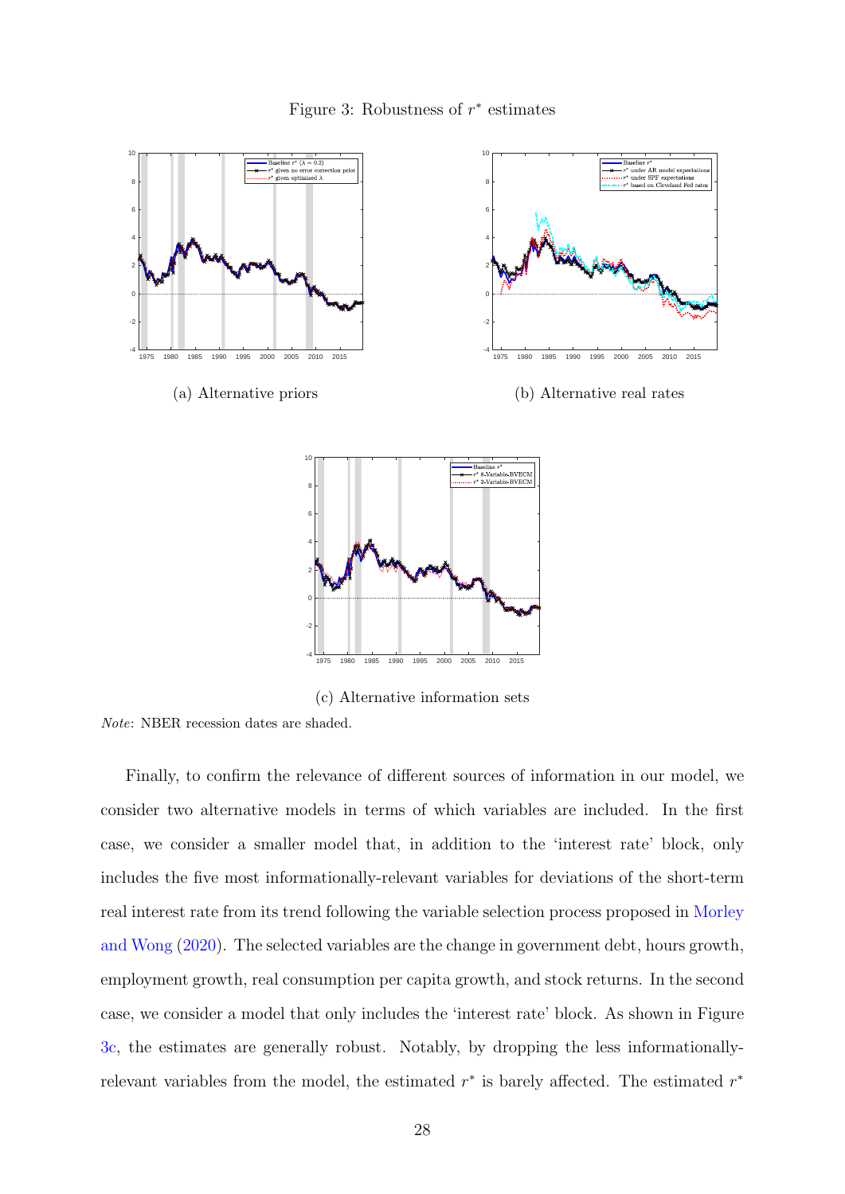Figure 3: Robustness of $r^*$ estimates

10
8
6
4
2
0
-2
-4
1975 1980 1985 1990 1995 2000 2005 2010 2015

Baseline $r^*$ ($\lambda = 0.2$)
$r^*$ given no error correction prior
$r^*$ given optimized $\lambda$

(a) Alternative priors

10
8
6
4
2
0
-2
-4
1975 1980 1985 1990 1995 2000 2005 2010 2015

Baseline $r^*$
$r^*$ under AR model expectations
$r^*$ under SPF expectations
$r^*$ based on Cleveland Fed rates

(b) Alternative real rates

10
8
6
4
2
0
-2
-4
1975 1980 1985 1990 1995 2000 2005 2010 2015

Baseline $r^*$
$r^*$ 8-Variable-BVECM
$r^*$ 3-Variable-BVECM

(c) Alternative information sets

*Note*: NBER recession dates are shaded.

Finally, to confirm the relevance of different sources of information in our model, we consider two alternative models in terms of which variables are included. In the first case, we consider a smaller model that, in addition to the 'interest rate' block, only includes the five most informationally-relevant variables for deviations of the short-term real interest rate from its trend following the variable selection process proposed in Morley and Wong (2020). The selected variables are the change in government debt, hours growth, employment growth, real consumption per capita growth, and stock returns. In the second case, we consider a model that only includes the 'interest rate' block. As shown in Figure 3c, the estimates are generally robust. Notably, by dropping the less informationally-relevant variables from the model, the estimated $r^*$ is barely affected. The estimated $r^*$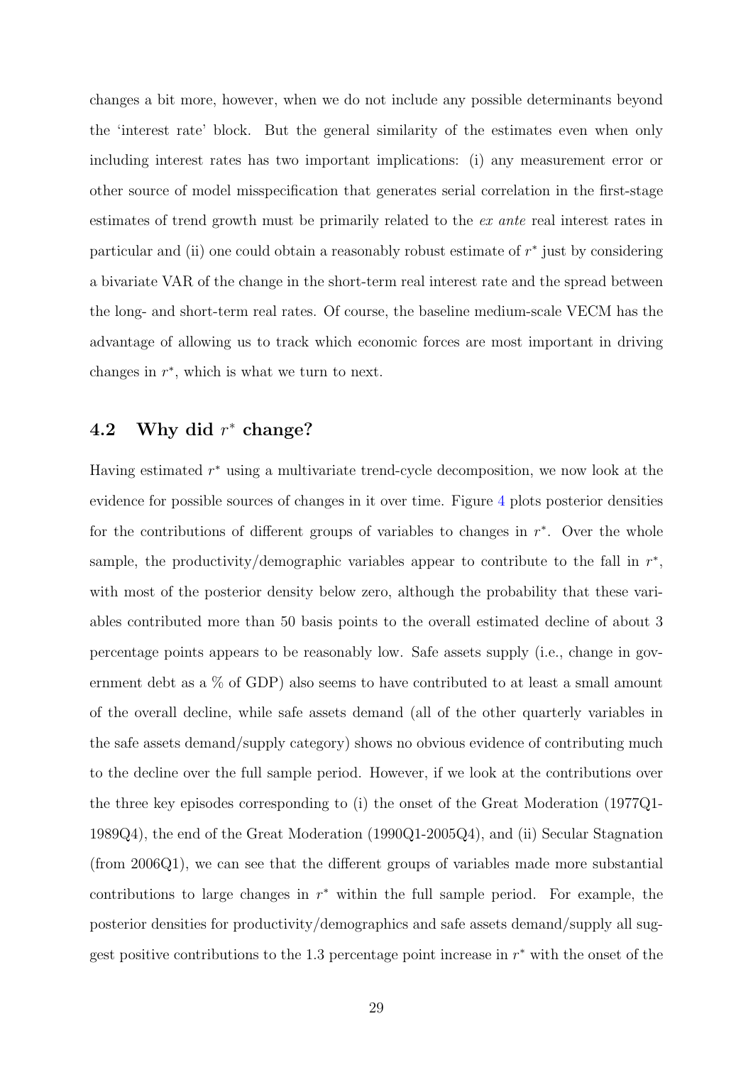changes a bit more, however, when we do not include any possible determinants beyond the 'interest rate' block. But the general similarity of the estimates even when only including interest rates has two important implications: (i) any measurement error or other source of model misspecification that generates serial correlation in the first-stage estimates of trend growth must be primarily related to the *ex ante* real interest rates in particular and (ii) one could obtain a reasonably robust estimate of $r^*$ just by considering a bivariate VAR of the change in the short-term real interest rate and the spread between the long- and short-term real rates. Of course, the baseline medium-scale VECM has the advantage of allowing us to track which economic forces are most important in driving changes in $r^*$, which is what we turn to next.

## 4.2 Why did $r^*$ change?

Having estimated $r^*$ using a multivariate trend-cycle decomposition, we now look at the evidence for possible sources of changes in it over time. Figure 4 plots posterior densities for the contributions of different groups of variables to changes in $r^*$. Over the whole sample, the productivity/demographic variables appear to contribute to the fall in $r^*$, with most of the posterior density below zero, although the probability that these variables contributed more than 50 basis points to the overall estimated decline of about 3 percentage points appears to be reasonably low. Safe assets supply (i.e., change in government debt as a % of GDP) also seems to have contributed to at least a small amount of the overall decline, while safe assets demand (all of the other quarterly variables in the safe assets demand/supply category) shows no obvious evidence of contributing much to the decline over the full sample period. However, if we look at the contributions over the three key episodes corresponding to (i) the onset of the Great Moderation (1977Q1-1989Q4), the end of the Great Moderation (1990Q1-2005Q4), and (ii) Secular Stagnation (from 2006Q1), we can see that the different groups of variables made more substantial contributions to large changes in $r^*$ within the full sample period. For example, the posterior densities for productivity/demographics and safe assets demand/supply all suggest positive contributions to the 1.3 percentage point increase in $r^*$ with the onset of the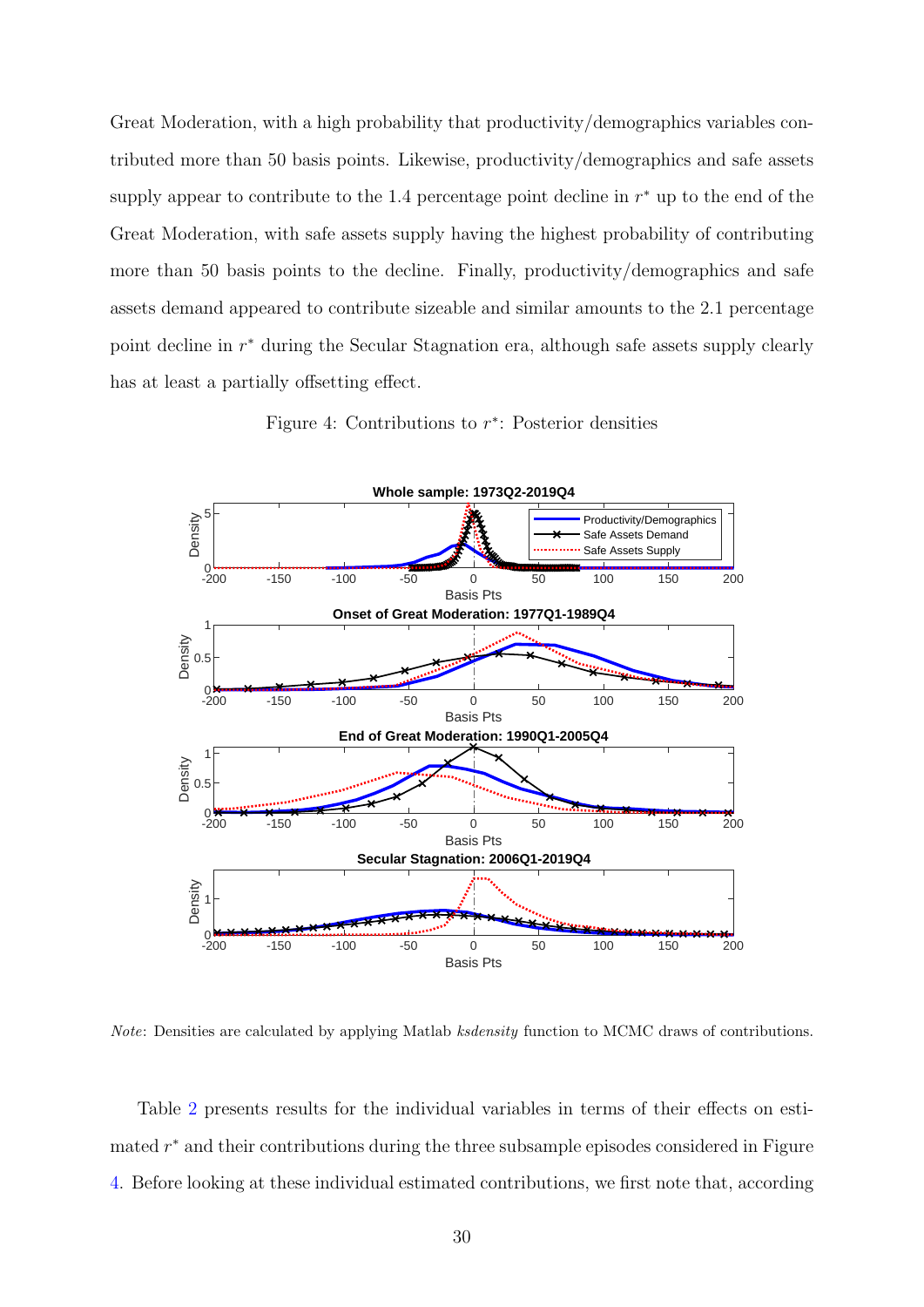Great Moderation, with a high probability that productivity/demographics variables contributed more than 50 basis points. Likewise, productivity/demographics and safe assets supply appear to contribute to the 1.4 percentage point decline in $r^*$ up to the end of the Great Moderation, with safe assets supply having the highest probability of contributing more than 50 basis points to the decline. Finally, productivity/demographics and safe assets demand appeared to contribute sizeable and similar amounts to the 2.1 percentage point decline in $r^*$ during the Secular Stagnation era, although safe assets supply clearly has at least a partially offsetting effect.

Figure 4: Contributions to $r^*$: Posterior densities

Whole sample: 1973Q2-2019Q4

Productivity/Demographics
Safe Assets Demand
Safe Assets Supply

Density

Basis Pts

Onset of Great Moderation: 1977Q1-1989Q4

Density

Basis Pts

End of Great Moderation: 1990Q1-2005Q4

Density

Basis Pts

Secular Stagnation: 2006Q1-2019Q4

Density

Basis Pts

*Note*: Densities are calculated by applying Matlab *ksdensity* function to MCMC draws of contributions.

Table 2 presents results for the individual variables in terms of their effects on estimated $r^*$ and their contributions during the three subsample episodes considered in Figure 4. Before looking at these individual estimated contributions, we first note that, according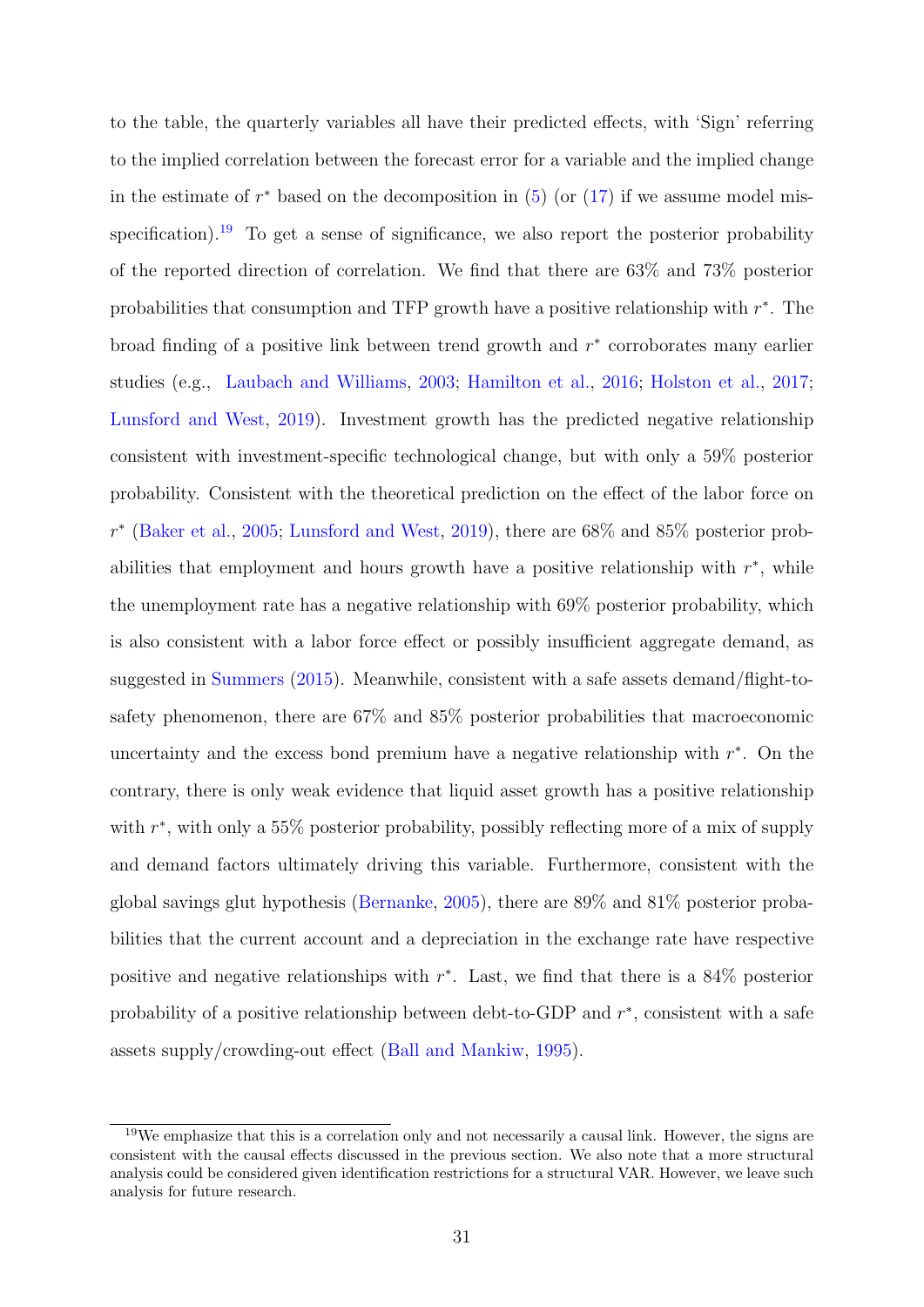to the table, the quarterly variables all have their predicted effects, with 'Sign' referring to the implied correlation between the forecast error for a variable and the implied change in the estimate of $r^*$ based on the decomposition in (5) (or (17) if we assume model misspecification).[19] To get a sense of significance, we also report the posterior probability of the reported direction of correlation. We find that there are 63% and 73% posterior probabilities that consumption and TFP growth have a positive relationship with $r^*$. The broad finding of a positive link between trend growth and $r^*$ corroborates many earlier studies (e.g., Laubach and Williams, 2003; Hamilton et al., 2016; Holston et al., 2017; Lunsford and West, 2019). Investment growth has the predicted negative relationship consistent with investment-specific technological change, but with only a 59% posterior probability. Consistent with the theoretical prediction on the effect of the labor force on $r^*$ (Baker et al., 2005; Lunsford and West, 2019), there are 68% and 85% posterior probabilities that employment and hours growth have a positive relationship with $r^*$, while the unemployment rate has a negative relationship with 69% posterior probability, which is also consistent with a labor force effect or possibly insufficient aggregate demand, as suggested in Summers (2015). Meanwhile, consistent with a safe assets demand/flight-to-safety phenomenon, there are 67% and 85% posterior probabilities that macroeconomic uncertainty and the excess bond premium have a negative relationship with $r^*$. On the contrary, there is only weak evidence that liquid asset growth has a positive relationship with $r^*$, with only a 55% posterior probability, possibly reflecting more of a mix of supply and demand factors ultimately driving this variable. Furthermore, consistent with the global savings glut hypothesis (Bernanke, 2005), there are 89% and 81% posterior probabilities that the current account and a depreciation in the exchange rate have respective positive and negative relationships with $r^*$. Last, we find that there is a 84% posterior probability of a positive relationship between debt-to-GDP and $r^*$, consistent with a safe assets supply/crowding-out effect (Ball and Mankiw, 1995).

[19] We emphasize that this is a correlation only and not necessarily a causal link. However, the signs are consistent with the causal effects discussed in the previous section. We also note that a more structural analysis could be considered given identification restrictions for a structural VAR. However, we leave such analysis for future research.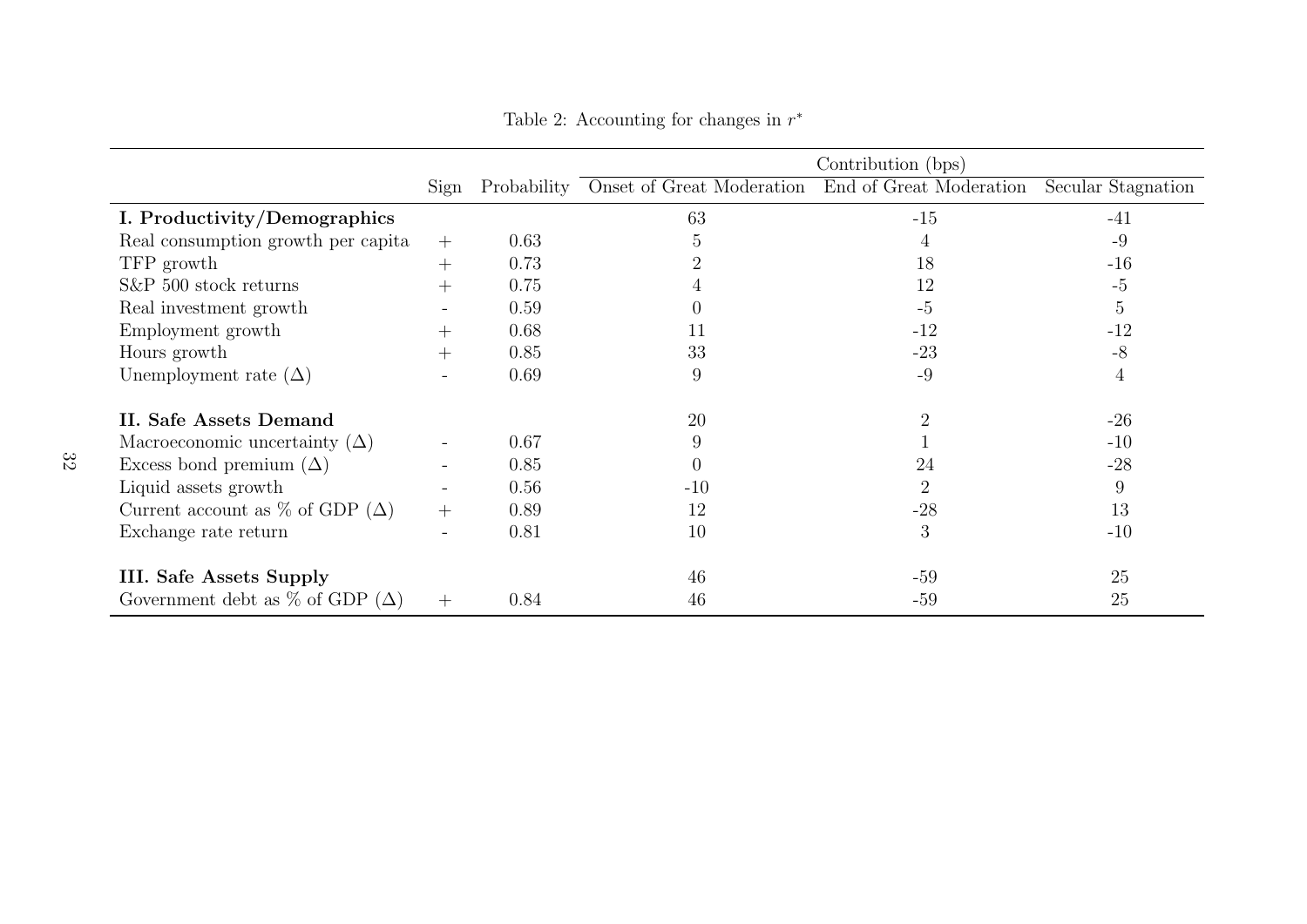Table 2: Accounting for changes in $r^*$

| | Sign | Probability | Contribution (bps) | | |
|---|---|---|---|---|---|
| | | | Onset of Great Moderation | End of Great Moderation | Secular Stagnation |
| **I. Productivity/Demographics** | | | 63 | -15 | -41 |
| Real consumption growth per capita | + | 0.63 | 5 | 4 | -9 |
| TFP growth | + | 0.73 | 2 | 18 | -16 |
| S&P 500 stock returns | + | 0.75 | 4 | 12 | -5 |
| Real investment growth | - | 0.59 | 0 | -5 | 5 |
| Employment growth | + | 0.68 | 11 | -12 | -12 |
| Hours growth | + | 0.85 | 33 | -23 | -8 |
| Unemployment rate ($\Delta$) | - | 0.69 | 9 | -9 | 4 |
| **II. Safe Assets Demand** | | | 20 | 2 | -26 |
| Macroeconomic uncertainty ($\Delta$) | - | 0.67 | 9 | 1 | -10 |
| Excess bond premium ($\Delta$) | - | 0.85 | 0 | 24 | -28 |
| Liquid assets growth | - | 0.56 | -10 | 2 | 9 |
| Current account as % of GDP ($\Delta$) | + | 0.89 | 12 | -28 | 13 |
| Exchange rate return | - | 0.81 | 10 | 3 | -10 |
| **III. Safe Assets Supply** | | | 46 | -59 | 25 |
| Government debt as % of GDP ($\Delta$) | + | 0.84 | 46 | -59 | 25 |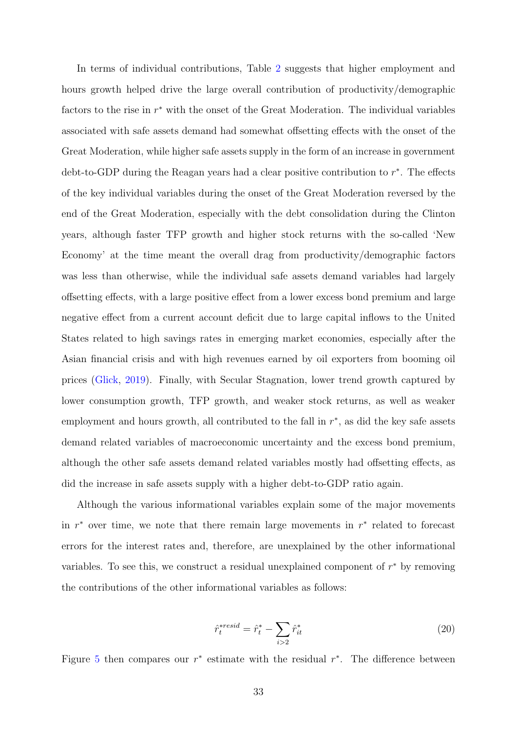In terms of individual contributions, Table 2 suggests that higher employment and hours growth helped drive the large overall contribution of productivity/demographic factors to the rise in $r^*$ with the onset of the Great Moderation. The individual variables associated with safe assets demand had somewhat offsetting effects with the onset of the Great Moderation, while higher safe assets supply in the form of an increase in government debt-to-GDP during the Reagan years had a clear positive contribution to $r^*$. The effects of the key individual variables during the onset of the Great Moderation reversed by the end of the Great Moderation, especially with the debt consolidation during the Clinton years, although faster TFP growth and higher stock returns with the so-called 'New Economy' at the time meant the overall drag from productivity/demographic factors was less than otherwise, while the individual safe assets demand variables had largely offsetting effects, with a large positive effect from a lower excess bond premium and large negative effect from a current account deficit due to large capital inflows to the United States related to high savings rates in emerging market economies, especially after the Asian financial crisis and with high revenues earned by oil exporters from booming oil prices (Glick, 2019). Finally, with Secular Stagnation, lower trend growth captured by lower consumption growth, TFP growth, and weaker stock returns, as well as weaker employment and hours growth, all contributed to the fall in $r^*$, as did the key safe assets demand related variables of macroeconomic uncertainty and the excess bond premium, although the other safe assets demand related variables mostly had offsetting effects, as did the increase in safe assets supply with a higher debt-to-GDP ratio again.

Although the various informational variables explain some of the major movements in $r^*$ over time, we note that there remain large movements in $r^*$ related to forecast errors for the interest rates and, therefore, are unexplained by the other informational variables. To see this, we construct a residual unexplained component of $r^*$ by removing the contributions of the other informational variables as follows:

$$\hat{r}_t^{*resid} = \hat{r}_t^* - \sum_{i>2} \hat{r}_{it}^* \tag{20}$$

Figure 5 then compares our $r^*$ estimate with the residual $r^*$. The difference between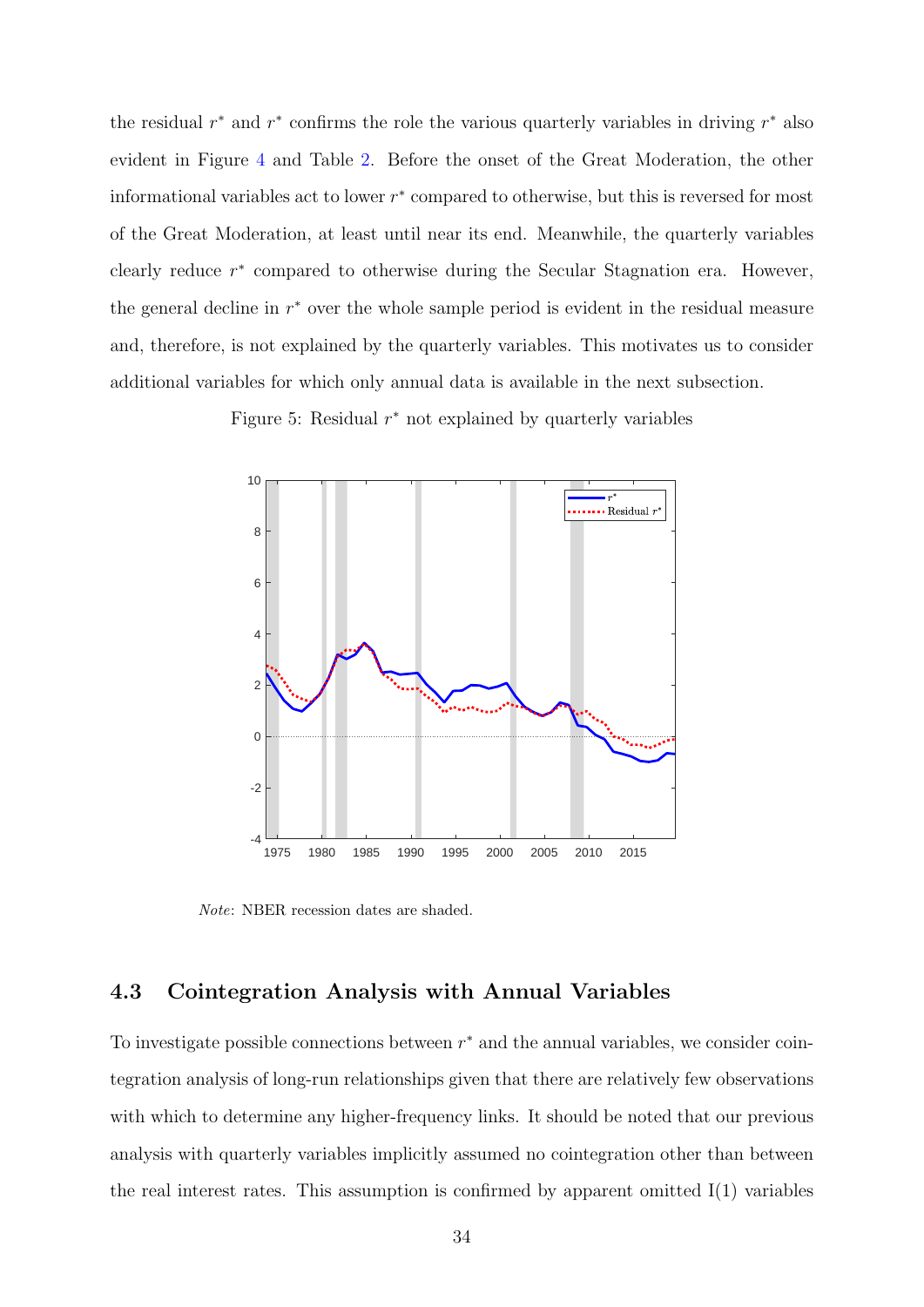the residual $r^*$ and $r^*$ confirms the role the various quarterly variables in driving $r^*$ also evident in Figure 4 and Table 2. Before the onset of the Great Moderation, the other informational variables act to lower $r^*$ compared to otherwise, but this is reversed for most of the Great Moderation, at least until near its end. Meanwhile, the quarterly variables clearly reduce $r^*$ compared to otherwise during the Secular Stagnation era. However, the general decline in $r^*$ over the whole sample period is evident in the residual measure and, therefore, is not explained by the quarterly variables. This motivates us to consider additional variables for which only annual data is available in the next subsection.

Figure 5: Residual $r^*$ not explained by quarterly variables

$r^*$
Residual $r^*$

10
8
6
4
2
0
-2
-4

1975 1980 1985 1990 1995 2000 2005 2010 2015

*Note*: NBER recession dates are shaded.

## 4.3 Cointegration Analysis with Annual Variables

To investigate possible connections between $r^*$ and the annual variables, we consider cointegration analysis of long-run relationships given that there are relatively few observations with which to determine any higher-frequency links. It should be noted that our previous analysis with quarterly variables implicitly assumed no cointegration other than between the real interest rates. This assumption is confirmed by apparent omitted I(1) variables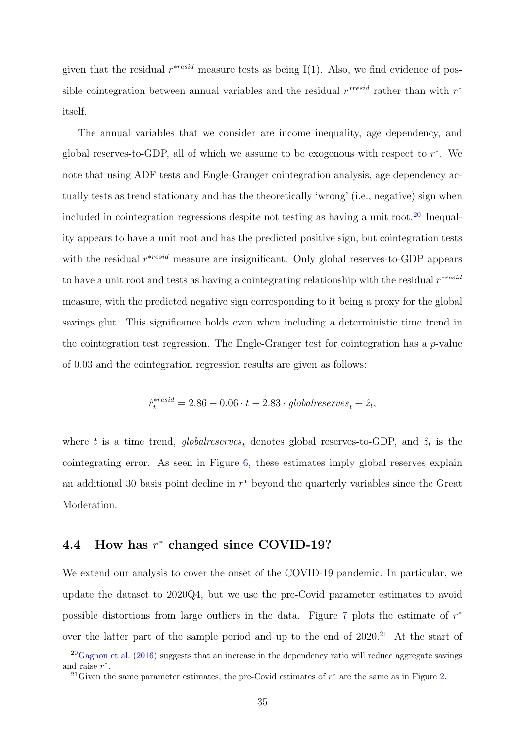given that the residual $r^{*resid}$ measure tests as being I(1). Also, we find evidence of possible cointegration between annual variables and the residual $r^{*resid}$ rather than with $r^*$ itself.

The annual variables that we consider are income inequality, age dependency, and global reserves-to-GDP, all of which we assume to be exogenous with respect to $r^*$. We note that using ADF tests and Engle-Granger cointegration analysis, age dependency actually tests as trend stationary and has the theoretically 'wrong' (i.e., negative) sign when included in cointegration regressions despite not testing as having a unit root.[20] Inequality appears to have a unit root and has the predicted positive sign, but cointegration tests with the residual $r^{*resid}$ measure are insignificant. Only global reserves-to-GDP appears to have a unit root and tests as having a cointegrating relationship with the residual $r^{*resid}$ measure, with the predicted negative sign corresponding to it being a proxy for the global savings glut. This significance holds even when including a deterministic time trend in the cointegration test regression. The Engle-Granger test for cointegration has a $p$-value of 0.03 and the cointegration regression results are given as follows:

$$\hat{r}_t^{*resid} = 2.86 - 0.06 \cdot t - 2.83 \cdot \textit{globalreserves}_t + \hat{z}_t,$$

where $t$ is a time trend, $\textit{globalreserves}_t$ denotes global reserves-to-GDP, and $\hat{z}_t$ is the cointegrating error. As seen in Figure 6, these estimates imply global reserves explain an additional 30 basis point decline in $r^*$ beyond the quarterly variables since the Great Moderation.

## 4.4 How has $r^*$ changed since COVID-19?

We extend our analysis to cover the onset of the COVID-19 pandemic. In particular, we update the dataset to 2020Q4, but we use the pre-Covid parameter estimates to avoid possible distortions from large outliers in the data. Figure 7 plots the estimate of $r^*$ over the latter part of the sample period and up to the end of 2020.[21] At the start of

[20] Gagnon et al. (2016) suggests that an increase in the dependency ratio will reduce aggregate savings and raise $r^*$.

[21] Given the same parameter estimates, the pre-Covid estimates of $r^*$ are the same as in Figure 2.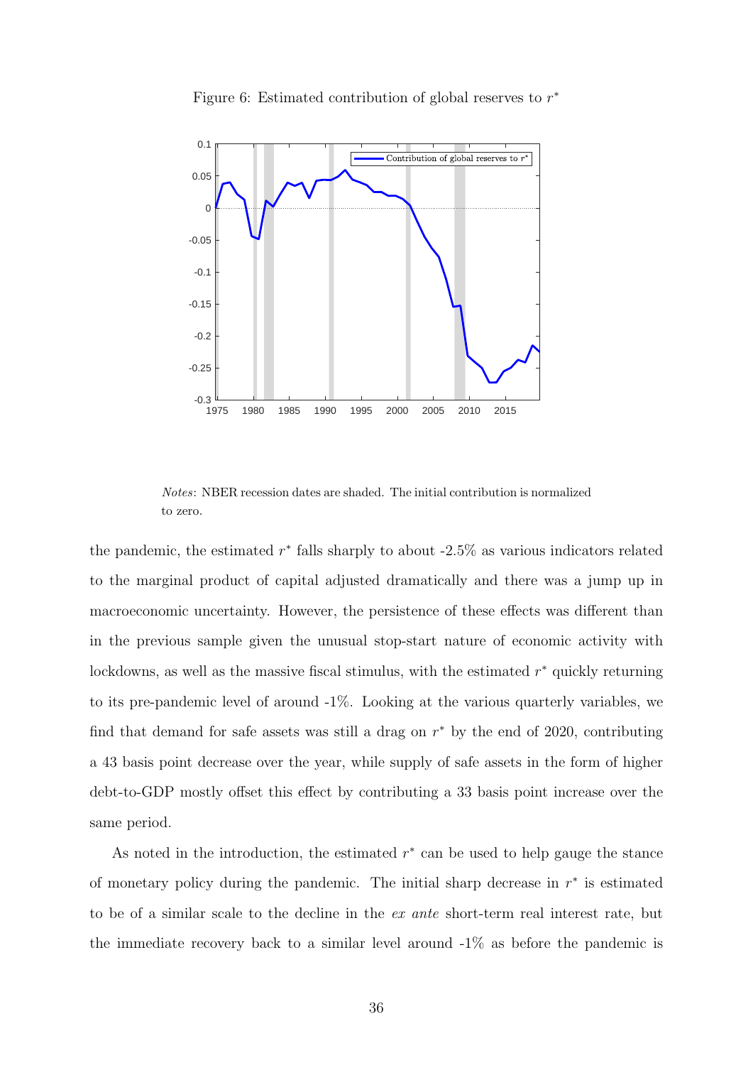Figure 6: Estimated contribution of global reserves to $r^*$

Contribution of global reserves to $r^*$

0.1
0.05
0
-0.05
-0.1
-0.15
-0.2
-0.25
-0.3

1975 1980 1985 1990 1995 2000 2005 2010 2015

*Notes*: NBER recession dates are shaded. The initial contribution is normalized to zero.

the pandemic, the estimated $r^*$ falls sharply to about -2.5% as various indicators related to the marginal product of capital adjusted dramatically and there was a jump up in macroeconomic uncertainty. However, the persistence of these effects was different than in the previous sample given the unusual stop-start nature of economic activity with lockdowns, as well as the massive fiscal stimulus, with the estimated $r^*$ quickly returning to its pre-pandemic level of around -1%. Looking at the various quarterly variables, we find that demand for safe assets was still a drag on $r^*$ by the end of 2020, contributing a 43 basis point decrease over the year, while supply of safe assets in the form of higher debt-to-GDP mostly offset this effect by contributing a 33 basis point increase over the same period.

As noted in the introduction, the estimated $r^*$ can be used to help gauge the stance of monetary policy during the pandemic. The initial sharp decrease in $r^*$ is estimated to be of a similar scale to the decline in the *ex ante* short-term real interest rate, but the immediate recovery back to a similar level around -1% as before the pandemic is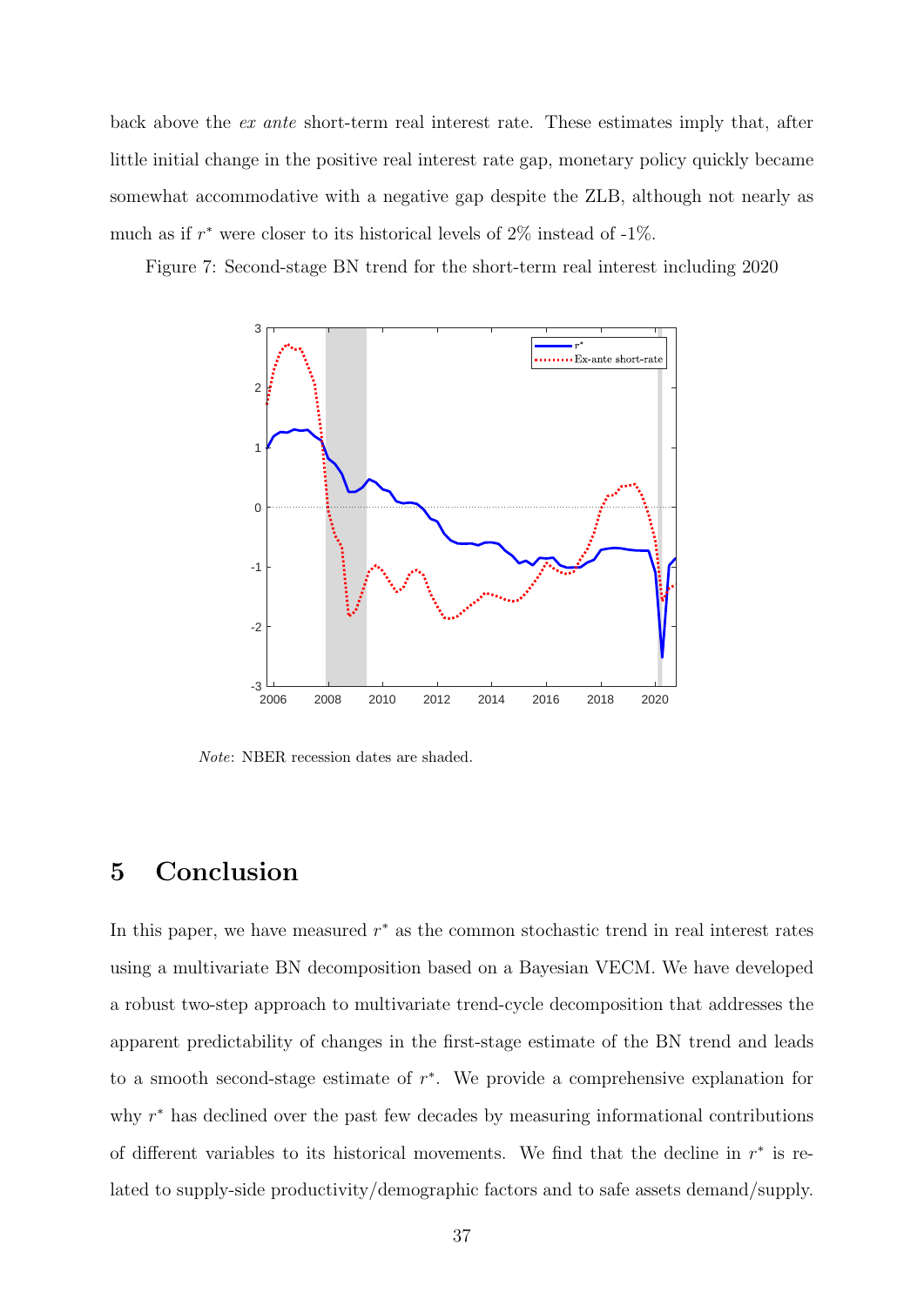back above the *ex ante* short-term real interest rate. These estimates imply that, after little initial change in the positive real interest rate gap, monetary policy quickly became somewhat accommodative with a negative gap despite the ZLB, although not nearly as much as if $r^*$ were closer to its historical levels of 2% instead of -1%.

Figure 7: Second-stage BN trend for the short-term real interest including 2020

$r^*$
Ex-ante short-rate

3
2
1
0
-1
-2
-3

2006 2008 2010 2012 2014 2016 2018 2020

*Note*: NBER recession dates are shaded.

# 5 Conclusion

In this paper, we have measured $r^*$ as the common stochastic trend in real interest rates using a multivariate BN decomposition based on a Bayesian VECM. We have developed a robust two-step approach to multivariate trend-cycle decomposition that addresses the apparent predictability of changes in the first-stage estimate of the BN trend and leads to a smooth second-stage estimate of $r^*$. We provide a comprehensive explanation for why $r^*$ has declined over the past few decades by measuring informational contributions of different variables to its historical movements. We find that the decline in $r^*$ is related to supply-side productivity/demographic factors and to safe assets demand/supply.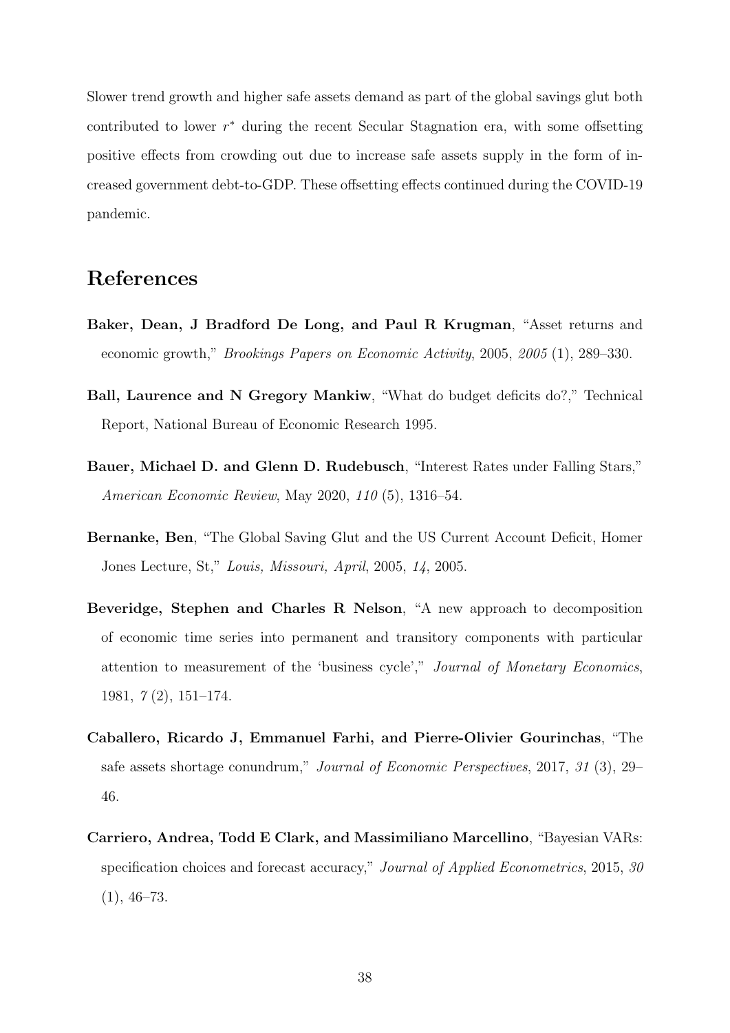Slower trend growth and higher safe assets demand as part of the global savings glut both contributed to lower $r^*$ during the recent Secular Stagnation era, with some offsetting positive effects from crowding out due to increase safe assets supply in the form of increased government debt-to-GDP. These offsetting effects continued during the COVID-19 pandemic.

# References

**Baker, Dean, J Bradford De Long, and Paul R Krugman**, "Asset returns and economic growth," *Brookings Papers on Economic Activity*, 2005, *2005* (1), 289–330.

**Ball, Laurence and N Gregory Mankiw**, "What do budget deficits do?," Technical Report, National Bureau of Economic Research 1995.

**Bauer, Michael D. and Glenn D. Rudebusch**, "Interest Rates under Falling Stars," *American Economic Review*, May 2020, *110* (5), 1316–54.

**Bernanke, Ben**, "The Global Saving Glut and the US Current Account Deficit, Homer Jones Lecture, St," *Louis, Missouri, April*, 2005, *14*, 2005.

**Beveridge, Stephen and Charles R Nelson**, "A new approach to decomposition of economic time series into permanent and transitory components with particular attention to measurement of the 'business cycle'," *Journal of Monetary Economics*, 1981, *7* (2), 151–174.

**Caballero, Ricardo J, Emmanuel Farhi, and Pierre-Olivier Gourinchas**, "The safe assets shortage conundrum," *Journal of Economic Perspectives*, 2017, *31* (3), 29–46.

**Carriero, Andrea, Todd E Clark, and Massimiliano Marcellino**, "Bayesian VARs: specification choices and forecast accuracy," *Journal of Applied Econometrics*, 2015, *30* (1), 46–73.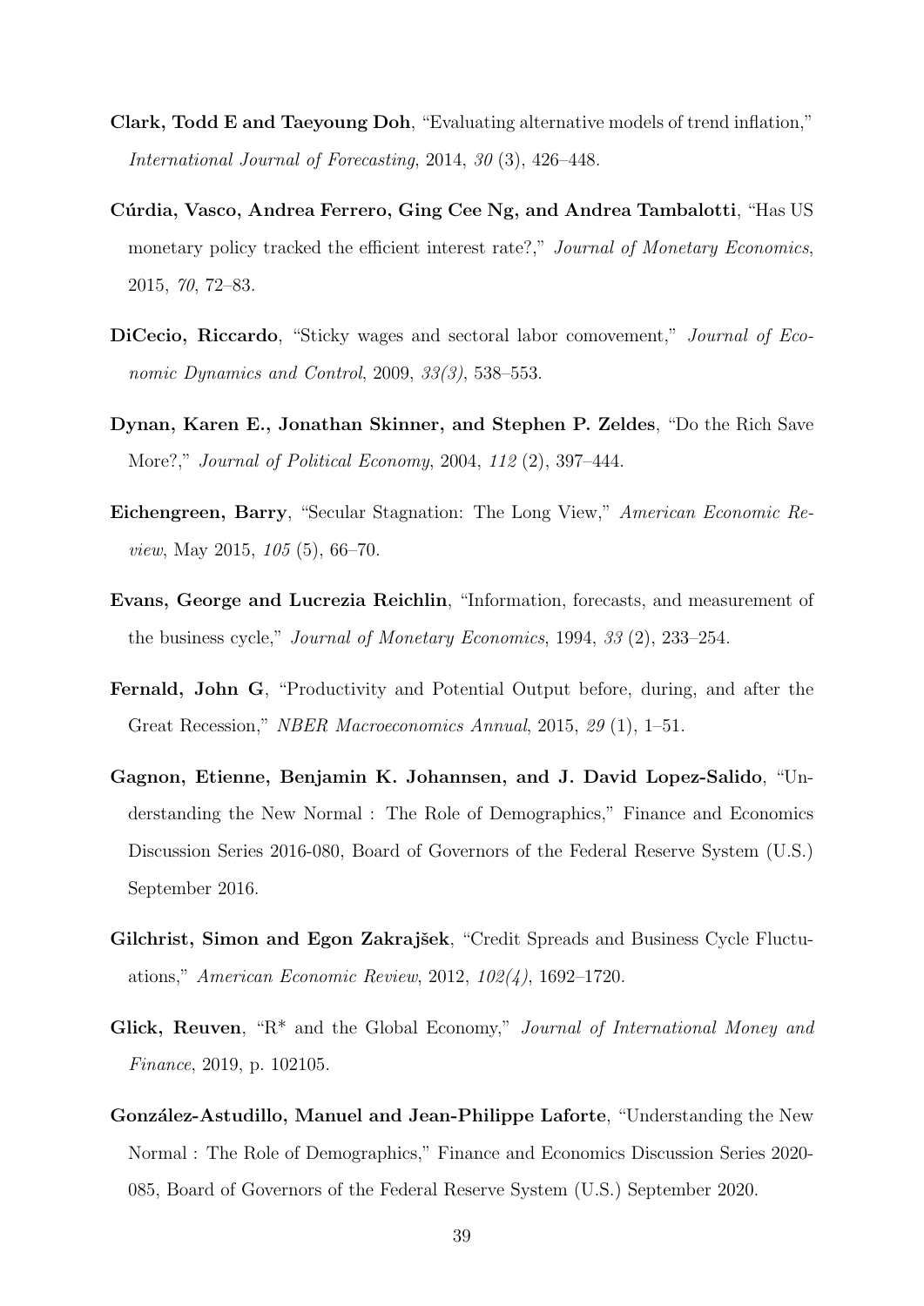**Clark, Todd E and Taeyoung Doh**, "Evaluating alternative models of trend inflation," *International Journal of Forecasting*, 2014, *30* (3), 426–448.

**Cúrdia, Vasco, Andrea Ferrero, Ging Cee Ng, and Andrea Tambalotti**, "Has US monetary policy tracked the efficient interest rate?," *Journal of Monetary Economics*, 2015, *70*, 72–83.

**DiCecio, Riccardo**, "Sticky wages and sectoral labor comovement," *Journal of Economic Dynamics and Control*, 2009, *33(3)*, 538–553.

**Dynan, Karen E., Jonathan Skinner, and Stephen P. Zeldes**, "Do the Rich Save More?," *Journal of Political Economy*, 2004, *112* (2), 397–444.

**Eichengreen, Barry**, "Secular Stagnation: The Long View," *American Economic Review*, May 2015, *105* (5), 66–70.

**Evans, George and Lucrezia Reichlin**, "Information, forecasts, and measurement of the business cycle," *Journal of Monetary Economics*, 1994, *33* (2), 233–254.

**Fernald, John G**, "Productivity and Potential Output before, during, and after the Great Recession," *NBER Macroeconomics Annual*, 2015, *29* (1), 1–51.

**Gagnon, Etienne, Benjamin K. Johannsen, and J. David Lopez-Salido**, "Understanding the New Normal : The Role of Demographics," Finance and Economics Discussion Series 2016-080, Board of Governors of the Federal Reserve System (U.S.) September 2016.

**Gilchrist, Simon and Egon Zakrajšek**, "Credit Spreads and Business Cycle Fluctuations," *American Economic Review*, 2012, *102(4)*, 1692–1720.

**Glick, Reuven**, "R* and the Global Economy," *Journal of International Money and Finance*, 2019, p. 102105.

**González-Astudillo, Manuel and Jean-Philippe Laforte**, "Understanding the New Normal : The Role of Demographics," Finance and Economics Discussion Series 2020-085, Board of Governors of the Federal Reserve System (U.S.) September 2020.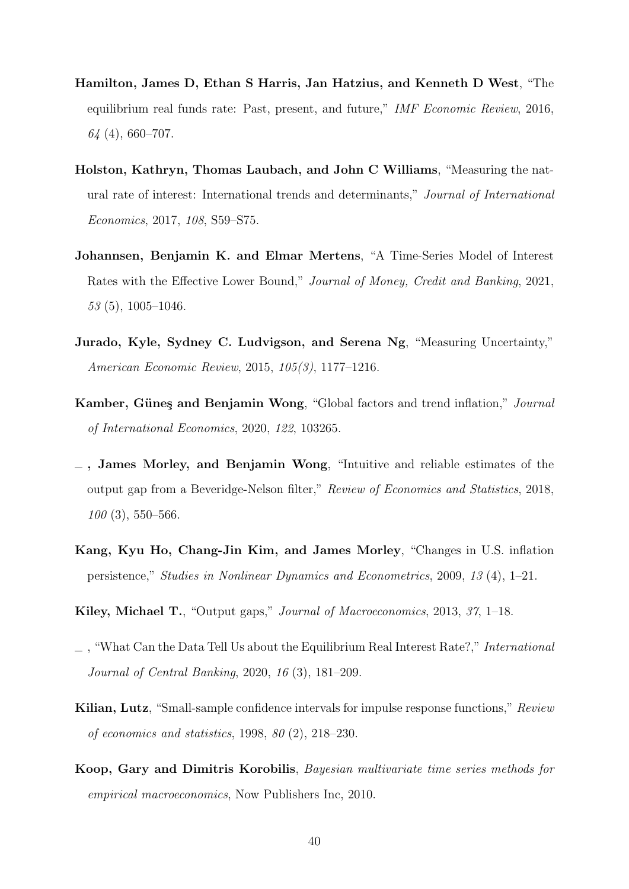**Hamilton, James D, Ethan S Harris, Jan Hatzius, and Kenneth D West**, "The equilibrium real funds rate: Past, present, and future," *IMF Economic Review*, 2016, *64* (4), 660–707.

**Holston, Kathryn, Thomas Laubach, and John C Williams**, "Measuring the natural rate of interest: International trends and determinants," *Journal of International Economics*, 2017, *108*, S59–S75.

**Johannsen, Benjamin K. and Elmar Mertens**, "A Time-Series Model of Interest Rates with the Effective Lower Bound," *Journal of Money, Credit and Banking*, 2021, *53* (5), 1005–1046.

**Jurado, Kyle, Sydney C. Ludvigson, and Serena Ng**, "Measuring Uncertainty," *American Economic Review*, 2015, *105(3)*, 1177–1216.

**Kamber, Güneş and Benjamin Wong**, "Global factors and trend inflation," *Journal of International Economics*, 2020, *122*, 103265.

**_ , James Morley, and Benjamin Wong**, "Intuitive and reliable estimates of the output gap from a Beveridge-Nelson filter," *Review of Economics and Statistics*, 2018, *100* (3), 550–566.

**Kang, Kyu Ho, Chang-Jin Kim, and James Morley**, "Changes in U.S. inflation persistence," *Studies in Nonlinear Dynamics and Econometrics*, 2009, *13* (4), 1–21.

**Kiley, Michael T.**, "Output gaps," *Journal of Macroeconomics*, 2013, *37*, 1–18.

_ , "What Can the Data Tell Us about the Equilibrium Real Interest Rate?," *International Journal of Central Banking*, 2020, *16* (3), 181–209.

**Kilian, Lutz**, "Small-sample confidence intervals for impulse response functions," *Review of economics and statistics*, 1998, *80* (2), 218–230.

**Koop, Gary and Dimitris Korobilis**, *Bayesian multivariate time series methods for empirical macroeconomics*, Now Publishers Inc, 2010.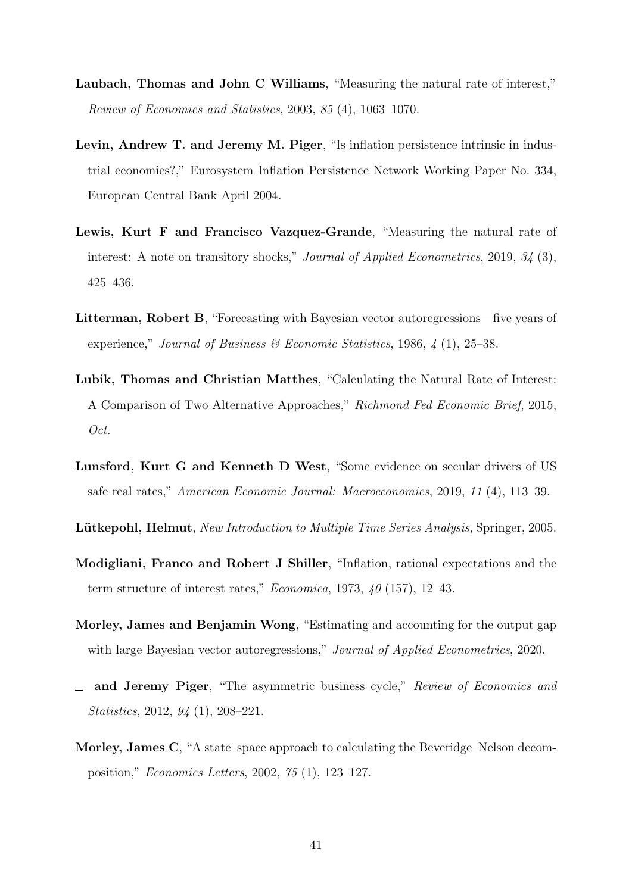**Laubach, Thomas and John C Williams**, "Measuring the natural rate of interest," *Review of Economics and Statistics*, 2003, *85* (4), 1063–1070.

**Levin, Andrew T. and Jeremy M. Piger**, "Is inflation persistence intrinsic in industrial economies?," Eurosystem Inflation Persistence Network Working Paper No. 334, European Central Bank April 2004.

**Lewis, Kurt F and Francisco Vazquez-Grande**, "Measuring the natural rate of interest: A note on transitory shocks," *Journal of Applied Econometrics*, 2019, *34* (3), 425–436.

**Litterman, Robert B**, "Forecasting with Bayesian vector autoregressions—five years of experience," *Journal of Business & Economic Statistics*, 1986, *4* (1), 25–38.

**Lubik, Thomas and Christian Matthes**, "Calculating the Natural Rate of Interest: A Comparison of Two Alternative Approaches," *Richmond Fed Economic Brief*, 2015, *Oct.*

**Lunsford, Kurt G and Kenneth D West**, "Some evidence on secular drivers of US safe real rates," *American Economic Journal: Macroeconomics*, 2019, *11* (4), 113–39.

**Lütkepohl, Helmut**, *New Introduction to Multiple Time Series Analysis*, Springer, 2005.

**Modigliani, Franco and Robert J Shiller**, "Inflation, rational expectations and the term structure of interest rates," *Economica*, 1973, *40* (157), 12–43.

**Morley, James and Benjamin Wong**, "Estimating and accounting for the output gap with large Bayesian vector autoregressions," *Journal of Applied Econometrics*, 2020.

_ **and Jeremy Piger**, "The asymmetric business cycle," *Review of Economics and Statistics*, 2012, *94* (1), 208–221.

**Morley, James C**, "A state–space approach to calculating the Beveridge–Nelson decomposition," *Economics Letters*, 2002, *75* (1), 123–127.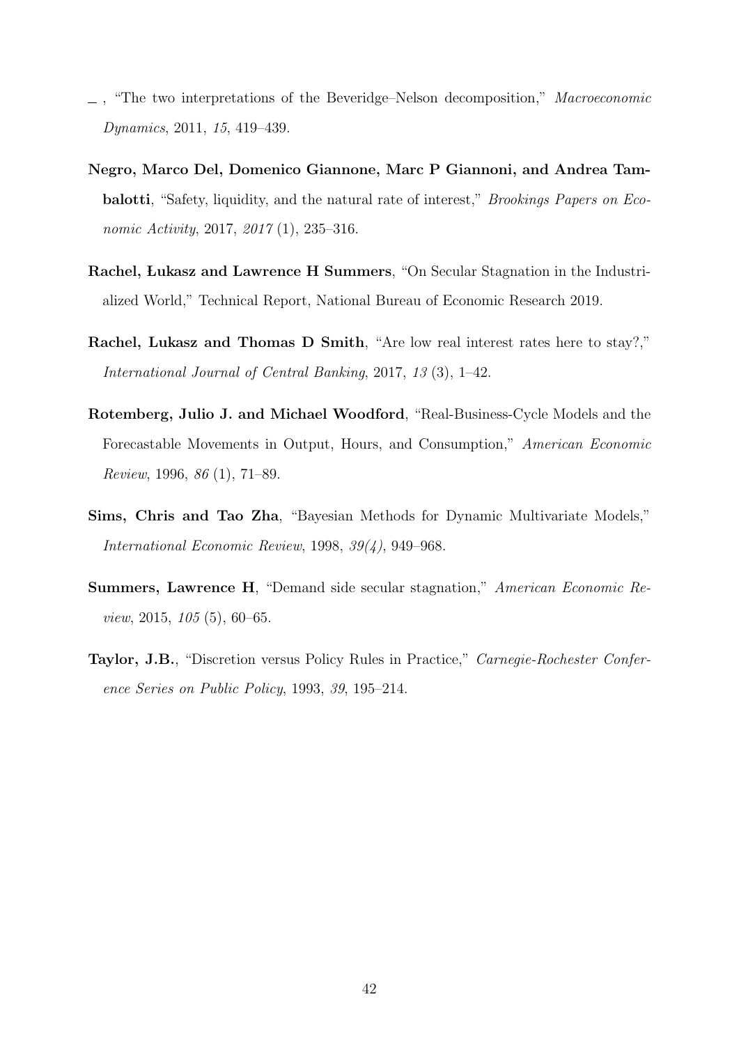— , "The two interpretations of the Beveridge–Nelson decomposition," *Macroeconomic Dynamics*, 2011, *15*, 419–439.

**Negro, Marco Del, Domenico Giannone, Marc P Giannoni, and Andrea Tambalotti**, "Safety, liquidity, and the natural rate of interest," *Brookings Papers on Economic Activity*, 2017, *2017* (1), 235–316.

**Rachel, Łukasz and Lawrence H Summers**, "On Secular Stagnation in the Industrialized World," Technical Report, National Bureau of Economic Research 2019.

**Rachel, Lukasz and Thomas D Smith**, "Are low real interest rates here to stay?," *International Journal of Central Banking*, 2017, *13* (3), 1–42.

**Rotemberg, Julio J. and Michael Woodford**, "Real-Business-Cycle Models and the Forecastable Movements in Output, Hours, and Consumption," *American Economic Review*, 1996, *86* (1), 71–89.

**Sims, Chris and Tao Zha**, "Bayesian Methods for Dynamic Multivariate Models," *International Economic Review*, 1998, *39(4)*, 949–968.

**Summers, Lawrence H**, "Demand side secular stagnation," *American Economic Review*, 2015, *105* (5), 60–65.

**Taylor, J.B.**, "Discretion versus Policy Rules in Practice," *Carnegie-Rochester Conference Series on Public Policy*, 1993, *39*, 195–214.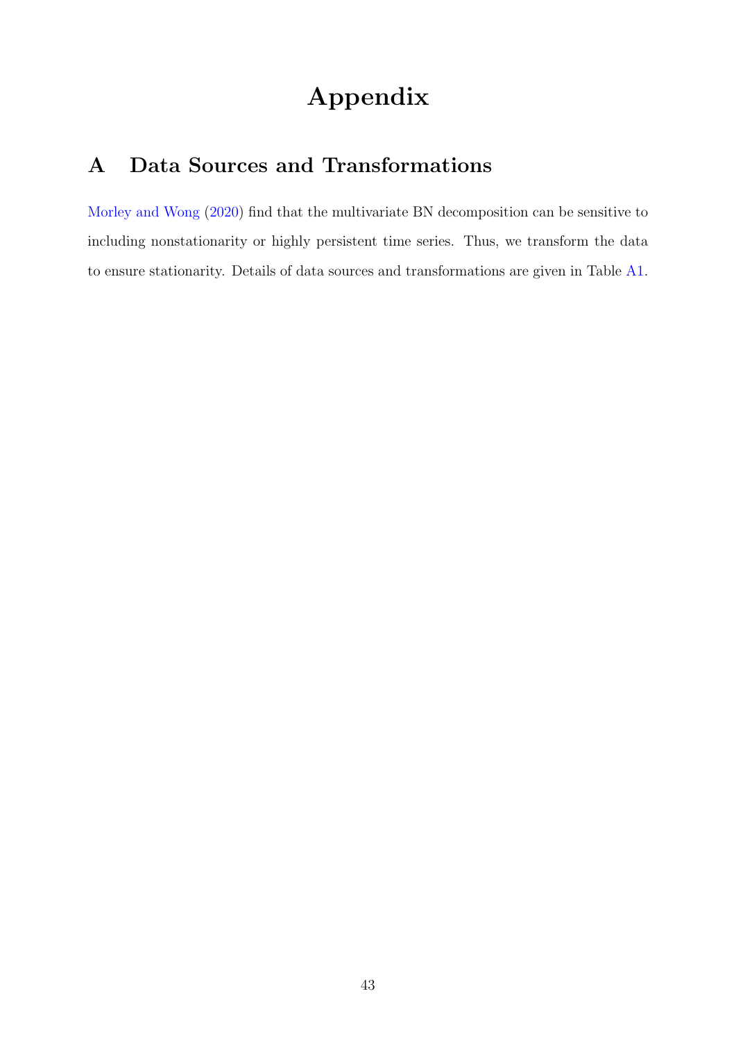# Appendix

## A Data Sources and Transformations

Morley and Wong (2020) find that the multivariate BN decomposition can be sensitive to including nonstationarity or highly persistent time series. Thus, we transform the data to ensure stationarity. Details of data sources and transformations are given in Table A1.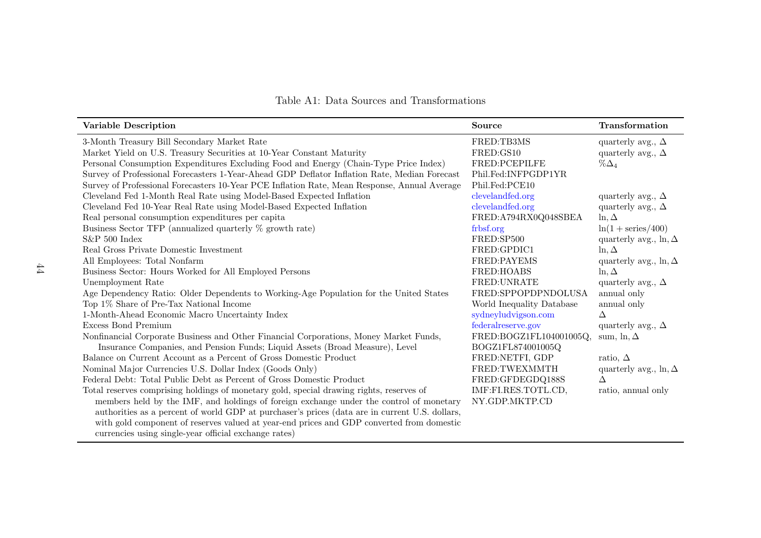Table A1: Data Sources and Transformations

| **Variable Description** | **Source** | **Transformation** |
|---|---|---|
| 3-Month Treasury Bill Secondary Market Rate | FRED:TB3MS | quarterly avg., $\Delta$ |
| Market Yield on U.S. Treasury Securities at 10-Year Constant Maturity | FRED:GS10 | quarterly avg., $\Delta$ |
| Personal Consumption Expenditures Excluding Food and Energy (Chain-Type Price Index) | FRED:PCEPILFE | $\%\Delta_4$ |
| Survey of Professional Forecasters 1-Year-Ahead GDP Deflator Inflation Rate, Median Forecast | Phil.Fed:INFPGDP1YR | |
| Survey of Professional Forecasters 10-Year PCE Inflation Rate, Mean Response, Annual Average | Phil.Fed:PCE10 | |
| Cleveland Fed 1-Month Real Rate using Model-Based Expected Inflation | clevelandfed.org | quarterly avg., $\Delta$ |
| Cleveland Fed 10-Year Real Rate using Model-Based Expected Inflation | clevelandfed.org | quarterly avg., $\Delta$ |
| Real personal consumption expenditures per capita | FRED:A794RX0Q048SBEA | $\ln, \Delta$ |
| Business Sector TFP (annualized quarterly % growth rate) | frbsf.org | $\ln(1 + \text{series}/400)$ |
| S&P 500 Index | FRED:SP500 | quarterly avg., $\ln, \Delta$ |
| Real Gross Private Domestic Investment | FRED:GPDIC1 | $\ln, \Delta$ |
| All Employees: Total Nonfarm | FRED:PAYEMS | quarterly avg., $\ln, \Delta$ |
| Business Sector: Hours Worked for All Employed Persons | FRED:HOABS | $\ln, \Delta$ |
| Unemployment Rate | FRED:UNRATE | quarterly avg., $\Delta$ |
| Age Dependency Ratio: Older Dependents to Working-Age Population for the United States | FRED:SPPOPDPNDOLUSA | annual only |
| Top 1% Share of Pre-Tax National Income | World Inequality Database | annual only |
| 1-Month-Ahead Economic Macro Uncertainty Index | sydneyludvigson.com | $\Delta$ |
| Excess Bond Premium | federalreserve.gov | quarterly avg., $\Delta$ |
| Nonfinancial Corporate Business and Other Financial Corporations, Money Market Funds, Insurance Companies, and Pension Funds; Liquid Assets (Broad Measure), Level | FRED:BOGZ1FL104001005Q, BOGZ1FL874001005Q | sum, $\ln, \Delta$ |
| Balance on Current Account as a Percent of Gross Domestic Product | FRED:NETFI, GDP | ratio, $\Delta$ |
| Nominal Major Currencies U.S. Dollar Index (Goods Only) | FRED:TWEXMMTH | quarterly avg., $\ln, \Delta$ |
| Federal Debt: Total Public Debt as Percent of Gross Domestic Product | FRED:GFDEGDQ188S | $\Delta$ |
| Total reserves comprising holdings of monetary gold, special drawing rights, reserves of members held by the IMF, and holdings of foreign exchange under the control of monetary authorities as a percent of world GDP at purchaser's prices (data are in current U.S. dollars, with gold component of reserves valued at year-end prices and GDP converted from domestic currencies using single-year official exchange rates) | IMF:FI.RES.TOTL.CD, NY.GDP.MKTP.CD | ratio, annual only |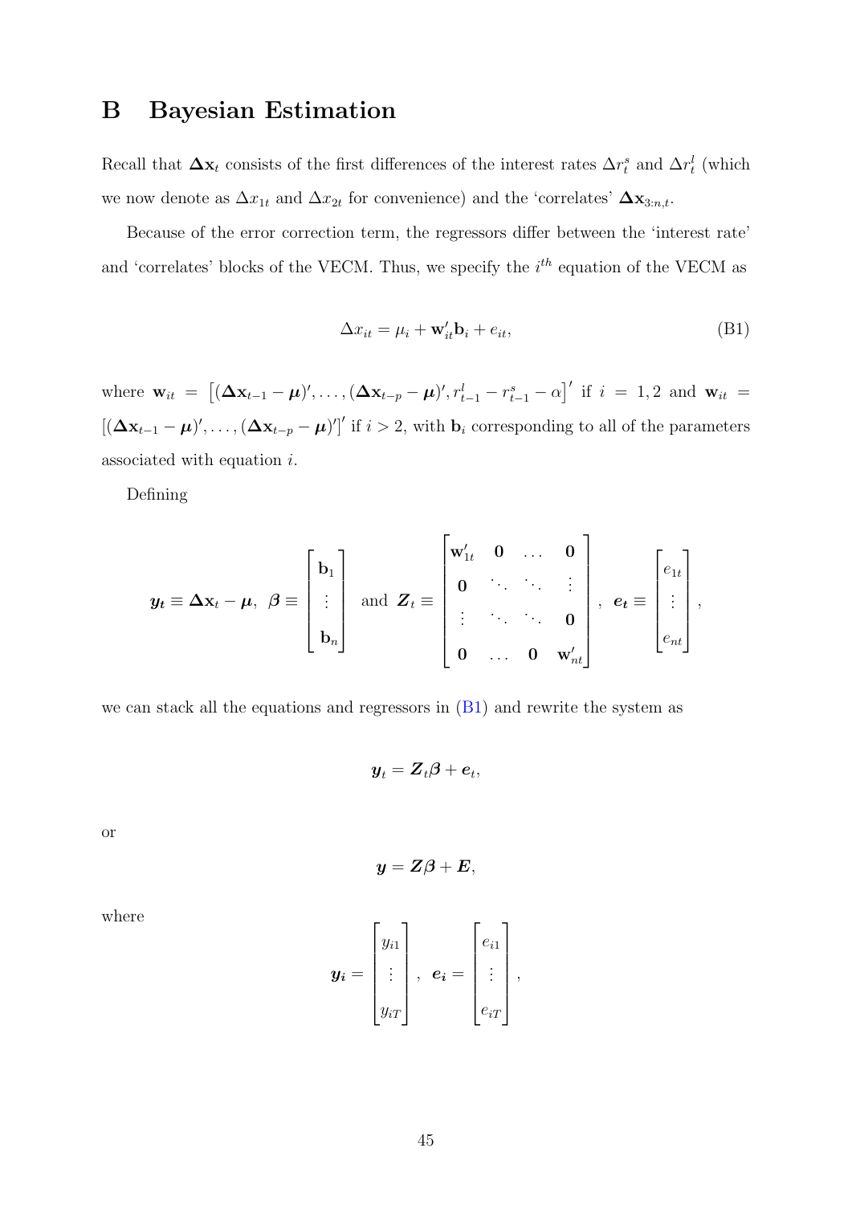# B Bayesian Estimation

Recall that $\mathbf{\Delta x}_t$ consists of the first differences of the interest rates $\Delta r_t^s$ and $\Delta r_t^l$ (which we now denote as $\Delta x_{1t}$ and $\Delta x_{2t}$ for convenience) and the 'correlates' $\mathbf{\Delta x}_{3:n,t}$.

Because of the error correction term, the regressors differ between the 'interest rate' and 'correlates' blocks of the VECM. Thus, we specify the $i^{th}$ equation of the VECM as

$$\Delta x_{it} = \mu_i + \mathbf{w}_{it}'\mathbf{b}_i + e_{it}, \tag{B1}$$

where $\mathbf{w}_{it} = \left[(\mathbf{\Delta x}_{t-1} - \boldsymbol{\mu})', \ldots, (\mathbf{\Delta x}_{t-p} - \boldsymbol{\mu})', r_{t-1}^l - r_{t-1}^s - \alpha\right]'$ if $i = 1, 2$ and $\mathbf{w}_{it} = \left[(\mathbf{\Delta x}_{t-1} - \boldsymbol{\mu})', \ldots, (\mathbf{\Delta x}_{t-p} - \boldsymbol{\mu})'\right]'$ if $i > 2$, with $\mathbf{b}_i$ corresponding to all of the parameters associated with equation $i$.

Defining

$$\boldsymbol{y_t} \equiv \mathbf{\Delta x}_t - \boldsymbol{\mu},\ \ \boldsymbol{\beta} \equiv \begin{bmatrix} \mathbf{b}_1 \\ \vdots \\ \mathbf{b}_n \end{bmatrix} \ \text{ and } \ \boldsymbol{Z}_t \equiv \begin{bmatrix} \mathbf{w}_{1t}' & \mathbf{0} & \ldots & \mathbf{0} \\ \mathbf{0} & \ddots & \ddots & \vdots \\ \vdots & \ddots & \ddots & \mathbf{0} \\ \mathbf{0} & \ldots & \mathbf{0} & \mathbf{w}_{nt}' \end{bmatrix},\ \ \boldsymbol{e_t} \equiv \begin{bmatrix} e_{1t} \\ \vdots \\ e_{nt} \end{bmatrix},$$

we can stack all the equations and regressors in (B1) and rewrite the system as

$$\boldsymbol{y}_t = \boldsymbol{Z}_t\boldsymbol{\beta} + \boldsymbol{e}_t,$$

or

$$\boldsymbol{y} = \boldsymbol{Z}\boldsymbol{\beta} + \boldsymbol{E},$$

where

$$\boldsymbol{y_i} = \begin{bmatrix} y_{i1} \\ \vdots \\ y_{iT} \end{bmatrix},\ \ \boldsymbol{e_i} = \begin{bmatrix} e_{i1} \\ \vdots \\ e_{iT} \end{bmatrix},$$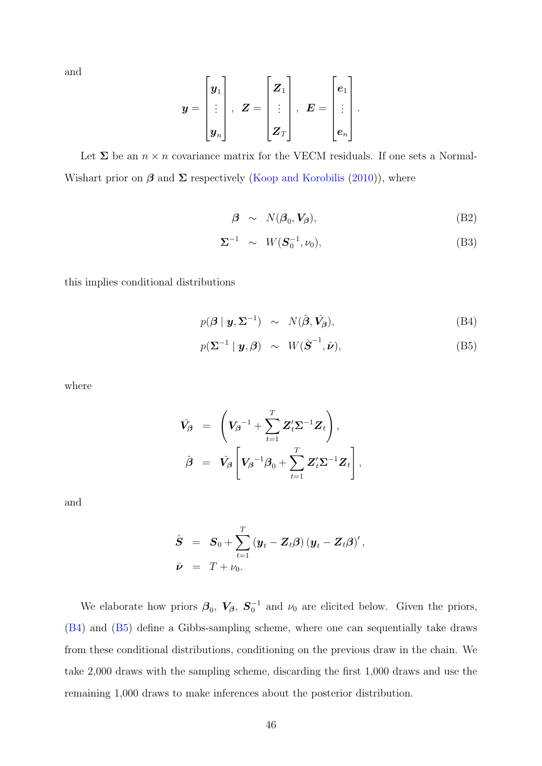and

$$
\boldsymbol{y} = \begin{bmatrix} \boldsymbol{y}_1 \\ \vdots \\ \boldsymbol{y}_n \end{bmatrix}, \quad \boldsymbol{Z} = \begin{bmatrix} \boldsymbol{Z}_1 \\ \vdots \\ \boldsymbol{Z}_T \end{bmatrix}, \quad \boldsymbol{E} = \begin{bmatrix} \boldsymbol{e}_1 \\ \vdots \\ \boldsymbol{e}_n \end{bmatrix}.
$$

Let $\boldsymbol{\Sigma}$ be an $n \times n$ covariance matrix for the VECM residuals. If one sets a Normal-Wishart prior on $\boldsymbol{\beta}$ and $\boldsymbol{\Sigma}$ respectively (Koop and Korobilis (2010)), where

$$
\boldsymbol{\beta} \sim N(\boldsymbol{\beta}_0, \boldsymbol{V}_{\boldsymbol{\beta}}), \tag{B2}
$$

$$
\boldsymbol{\Sigma}^{-1} \sim W(\boldsymbol{S}_0^{-1}, \nu_0), \tag{B3}
$$

this implies conditional distributions

$$
p(\boldsymbol{\beta} \mid \boldsymbol{y}, \boldsymbol{\Sigma}^{-1}) \sim N(\hat{\boldsymbol{\beta}}, \hat{\boldsymbol{V}}_{\boldsymbol{\beta}}), \tag{B4}
$$

$$
p(\boldsymbol{\Sigma}^{-1} \mid \boldsymbol{y}, \boldsymbol{\beta}) \sim W(\hat{\boldsymbol{S}}^{-1}, \hat{\boldsymbol{\nu}}), \tag{B5}
$$

where

$$
\begin{aligned}
\hat{\boldsymbol{V}_{\boldsymbol{\beta}}} &= \left( \boldsymbol{V}_{\boldsymbol{\beta}}^{-1} + \sum_{t=1}^{T} \boldsymbol{Z}_t' \boldsymbol{\Sigma}^{-1} \boldsymbol{Z}_t \right), \\
\hat{\boldsymbol{\beta}} &= \hat{\boldsymbol{V}_{\boldsymbol{\beta}}} \left[ \boldsymbol{V}_{\boldsymbol{\beta}}^{-1} \boldsymbol{\beta}_0 + \sum_{t=1}^{T} \boldsymbol{Z}_t' \boldsymbol{\Sigma}^{-1} \boldsymbol{Z}_t \right],
\end{aligned}
$$

and

$$
\begin{aligned}
\hat{\boldsymbol{S}} &= \boldsymbol{S}_0 + \sum_{t=1}^{T} (\boldsymbol{y}_t - \boldsymbol{Z}_t \boldsymbol{\beta})(\boldsymbol{y}_t - \boldsymbol{Z}_t \boldsymbol{\beta})', \\
\hat{\boldsymbol{\nu}} &= T + \nu_0.
\end{aligned}
$$

We elaborate how priors $\boldsymbol{\beta}_0$, $\boldsymbol{V}_{\boldsymbol{\beta}}$, $\boldsymbol{S}_0^{-1}$ and $\nu_0$ are elicited below. Given the priors, (B4) and (B5) define a Gibbs-sampling scheme, where one can sequentially take draws from these conditional distributions, conditioning on the previous draw in the chain. We take 2,000 draws with the sampling scheme, discarding the first 1,000 draws and use the remaining 1,000 draws to make inferences about the posterior distribution.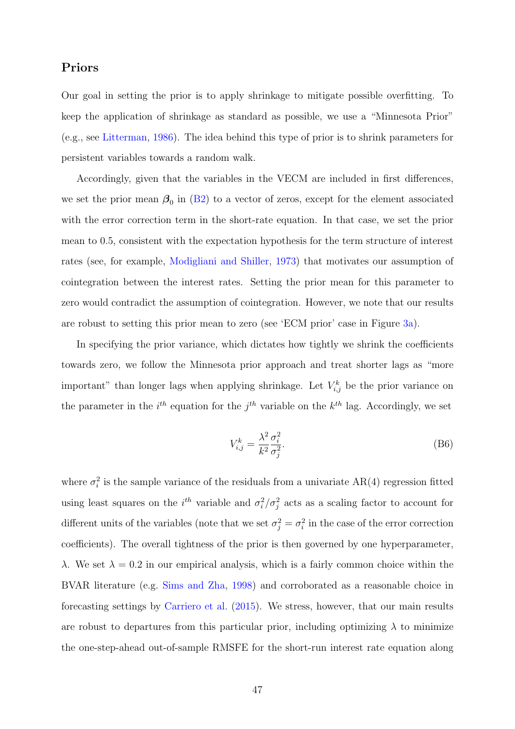## Priors

Our goal in setting the prior is to apply shrinkage to mitigate possible overfitting. To keep the application of shrinkage as standard as possible, we use a "Minnesota Prior" (e.g., see Litterman, 1986). The idea behind this type of prior is to shrink parameters for persistent variables towards a random walk.

Accordingly, given that the variables in the VECM are included in first differences, we set the prior mean $\boldsymbol{\beta}_0$ in (B2) to a vector of zeros, except for the element associated with the error correction term in the short-rate equation. In that case, we set the prior mean to 0.5, consistent with the expectation hypothesis for the term structure of interest rates (see, for example, Modigliani and Shiller, 1973) that motivates our assumption of cointegration between the interest rates. Setting the prior mean for this parameter to zero would contradict the assumption of cointegration. However, we note that our results are robust to setting this prior mean to zero (see 'ECM prior' case in Figure 3a).

In specifying the prior variance, which dictates how tightly we shrink the coefficients towards zero, we follow the Minnesota prior approach and treat shorter lags as "more important" than longer lags when applying shrinkage. Let $V_{i,j}^k$ be the prior variance on the parameter in the $i^{th}$ equation for the $j^{th}$ variable on the $k^{th}$ lag. Accordingly, we set

$$V_{i,j}^k = \frac{\lambda^2}{k^2}\frac{\sigma_i^2}{\sigma_j^2}. \tag{B6}$$

where $\sigma_i^2$ is the sample variance of the residuals from a univariate AR(4) regression fitted using least squares on the $i^{th}$ variable and $\sigma_i^2/\sigma_j^2$ acts as a scaling factor to account for different units of the variables (note that we set $\sigma_j^2 = \sigma_i^2$ in the case of the error correction coefficients). The overall tightness of the prior is then governed by one hyperparameter, $\lambda$. We set $\lambda = 0.2$ in our empirical analysis, which is a fairly common choice within the BVAR literature (e.g. Sims and Zha, 1998) and corroborated as a reasonable choice in forecasting settings by Carriero et al. (2015). We stress, however, that our main results are robust to departures from this particular prior, including optimizing $\lambda$ to minimize the one-step-ahead out-of-sample RMSFE for the short-run interest rate equation along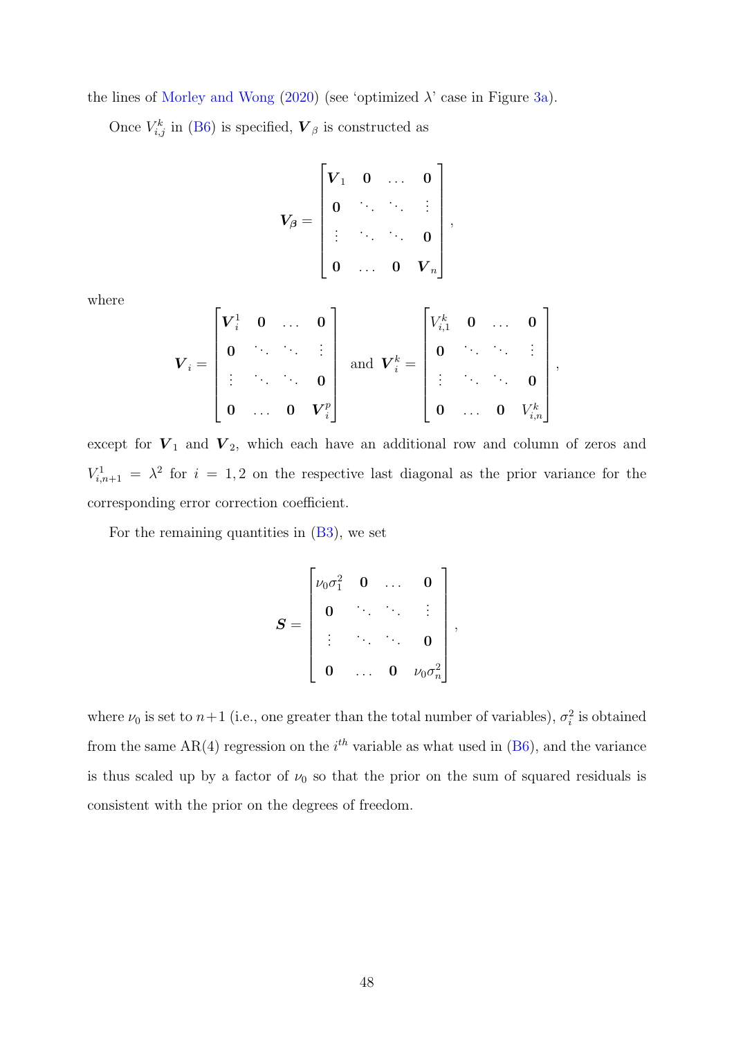the lines of Morley and Wong (2020) (see 'optimized $\lambda$' case in Figure 3a).

Once $V_{i,j}^k$ in (B6) is specified, $\boldsymbol{V}_\beta$ is constructed as

$$
\boldsymbol{V_\beta} = \begin{bmatrix} \boldsymbol{V}_1 & \boldsymbol{0} & \dots & \boldsymbol{0} \\ \boldsymbol{0} & \ddots & \ddots & \vdots \\ \vdots & \ddots & \ddots & \boldsymbol{0} \\ \boldsymbol{0} & \dots & \boldsymbol{0} & \boldsymbol{V}_n \end{bmatrix},
$$

where

$$
\boldsymbol{V}_i = \begin{bmatrix} \boldsymbol{V}_i^1 & \boldsymbol{0} & \dots & \boldsymbol{0} \\ \boldsymbol{0} & \ddots & \ddots & \vdots \\ \vdots & \ddots & \ddots & \boldsymbol{0} \\ \boldsymbol{0} & \dots & \boldsymbol{0} & \boldsymbol{V}_i^p \end{bmatrix} \text{ and } \boldsymbol{V}_i^k = \begin{bmatrix} V_{i,1}^k & \boldsymbol{0} & \dots & \boldsymbol{0} \\ \boldsymbol{0} & \ddots & \ddots & \vdots \\ \vdots & \ddots & \ddots & \boldsymbol{0} \\ \boldsymbol{0} & \dots & \boldsymbol{0} & V_{i,n}^k \end{bmatrix},
$$

except for $\boldsymbol{V}_1$ and $\boldsymbol{V}_2$, which each have an additional row and column of zeros and $V_{i,n+1}^1 = \lambda^2$ for $i = 1, 2$ on the respective last diagonal as the prior variance for the corresponding error correction coefficient.

For the remaining quantities in (B3), we set

$$
\boldsymbol{S} = \begin{bmatrix} \nu_0\sigma_1^2 & \boldsymbol{0} & \dots & \boldsymbol{0} \\ \boldsymbol{0} & \ddots & \ddots & \vdots \\ \vdots & \ddots & \ddots & \boldsymbol{0} \\ \boldsymbol{0} & \dots & \boldsymbol{0} & \nu_0\sigma_n^2 \end{bmatrix},
$$

where $\nu_0$ is set to $n+1$ (i.e., one greater than the total number of variables), $\sigma_i^2$ is obtained from the same AR(4) regression on the $i^{th}$ variable as what used in (B6), and the variance is thus scaled up by a factor of $\nu_0$ so that the prior on the sum of squared residuals is consistent with the prior on the degrees of freedom.